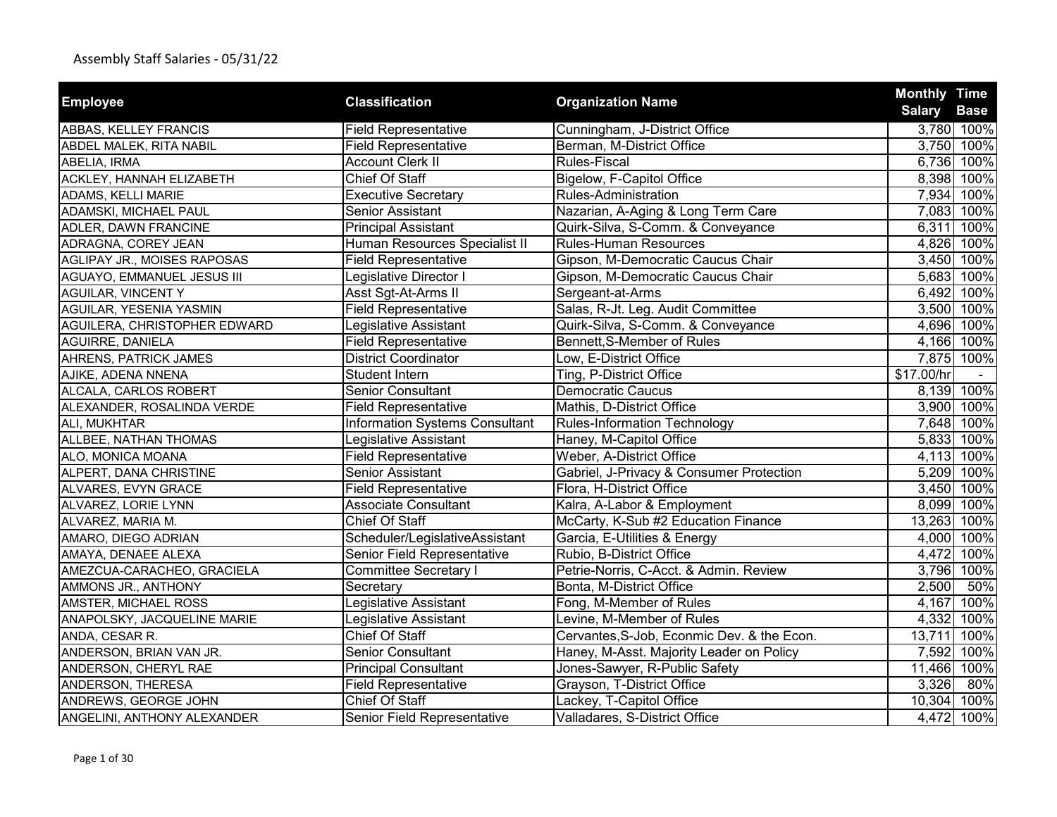Assembly Staff Salaries - 05/31/22

| Employee | Classification | Organization Name | Monthly Salary | Time Base |
|---|---|---|---|---|
| ABBAS, KELLEY FRANCIS | Field Representative | Cunningham, J-District Office | 3,780 | 100% |
| ABDEL MALEK, RITA NABIL | Field Representative | Berman, M-District Office | 3,750 | 100% |
| ABELIA, IRMA | Account Clerk II | Rules-Fiscal | 6,736 | 100% |
| ACKLEY, HANNAH ELIZABETH | Chief Of Staff | Bigelow, F-Capitol Office | 8,398 | 100% |
| ADAMS, KELLI MARIE | Executive Secretary | Rules-Administration | 7,934 | 100% |
| ADAMSKI, MICHAEL PAUL | Senior Assistant | Nazarian, A-Aging & Long Term Care | 7,083 | 100% |
| ADLER, DAWN FRANCINE | Principal Assistant | Quirk-Silva, S-Comm. & Conveyance | 6,311 | 100% |
| ADRAGNA, COREY JEAN | Human Resources Specialist II | Rules-Human Resources | 4,826 | 100% |
| AGLIPAY JR., MOISES RAPOSAS | Field Representative | Gipson, M-Democratic Caucus Chair | 3,450 | 100% |
| AGUAYO, EMMANUEL JESUS III | Legislative Director I | Gipson, M-Democratic Caucus Chair | 5,683 | 100% |
| AGUILAR, VINCENT Y | Asst Sgt-At-Arms II | Sergeant-at-Arms | 6,492 | 100% |
| AGUILAR, YESENIA YASMIN | Field Representative | Salas, R-Jt. Leg. Audit Committee | 3,500 | 100% |
| AGUILERA, CHRISTOPHER EDWARD | Legislative Assistant | Quirk-Silva, S-Comm. & Conveyance | 4,696 | 100% |
| AGUIRRE, DANIELA | Field Representative | Bennett,S-Member of Rules | 4,166 | 100% |
| AHRENS, PATRICK JAMES | District Coordinator | Low, E-District Office | 7,875 | 100% |
| AJIKE, ADENA NNENA | Student Intern | Ting, P-District Office | $17.00/hr | - |
| ALCALA, CARLOS ROBERT | Senior Consultant | Democratic Caucus | 8,139 | 100% |
| ALEXANDER, ROSALINDA VERDE | Field Representative | Mathis, D-District Office | 3,900 | 100% |
| ALI, MUKHTAR | Information Systems Consultant | Rules-Information Technology | 7,648 | 100% |
| ALLBEE, NATHAN THOMAS | Legislative Assistant | Haney, M-Capitol Office | 5,833 | 100% |
| ALO, MONICA MOANA | Field Representative | Weber, A-District Office | 4,113 | 100% |
| ALPERT, DANA CHRISTINE | Senior Assistant | Gabriel, J-Privacy & Consumer Protection | 5,209 | 100% |
| ALVARES, EVYN GRACE | Field Representative | Flora, H-District Office | 3,450 | 100% |
| ALVAREZ, LORIE LYNN | Associate Consultant | Kalra, A-Labor & Employment | 8,099 | 100% |
| ALVAREZ, MARIA M. | Chief Of Staff | McCarty, K-Sub #2 Education Finance | 13,263 | 100% |
| AMARO, DIEGO ADRIAN | Scheduler/LegislativeAssistant | Garcia, E-Utilities & Energy | 4,000 | 100% |
| AMAYA, DENAEE ALEXA | Senior Field Representative | Rubio, B-District Office | 4,472 | 100% |
| AMEZCUA-CARACHEO, GRACIELA | Committee Secretary I | Petrie-Norris, C-Acct. & Admin. Review | 3,796 | 100% |
| AMMONS JR., ANTHONY | Secretary | Bonta, M-District Office | 2,500 | 50% |
| AMSTER, MICHAEL ROSS | Legislative Assistant | Fong, M-Member of Rules | 4,167 | 100% |
| ANAPOLSKY, JACQUELINE MARIE | Legislative Assistant | Levine, M-Member of Rules | 4,332 | 100% |
| ANDA, CESAR R. | Chief Of Staff | Cervantes,S-Job, Econmic Dev. & the Econ. | 13,711 | 100% |
| ANDERSON, BRIAN VAN JR. | Senior Consultant | Haney, M-Asst. Majority Leader on Policy | 7,592 | 100% |
| ANDERSON, CHERYL RAE | Principal Consultant | Jones-Sawyer, R-Public Safety | 11,466 | 100% |
| ANDERSON, THERESA | Field Representative | Grayson, T-District Office | 3,326 | 80% |
| ANDREWS, GEORGE JOHN | Chief Of Staff | Lackey, T-Capitol Office | 10,304 | 100% |
| ANGELINI, ANTHONY ALEXANDER | Senior Field Representative | Valladares, S-District Office | 4,472 | 100% |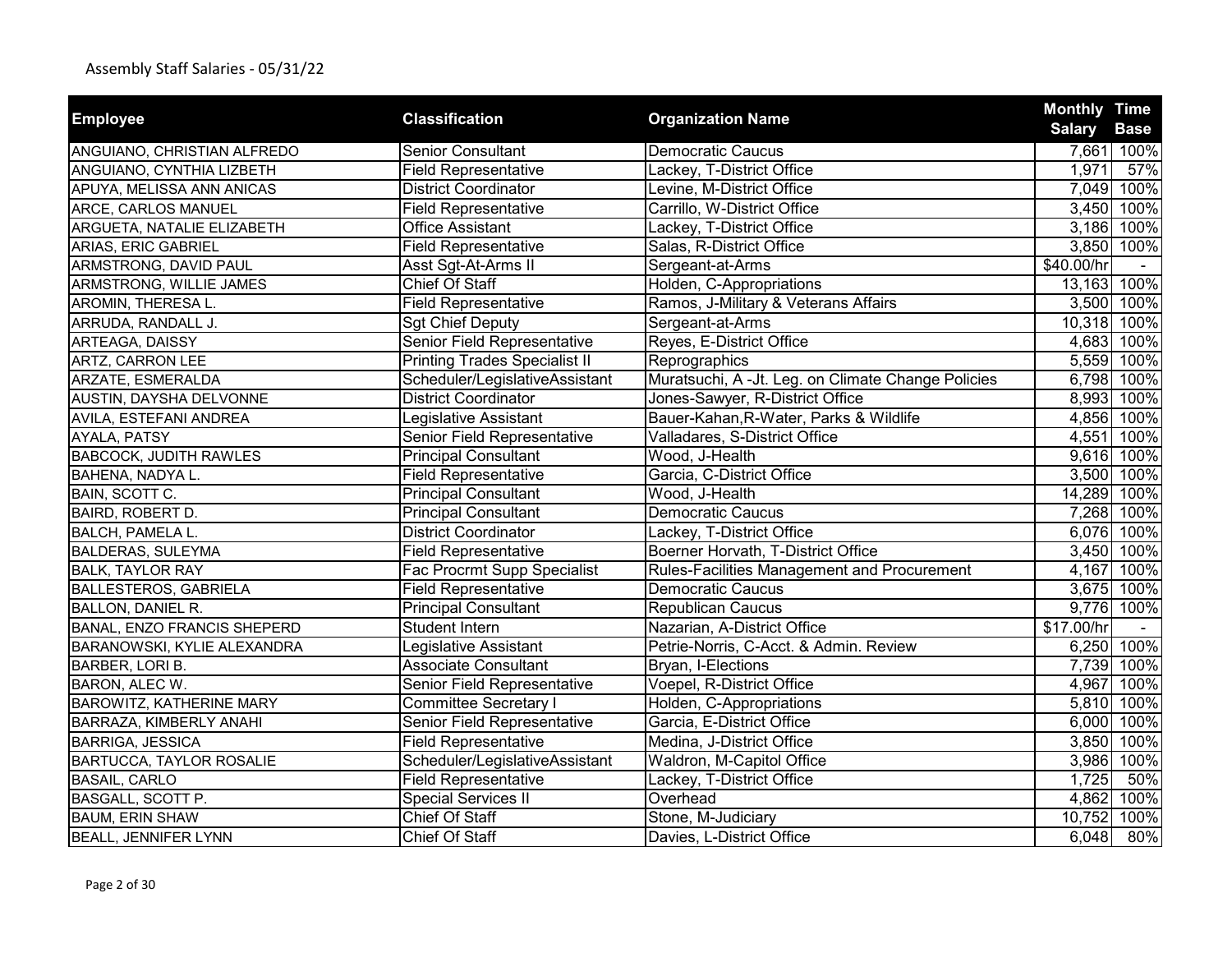Assembly Staff Salaries - 05/31/22

| Employee | Classification | Organization Name | Monthly Salary | Time Base |
|---|---|---|---|---|
| ANGUIANO, CHRISTIAN ALFREDO | Senior Consultant | Democratic Caucus | 7,661 | 100% |
| ANGUIANO, CYNTHIA LIZBETH | Field Representative | Lackey, T-District Office | 1,971 | 57% |
| APUYA, MELISSA ANN ANICAS | District Coordinator | Levine, M-District Office | 7,049 | 100% |
| ARCE, CARLOS MANUEL | Field Representative | Carrillo, W-District Office | 3,450 | 100% |
| ARGUETA, NATALIE ELIZABETH | Office Assistant | Lackey, T-District Office | 3,186 | 100% |
| ARIAS, ERIC GABRIEL | Field Representative | Salas, R-District Office | 3,850 | 100% |
| ARMSTRONG, DAVID PAUL | Asst Sgt-At-Arms II | Sergeant-at-Arms | $40.00/hr | - |
| ARMSTRONG, WILLIE JAMES | Chief Of Staff | Holden, C-Appropriations | 13,163 | 100% |
| AROMIN, THERESA L. | Field Representative | Ramos, J-Military & Veterans Affairs | 3,500 | 100% |
| ARRUDA, RANDALL J. | Sgt Chief Deputy | Sergeant-at-Arms | 10,318 | 100% |
| ARTEAGA, DAISSY | Senior Field Representative | Reyes, E-District Office | 4,683 | 100% |
| ARTZ, CARRON LEE | Printing Trades Specialist II | Reprographics | 5,559 | 100% |
| ARZATE, ESMERALDA | Scheduler/LegislativeAssistant | Muratsuchi, A -Jt. Leg. on Climate Change Policies | 6,798 | 100% |
| AUSTIN, DAYSHA DELVONNE | District Coordinator | Jones-Sawyer, R-District Office | 8,993 | 100% |
| AVILA, ESTEFANI ANDREA | Legislative Assistant | Bauer-Kahan,R-Water, Parks & Wildlife | 4,856 | 100% |
| AYALA, PATSY | Senior Field Representative | Valladares, S-District Office | 4,551 | 100% |
| BABCOCK, JUDITH RAWLES | Principal Consultant | Wood, J-Health | 9,616 | 100% |
| BAHENA, NADYA L. | Field Representative | Garcia, C-District Office | 3,500 | 100% |
| BAIN, SCOTT C. | Principal Consultant | Wood, J-Health | 14,289 | 100% |
| BAIRD, ROBERT D. | Principal Consultant | Democratic Caucus | 7,268 | 100% |
| BALCH, PAMELA L. | District Coordinator | Lackey, T-District Office | 6,076 | 100% |
| BALDERAS, SULEYMA | Field Representative | Boerner Horvath, T-District Office | 3,450 | 100% |
| BALK, TAYLOR RAY | Fac Procrmt Supp Specialist | Rules-Facilities Management and Procurement | 4,167 | 100% |
| BALLESTEROS, GABRIELA | Field Representative | Democratic Caucus | 3,675 | 100% |
| BALLON, DANIEL R. | Principal Consultant | Republican Caucus | 9,776 | 100% |
| BANAL, ENZO FRANCIS SHEPERD | Student Intern | Nazarian, A-District Office | $17.00/hr | - |
| BARANOWSKI, KYLIE ALEXANDRA | Legislative Assistant | Petrie-Norris, C-Acct. & Admin. Review | 6,250 | 100% |
| BARBER, LORI B. | Associate Consultant | Bryan, I-Elections | 7,739 | 100% |
| BARON, ALEC W. | Senior Field Representative | Voepel, R-District Office | 4,967 | 100% |
| BAROWITZ, KATHERINE MARY | Committee Secretary I | Holden, C-Appropriations | 5,810 | 100% |
| BARRAZA, KIMBERLY ANAHI | Senior Field Representative | Garcia, E-District Office | 6,000 | 100% |
| BARRIGA, JESSICA | Field Representative | Medina, J-District Office | 3,850 | 100% |
| BARTUCCA, TAYLOR ROSALIE | Scheduler/LegislativeAssistant | Waldron, M-Capitol Office | 3,986 | 100% |
| BASAIL, CARLO | Field Representative | Lackey, T-District Office | 1,725 | 50% |
| BASGALL, SCOTT P. | Special Services II | Overhead | 4,862 | 100% |
| BAUM, ERIN SHAW | Chief Of Staff | Stone, M-Judiciary | 10,752 | 100% |
| BEALL, JENNIFER LYNN | Chief Of Staff | Davies, L-District Office | 6,048 | 80% |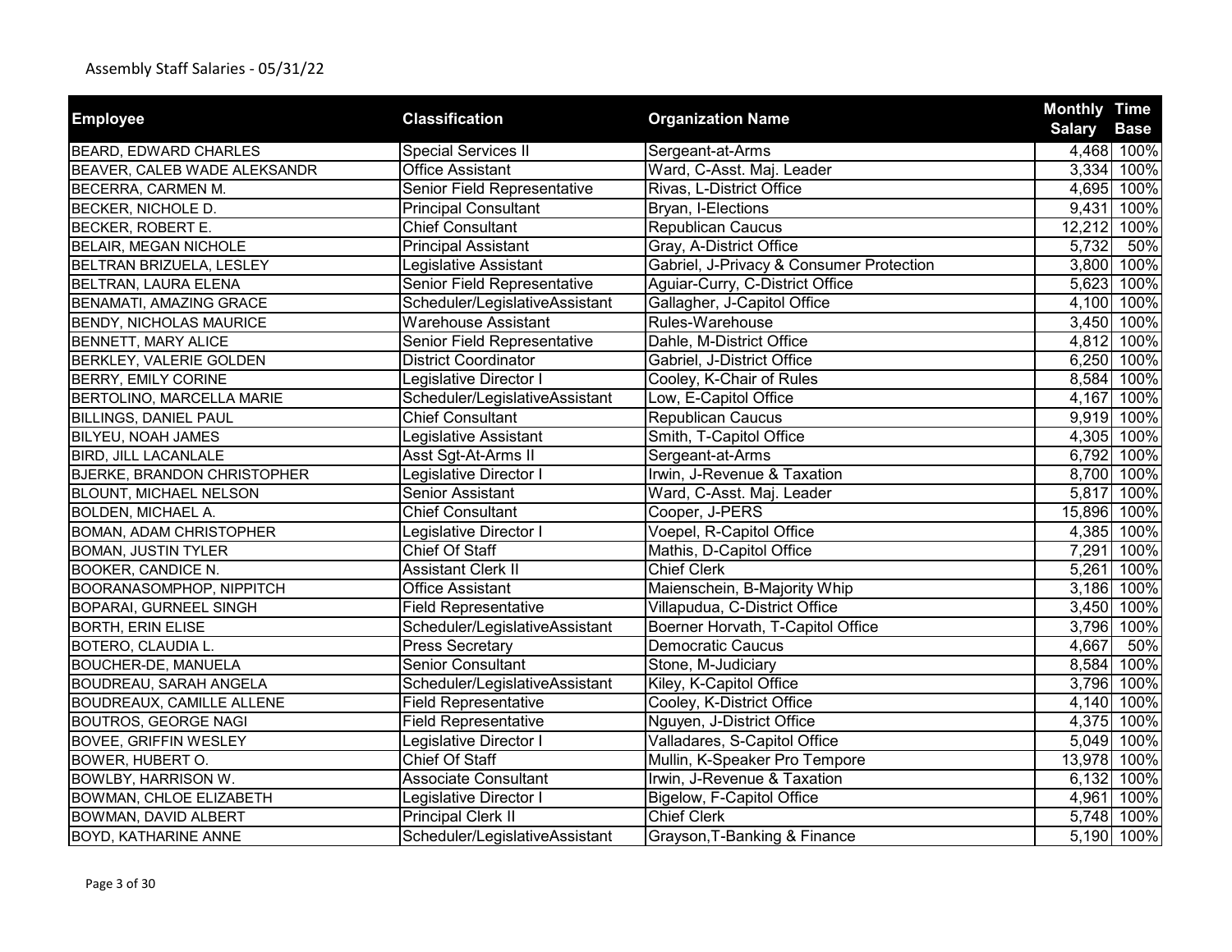Assembly Staff Salaries - 05/31/22

| Employee | Classification | Organization Name | Monthly Salary | Time Base |
|---|---|---|---|---|
| BEARD, EDWARD CHARLES | Special Services II | Sergeant-at-Arms | 4,468 | 100% |
| BEAVER, CALEB WADE ALEKSANDR | Office Assistant | Ward, C-Asst. Maj. Leader | 3,334 | 100% |
| BECERRA, CARMEN M. | Senior Field Representative | Rivas, L-District Office | 4,695 | 100% |
| BECKER, NICHOLE D. | Principal Consultant | Bryan, I-Elections | 9,431 | 100% |
| BECKER, ROBERT E. | Chief Consultant | Republican Caucus | 12,212 | 100% |
| BELAIR, MEGAN NICHOLE | Principal Assistant | Gray, A-District Office | 5,732 | 50% |
| BELTRAN BRIZUELA, LESLEY | Legislative Assistant | Gabriel, J-Privacy & Consumer Protection | 3,800 | 100% |
| BELTRAN, LAURA ELENA | Senior Field Representative | Aguiar-Curry, C-District Office | 5,623 | 100% |
| BENAMATI, AMAZING GRACE | Scheduler/LegislativeAssistant | Gallagher, J-Capitol Office | 4,100 | 100% |
| BENDY, NICHOLAS MAURICE | Warehouse Assistant | Rules-Warehouse | 3,450 | 100% |
| BENNETT, MARY ALICE | Senior Field Representative | Dahle, M-District Office | 4,812 | 100% |
| BERKLEY, VALERIE GOLDEN | District Coordinator | Gabriel, J-District Office | 6,250 | 100% |
| BERRY, EMILY CORINE | Legislative Director I | Cooley, K-Chair of Rules | 8,584 | 100% |
| BERTOLINO, MARCELLA MARIE | Scheduler/LegislativeAssistant | Low, E-Capitol Office | 4,167 | 100% |
| BILLINGS, DANIEL PAUL | Chief Consultant | Republican Caucus | 9,919 | 100% |
| BILYEU, NOAH JAMES | Legislative Assistant | Smith, T-Capitol Office | 4,305 | 100% |
| BIRD, JILL LACANLALE | Asst Sgt-At-Arms II | Sergeant-at-Arms | 6,792 | 100% |
| BJERKE, BRANDON CHRISTOPHER | Legislative Director I | Irwin, J-Revenue & Taxation | 8,700 | 100% |
| BLOUNT, MICHAEL NELSON | Senior Assistant | Ward, C-Asst. Maj. Leader | 5,817 | 100% |
| BOLDEN, MICHAEL A. | Chief Consultant | Cooper, J-PERS | 15,896 | 100% |
| BOMAN, ADAM CHRISTOPHER | Legislative Director I | Voepel, R-Capitol Office | 4,385 | 100% |
| BOMAN, JUSTIN TYLER | Chief Of Staff | Mathis, D-Capitol Office | 7,291 | 100% |
| BOOKER, CANDICE N. | Assistant Clerk II | Chief Clerk | 5,261 | 100% |
| BOORANASOMPHOP, NIPPITCH | Office Assistant | Maienschein, B-Majority Whip | 3,186 | 100% |
| BOPARAI, GURNEEL SINGH | Field Representative | Villapudua, C-District Office | 3,450 | 100% |
| BORTH, ERIN ELISE | Scheduler/LegislativeAssistant | Boerner Horvath, T-Capitol Office | 3,796 | 100% |
| BOTERO, CLAUDIA L. | Press Secretary | Democratic Caucus | 4,667 | 50% |
| BOUCHER-DE, MANUELA | Senior Consultant | Stone, M-Judiciary | 8,584 | 100% |
| BOUDREAU, SARAH ANGELA | Scheduler/LegislativeAssistant | Kiley, K-Capitol Office | 3,796 | 100% |
| BOUDREAUX, CAMILLE ALLENE | Field Representative | Cooley, K-District Office | 4,140 | 100% |
| BOUTROS, GEORGE NAGI | Field Representative | Nguyen, J-District Office | 4,375 | 100% |
| BOVEE, GRIFFIN WESLEY | Legislative Director I | Valladares, S-Capitol Office | 5,049 | 100% |
| BOWER, HUBERT O. | Chief Of Staff | Mullin, K-Speaker Pro Tempore | 13,978 | 100% |
| BOWLBY, HARRISON W. | Associate Consultant | Irwin, J-Revenue & Taxation | 6,132 | 100% |
| BOWMAN, CHLOE ELIZABETH | Legislative Director I | Bigelow, F-Capitol Office | 4,961 | 100% |
| BOWMAN, DAVID ALBERT | Principal Clerk II | Chief Clerk | 5,748 | 100% |
| BOYD, KATHARINE ANNE | Scheduler/LegislativeAssistant | Grayson,T-Banking & Finance | 5,190 | 100% |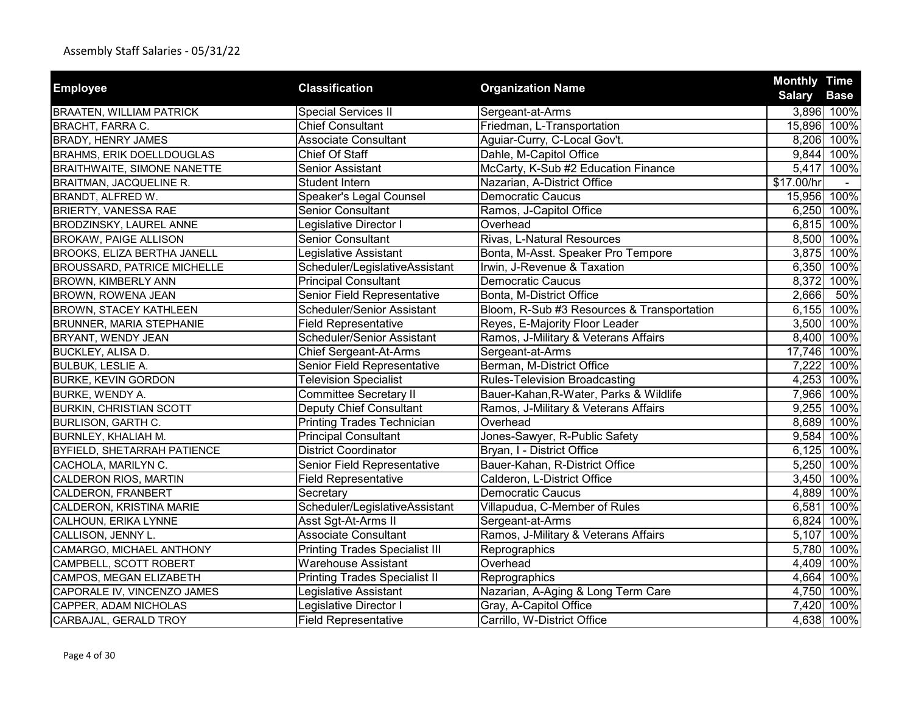Assembly Staff Salaries - 05/31/22

| Employee | Classification | Organization Name | Monthly Salary | Time Base |
|---|---|---|---|---|
| BRAATEN, WILLIAM PATRICK | Special Services II | Sergeant-at-Arms | 3,896 | 100% |
| BRACHT, FARRA C. | Chief Consultant | Friedman, L-Transportation | 15,896 | 100% |
| BRADY, HENRY JAMES | Associate Consultant | Aguiar-Curry, C-Local Gov't. | 8,206 | 100% |
| BRAHMS, ERIK DOELLDOUGLAS | Chief Of Staff | Dahle, M-Capitol Office | 9,844 | 100% |
| BRAITHWAITE, SIMONE NANETTE | Senior Assistant | McCarty, K-Sub #2 Education Finance | 5,417 | 100% |
| BRAITMAN, JACQUELINE R. | Student Intern | Nazarian, A-District Office | $17.00/hr | - |
| BRANDT, ALFRED W. | Speaker's Legal Counsel | Democratic Caucus | 15,956 | 100% |
| BRIERTY, VANESSA RAE | Senior Consultant | Ramos, J-Capitol Office | 6,250 | 100% |
| BRODZINSKY, LAUREL ANNE | Legislative Director I | Overhead | 6,815 | 100% |
| BROKAW, PAIGE ALLISON | Senior Consultant | Rivas, L-Natural Resources | 8,500 | 100% |
| BROOKS, ELIZA BERTHA JANELL | Legislative Assistant | Bonta, M-Asst. Speaker Pro Tempore | 3,875 | 100% |
| BROUSSARD, PATRICE MICHELLE | Scheduler/LegislativeAssistant | Irwin, J-Revenue & Taxation | 6,350 | 100% |
| BROWN, KIMBERLY ANN | Principal Consultant | Democratic Caucus | 8,372 | 100% |
| BROWN, ROWENA JEAN | Senior Field Representative | Bonta, M-District Office | 2,666 | 50% |
| BROWN, STACEY KATHLEEN | Scheduler/Senior Assistant | Bloom, R-Sub #3 Resources & Transportation | 6,155 | 100% |
| BRUNNER, MARIA STEPHANIE | Field Representative | Reyes, E-Majority Floor Leader | 3,500 | 100% |
| BRYANT, WENDY JEAN | Scheduler/Senior Assistant | Ramos, J-Military & Veterans Affairs | 8,400 | 100% |
| BUCKLEY, ALISA D. | Chief Sergeant-At-Arms | Sergeant-at-Arms | 17,746 | 100% |
| BULBUK, LESLIE A. | Senior Field Representative | Berman, M-District Office | 7,222 | 100% |
| BURKE, KEVIN GORDON | Television Specialist | Rules-Television Broadcasting | 4,253 | 100% |
| BURKE, WENDY A. | Committee Secretary II | Bauer-Kahan,R-Water, Parks & Wildlife | 7,966 | 100% |
| BURKIN, CHRISTIAN SCOTT | Deputy Chief Consultant | Ramos, J-Military & Veterans Affairs | 9,255 | 100% |
| BURLISON, GARTH C. | Printing Trades Technician | Overhead | 8,689 | 100% |
| BURNLEY, KHALIAH M. | Principal Consultant | Jones-Sawyer, R-Public Safety | 9,584 | 100% |
| BYFIELD, SHETARRAH PATIENCE | District Coordinator | Bryan, I - District Office | 6,125 | 100% |
| CACHOLA, MARILYN C. | Senior Field Representative | Bauer-Kahan, R-District Office | 5,250 | 100% |
| CALDERON RIOS, MARTIN | Field Representative | Calderon, L-District Office | 3,450 | 100% |
| CALDERON, FRANBERT | Secretary | Democratic Caucus | 4,889 | 100% |
| CALDERON, KRISTINA MARIE | Scheduler/LegislativeAssistant | Villapudua, C-Member of Rules | 6,581 | 100% |
| CALHOUN, ERIKA LYNNE | Asst Sgt-At-Arms II | Sergeant-at-Arms | 6,824 | 100% |
| CALLISON, JENNY L. | Associate Consultant | Ramos, J-Military & Veterans Affairs | 5,107 | 100% |
| CAMARGO, MICHAEL ANTHONY | Printing Trades Specialist III | Reprographics | 5,780 | 100% |
| CAMPBELL, SCOTT ROBERT | Warehouse Assistant | Overhead | 4,409 | 100% |
| CAMPOS, MEGAN ELIZABETH | Printing Trades Specialist II | Reprographics | 4,664 | 100% |
| CAPORALE IV, VINCENZO JAMES | Legislative Assistant | Nazarian, A-Aging & Long Term Care | 4,750 | 100% |
| CAPPER, ADAM NICHOLAS | Legislative Director I | Gray, A-Capitol Office | 7,420 | 100% |
| CARBAJAL, GERALD TROY | Field Representative | Carrillo, W-District Office | 4,638 | 100% |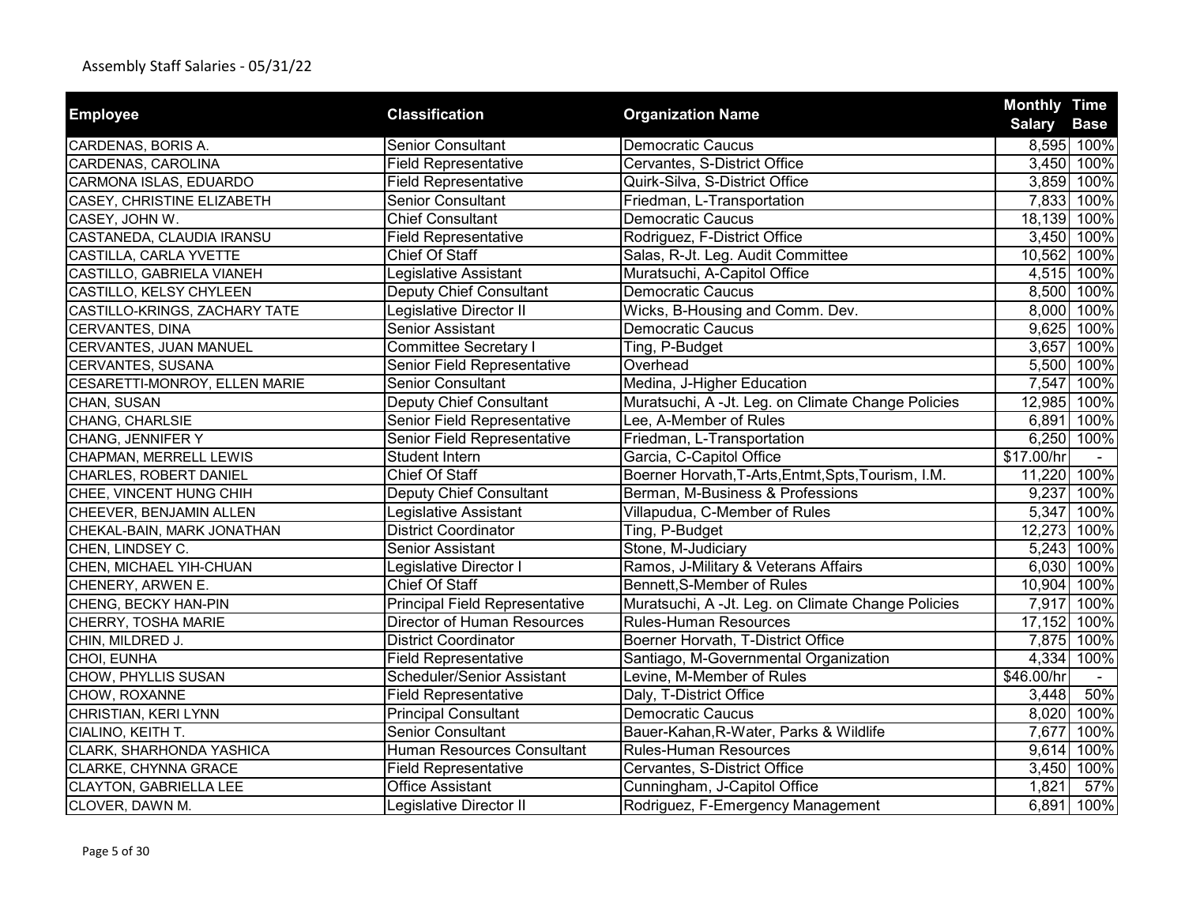Assembly Staff Salaries - 05/31/22

| Employee | Classification | Organization Name | Monthly Salary | Time Base |
|---|---|---|---|---|
| CARDENAS, BORIS A. | Senior Consultant | Democratic Caucus | 8,595 | 100% |
| CARDENAS, CAROLINA | Field Representative | Cervantes, S-District Office | 3,450 | 100% |
| CARMONA ISLAS, EDUARDO | Field Representative | Quirk-Silva, S-District Office | 3,859 | 100% |
| CASEY, CHRISTINE ELIZABETH | Senior Consultant | Friedman, L-Transportation | 7,833 | 100% |
| CASEY, JOHN W. | Chief Consultant | Democratic Caucus | 18,139 | 100% |
| CASTANEDA, CLAUDIA IRANSU | Field Representative | Rodriguez, F-District Office | 3,450 | 100% |
| CASTILLA, CARLA YVETTE | Chief Of Staff | Salas, R-Jt. Leg. Audit Committee | 10,562 | 100% |
| CASTILLO, GABRIELA VIANEH | Legislative Assistant | Muratsuchi, A-Capitol Office | 4,515 | 100% |
| CASTILLO, KELSY CHYLEEN | Deputy Chief Consultant | Democratic Caucus | 8,500 | 100% |
| CASTILLO-KRINGS, ZACHARY TATE | Legislative Director II | Wicks, B-Housing and Comm. Dev. | 8,000 | 100% |
| CERVANTES, DINA | Senior Assistant | Democratic Caucus | 9,625 | 100% |
| CERVANTES, JUAN MANUEL | Committee Secretary I | Ting, P-Budget | 3,657 | 100% |
| CERVANTES, SUSANA | Senior Field Representative | Overhead | 5,500 | 100% |
| CESARETTI-MONROY, ELLEN MARIE | Senior Consultant | Medina, J-Higher Education | 7,547 | 100% |
| CHAN, SUSAN | Deputy Chief Consultant | Muratsuchi, A -Jt. Leg. on Climate Change Policies | 12,985 | 100% |
| CHANG, CHARLSIE | Senior Field Representative | Lee, A-Member of Rules | 6,891 | 100% |
| CHANG, JENNIFER Y | Senior Field Representative | Friedman, L-Transportation | 6,250 | 100% |
| CHAPMAN, MERRELL LEWIS | Student Intern | Garcia, C-Capitol Office | $17.00/hr | - |
| CHARLES, ROBERT DANIEL | Chief Of Staff | Boerner Horvath,T-Arts,Entmt,Spts,Tourism, I.M. | 11,220 | 100% |
| CHEE, VINCENT HUNG CHIH | Deputy Chief Consultant | Berman, M-Business & Professions | 9,237 | 100% |
| CHEEVER, BENJAMIN ALLEN | Legislative Assistant | Villapudua, C-Member of Rules | 5,347 | 100% |
| CHEKAL-BAIN, MARK JONATHAN | District Coordinator | Ting, P-Budget | 12,273 | 100% |
| CHEN, LINDSEY C. | Senior Assistant | Stone, M-Judiciary | 5,243 | 100% |
| CHEN, MICHAEL YIH-CHUAN | Legislative Director I | Ramos, J-Military & Veterans Affairs | 6,030 | 100% |
| CHENERY, ARWEN E. | Chief Of Staff | Bennett,S-Member of Rules | 10,904 | 100% |
| CHENG, BECKY HAN-PIN | Principal Field Representative | Muratsuchi, A -Jt. Leg. on Climate Change Policies | 7,917 | 100% |
| CHERRY, TOSHA MARIE | Director of Human Resources | Rules-Human Resources | 17,152 | 100% |
| CHIN, MILDRED J. | District Coordinator | Boerner Horvath, T-District Office | 7,875 | 100% |
| CHOI, EUNHA | Field Representative | Santiago, M-Governmental Organization | 4,334 | 100% |
| CHOW, PHYLLIS SUSAN | Scheduler/Senior Assistant | Levine, M-Member of Rules | $46.00/hr | - |
| CHOW, ROXANNE | Field Representative | Daly, T-District Office | 3,448 | 50% |
| CHRISTIAN, KERI LYNN | Principal Consultant | Democratic Caucus | 8,020 | 100% |
| CIALINO, KEITH T. | Senior Consultant | Bauer-Kahan,R-Water, Parks & Wildlife | 7,677 | 100% |
| CLARK, SHARHONDA YASHICA | Human Resources Consultant | Rules-Human Resources | 9,614 | 100% |
| CLARKE, CHYNNA GRACE | Field Representative | Cervantes, S-District Office | 3,450 | 100% |
| CLAYTON, GABRIELLA LEE | Office Assistant | Cunningham, J-Capitol Office | 1,821 | 57% |
| CLOVER, DAWN M. | Legislative Director II | Rodriguez, F-Emergency Management | 6,891 | 100% |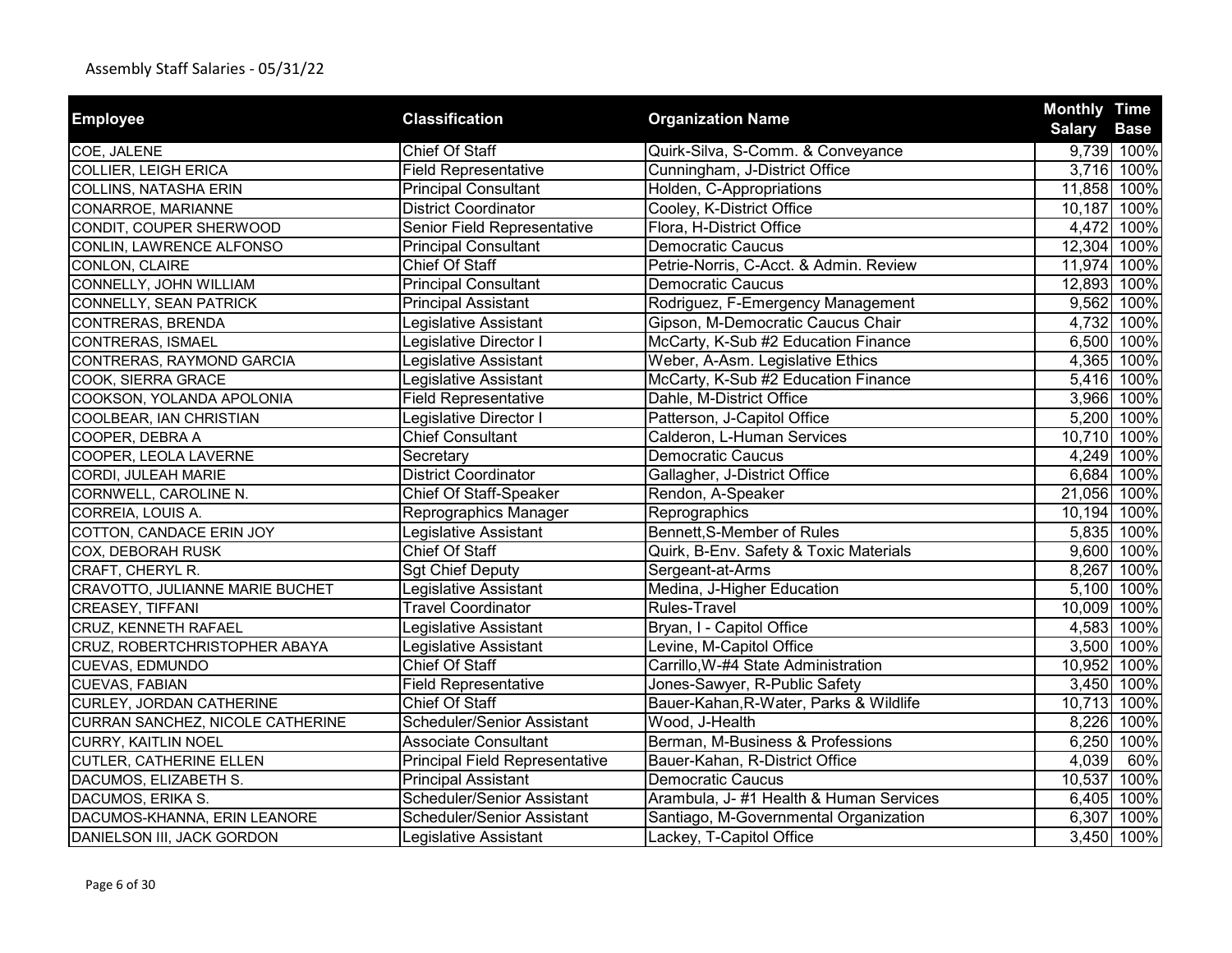Assembly Staff Salaries - 05/31/22

| Employee | Classification | Organization Name | Monthly Salary | Time Base |
|---|---|---|---|---|
| COE, JALENE | Chief Of Staff | Quirk-Silva, S-Comm. & Conveyance | 9,739 | 100% |
| COLLIER, LEIGH ERICA | Field Representative | Cunningham, J-District Office | 3,716 | 100% |
| COLLINS, NATASHA ERIN | Principal Consultant | Holden, C-Appropriations | 11,858 | 100% |
| CONARROE, MARIANNE | District Coordinator | Cooley, K-District Office | 10,187 | 100% |
| CONDIT, COUPER SHERWOOD | Senior Field Representative | Flora, H-District Office | 4,472 | 100% |
| CONLIN, LAWRENCE ALFONSO | Principal Consultant | Democratic Caucus | 12,304 | 100% |
| CONLON, CLAIRE | Chief Of Staff | Petrie-Norris, C-Acct. & Admin. Review | 11,974 | 100% |
| CONNELLY, JOHN WILLIAM | Principal Consultant | Democratic Caucus | 12,893 | 100% |
| CONNELLY, SEAN PATRICK | Principal Assistant | Rodriguez, F-Emergency Management | 9,562 | 100% |
| CONTRERAS, BRENDA | Legislative Assistant | Gipson, M-Democratic Caucus Chair | 4,732 | 100% |
| CONTRERAS, ISMAEL | Legislative Director I | McCarty, K-Sub #2 Education Finance | 6,500 | 100% |
| CONTRERAS, RAYMOND GARCIA | Legislative Assistant | Weber, A-Asm. Legislative Ethics | 4,365 | 100% |
| COOK, SIERRA GRACE | Legislative Assistant | McCarty, K-Sub #2 Education Finance | 5,416 | 100% |
| COOKSON, YOLANDA APOLONIA | Field Representative | Dahle, M-District Office | 3,966 | 100% |
| COOLBEAR, IAN CHRISTIAN | Legislative Director I | Patterson, J-Capitol Office | 5,200 | 100% |
| COOPER, DEBRA A | Chief Consultant | Calderon, L-Human Services | 10,710 | 100% |
| COOPER, LEOLA LAVERNE | Secretary | Democratic Caucus | 4,249 | 100% |
| CORDI, JULEAH MARIE | District Coordinator | Gallagher, J-District Office | 6,684 | 100% |
| CORNWELL, CAROLINE N. | Chief Of Staff-Speaker | Rendon, A-Speaker | 21,056 | 100% |
| CORREIA, LOUIS A. | Reprographics Manager | Reprographics | 10,194 | 100% |
| COTTON, CANDACE ERIN JOY | Legislative Assistant | Bennett,S-Member of Rules | 5,835 | 100% |
| COX, DEBORAH RUSK | Chief Of Staff | Quirk, B-Env. Safety & Toxic Materials | 9,600 | 100% |
| CRAFT, CHERYL R. | Sgt Chief Deputy | Sergeant-at-Arms | 8,267 | 100% |
| CRAVOTTO, JULIANNE MARIE BUCHET | Legislative Assistant | Medina, J-Higher Education | 5,100 | 100% |
| CREASEY, TIFFANI | Travel Coordinator | Rules-Travel | 10,009 | 100% |
| CRUZ, KENNETH RAFAEL | Legislative Assistant | Bryan, I - Capitol Office | 4,583 | 100% |
| CRUZ, ROBERTCHRISTOPHER ABAYA | Legislative Assistant | Levine, M-Capitol Office | 3,500 | 100% |
| CUEVAS, EDMUNDO | Chief Of Staff | Carrillo,W-#4 State Administration | 10,952 | 100% |
| CUEVAS, FABIAN | Field Representative | Jones-Sawyer, R-Public Safety | 3,450 | 100% |
| CURLEY, JORDAN CATHERINE | Chief Of Staff | Bauer-Kahan,R-Water, Parks & Wildlife | 10,713 | 100% |
| CURRAN SANCHEZ, NICOLE CATHERINE | Scheduler/Senior Assistant | Wood, J-Health | 8,226 | 100% |
| CURRY, KAITLIN NOEL | Associate Consultant | Berman, M-Business & Professions | 6,250 | 100% |
| CUTLER, CATHERINE ELLEN | Principal Field Representative | Bauer-Kahan, R-District Office | 4,039 | 60% |
| DACUMOS, ELIZABETH S. | Principal Assistant | Democratic Caucus | 10,537 | 100% |
| DACUMOS, ERIKA S. | Scheduler/Senior Assistant | Arambula, J- #1 Health & Human Services | 6,405 | 100% |
| DACUMOS-KHANNA, ERIN LEANORE | Scheduler/Senior Assistant | Santiago, M-Governmental Organization | 6,307 | 100% |
| DANIELSON III, JACK GORDON | Legislative Assistant | Lackey, T-Capitol Office | 3,450 | 100% |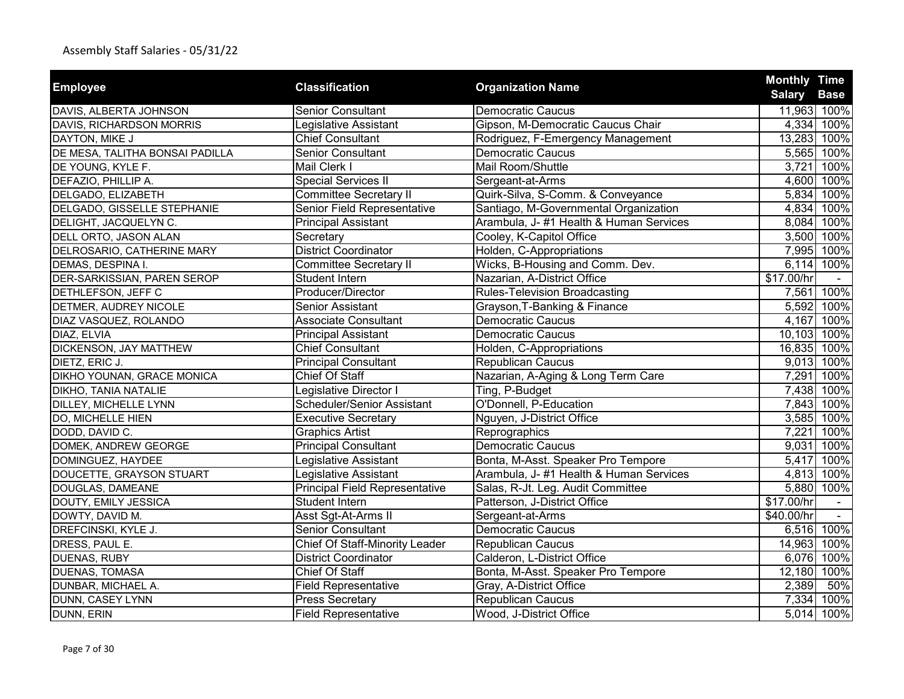Assembly Staff Salaries - 05/31/22

| Employee | Classification | Organization Name | Monthly Salary | Time Base |
|---|---|---|---|---|
| DAVIS, ALBERTA JOHNSON | Senior Consultant | Democratic Caucus | 11,963 | 100% |
| DAVIS, RICHARDSON MORRIS | Legislative Assistant | Gipson, M-Democratic Caucus Chair | 4,334 | 100% |
| DAYTON, MIKE J | Chief Consultant | Rodriguez, F-Emergency Management | 13,283 | 100% |
| DE MESA, TALITHA BONSAI PADILLA | Senior Consultant | Democratic Caucus | 5,565 | 100% |
| DE YOUNG, KYLE F. | Mail Clerk I | Mail Room/Shuttle | 3,721 | 100% |
| DEFAZIO, PHILLIP A. | Special Services II | Sergeant-at-Arms | 4,600 | 100% |
| DELGADO, ELIZABETH | Committee Secretary II | Quirk-Silva, S-Comm. & Conveyance | 5,834 | 100% |
| DELGADO, GISSELLE STEPHANIE | Senior Field Representative | Santiago, M-Governmental Organization | 4,834 | 100% |
| DELIGHT, JACQUELYN C. | Principal Assistant | Arambula, J- #1 Health & Human Services | 8,084 | 100% |
| DELL ORTO, JASON ALAN | Secretary | Cooley, K-Capitol Office | 3,500 | 100% |
| DELROSARIO, CATHERINE MARY | District Coordinator | Holden, C-Appropriations | 7,995 | 100% |
| DEMAS, DESPINA I. | Committee Secretary II | Wicks, B-Housing and Comm. Dev. | 6,114 | 100% |
| DER-SARKISSIAN, PAREN SEROP | Student Intern | Nazarian, A-District Office | $17.00/hr | - |
| DETHLEFSON, JEFF C | Producer/Director | Rules-Television Broadcasting | 7,561 | 100% |
| DETMER, AUDREY NICOLE | Senior Assistant | Grayson,T-Banking & Finance | 5,592 | 100% |
| DIAZ VASQUEZ, ROLANDO | Associate Consultant | Democratic Caucus | 4,167 | 100% |
| DIAZ, ELVIA | Principal Assistant | Democratic Caucus | 10,103 | 100% |
| DICKENSON, JAY MATTHEW | Chief Consultant | Holden, C-Appropriations | 16,835 | 100% |
| DIETZ, ERIC J. | Principal Consultant | Republican Caucus | 9,013 | 100% |
| DIKHO YOUNAN, GRACE MONICA | Chief Of Staff | Nazarian, A-Aging & Long Term Care | 7,291 | 100% |
| DIKHO, TANIA NATALIE | Legislative Director I | Ting, P-Budget | 7,438 | 100% |
| DILLEY, MICHELLE LYNN | Scheduler/Senior Assistant | O'Donnell, P-Education | 7,843 | 100% |
| DO, MICHELLE HIEN | Executive Secretary | Nguyen, J-District Office | 3,585 | 100% |
| DODD, DAVID C. | Graphics Artist | Reprographics | 7,221 | 100% |
| DOMEK, ANDREW GEORGE | Principal Consultant | Democratic Caucus | 9,031 | 100% |
| DOMINGUEZ, HAYDEE | Legislative Assistant | Bonta, M-Asst. Speaker Pro Tempore | 5,417 | 100% |
| DOUCETTE, GRAYSON STUART | Legislative Assistant | Arambula, J- #1 Health & Human Services | 4,813 | 100% |
| DOUGLAS, DAMEANE | Principal Field Representative | Salas, R-Jt. Leg. Audit Committee | 5,880 | 100% |
| DOUTY, EMILY JESSICA | Student Intern | Patterson, J-District Office | $17.00/hr | - |
| DOWTY, DAVID M. | Asst Sgt-At-Arms II | Sergeant-at-Arms | $40.00/hr | - |
| DREFCINSKI, KYLE J. | Senior Consultant | Democratic Caucus | 6,516 | 100% |
| DRESS, PAUL E. | Chief Of Staff-Minority Leader | Republican Caucus | 14,963 | 100% |
| DUENAS, RUBY | District Coordinator | Calderon, L-District Office | 6,076 | 100% |
| DUENAS, TOMASA | Chief Of Staff | Bonta, M-Asst. Speaker Pro Tempore | 12,180 | 100% |
| DUNBAR, MICHAEL A. | Field Representative | Gray, A-District Office | 2,389 | 50% |
| DUNN, CASEY LYNN | Press Secretary | Republican Caucus | 7,334 | 100% |
| DUNN, ERIN | Field Representative | Wood, J-District Office | 5,014 | 100% |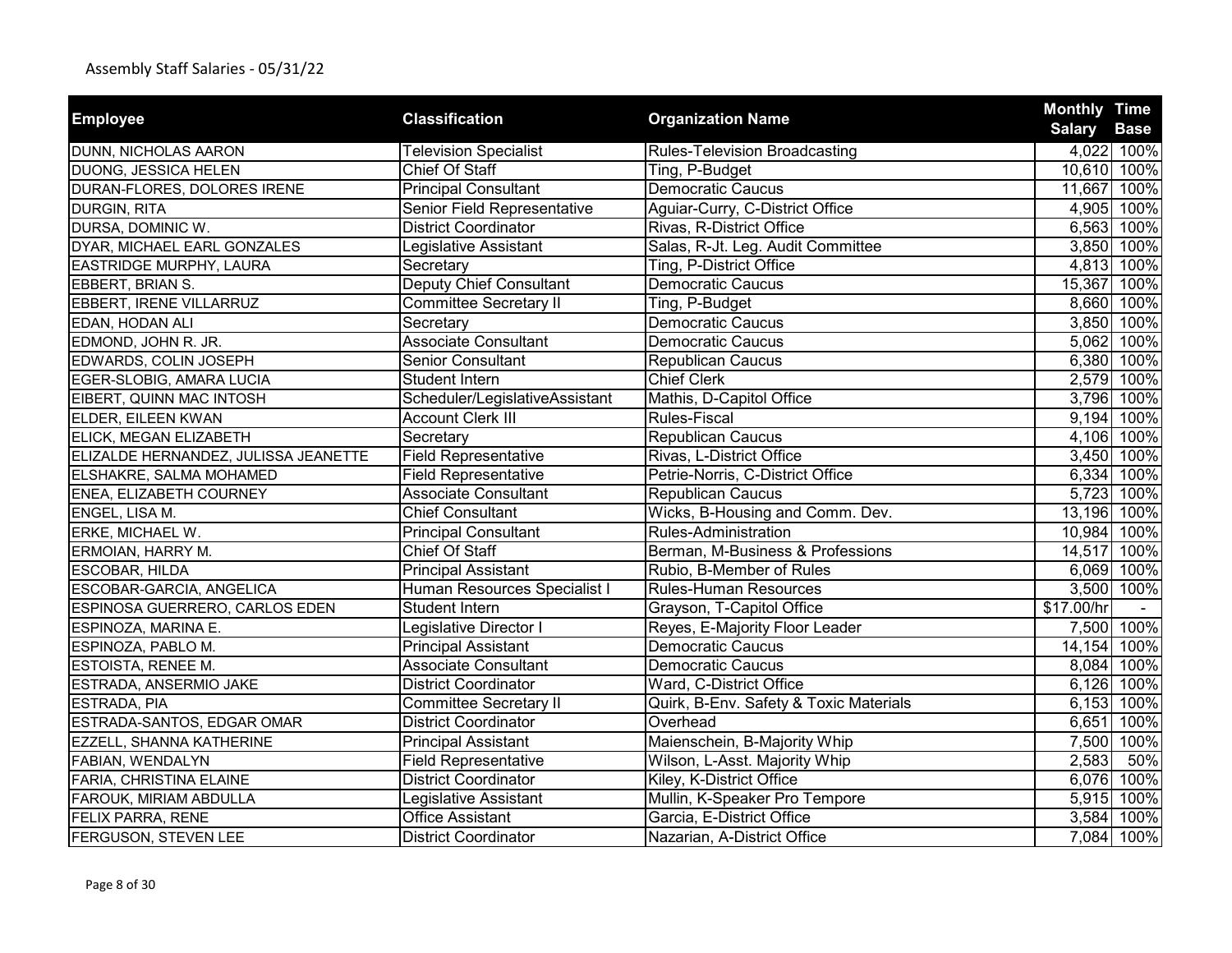Assembly Staff Salaries - 05/31/22

| Employee | Classification | Organization Name | Monthly Salary | Time Base |
|---|---|---|---|---|
| DUNN, NICHOLAS AARON | Television Specialist | Rules-Television Broadcasting | 4,022 | 100% |
| DUONG, JESSICA HELEN | Chief Of Staff | Ting, P-Budget | 10,610 | 100% |
| DURAN-FLORES, DOLORES IRENE | Principal Consultant | Democratic Caucus | 11,667 | 100% |
| DURGIN, RITA | Senior Field Representative | Aguiar-Curry, C-District Office | 4,905 | 100% |
| DURSA, DOMINIC W. | District Coordinator | Rivas, R-District Office | 6,563 | 100% |
| DYAR, MICHAEL EARL GONZALES | Legislative Assistant | Salas, R-Jt. Leg. Audit Committee | 3,850 | 100% |
| EASTRIDGE MURPHY, LAURA | Secretary | Ting, P-District Office | 4,813 | 100% |
| EBBERT, BRIAN S. | Deputy Chief Consultant | Democratic Caucus | 15,367 | 100% |
| EBBERT, IRENE VILLARRUZ | Committee Secretary II | Ting, P-Budget | 8,660 | 100% |
| EDAN, HODAN ALI | Secretary | Democratic Caucus | 3,850 | 100% |
| EDMOND, JOHN R. JR. | Associate Consultant | Democratic Caucus | 5,062 | 100% |
| EDWARDS, COLIN JOSEPH | Senior Consultant | Republican Caucus | 6,380 | 100% |
| EGER-SLOBIG, AMARA LUCIA | Student Intern | Chief Clerk | 2,579 | 100% |
| EIBERT, QUINN MAC INTOSH | Scheduler/LegislativeAssistant | Mathis, D-Capitol Office | 3,796 | 100% |
| ELDER, EILEEN KWAN | Account Clerk III | Rules-Fiscal | 9,194 | 100% |
| ELICK, MEGAN ELIZABETH | Secretary | Republican Caucus | 4,106 | 100% |
| ELIZALDE HERNANDEZ, JULISSA JEANETTE | Field Representative | Rivas, L-District Office | 3,450 | 100% |
| ELSHAKRE, SALMA MOHAMED | Field Representative | Petrie-Norris, C-District Office | 6,334 | 100% |
| ENEA, ELIZABETH COURNEY | Associate Consultant | Republican Caucus | 5,723 | 100% |
| ENGEL, LISA M. | Chief Consultant | Wicks, B-Housing and Comm. Dev. | 13,196 | 100% |
| ERKE, MICHAEL W. | Principal Consultant | Rules-Administration | 10,984 | 100% |
| ERMOIAN, HARRY M. | Chief Of Staff | Berman, M-Business & Professions | 14,517 | 100% |
| ESCOBAR, HILDA | Principal Assistant | Rubio, B-Member of Rules | 6,069 | 100% |
| ESCOBAR-GARCIA, ANGELICA | Human Resources Specialist I | Rules-Human Resources | 3,500 | 100% |
| ESPINOSA GUERRERO, CARLOS EDEN | Student Intern | Grayson, T-Capitol Office | $17.00/hr | - |
| ESPINOZA, MARINA E. | Legislative Director I | Reyes, E-Majority Floor Leader | 7,500 | 100% |
| ESPINOZA, PABLO M. | Principal Assistant | Democratic Caucus | 14,154 | 100% |
| ESTOISTA, RENEE M. | Associate Consultant | Democratic Caucus | 8,084 | 100% |
| ESTRADA, ANSERMIO JAKE | District Coordinator | Ward, C-District Office | 6,126 | 100% |
| ESTRADA, PIA | Committee Secretary II | Quirk, B-Env. Safety & Toxic Materials | 6,153 | 100% |
| ESTRADA-SANTOS, EDGAR OMAR | District Coordinator | Overhead | 6,651 | 100% |
| EZZELL, SHANNA KATHERINE | Principal Assistant | Maienschein, B-Majority Whip | 7,500 | 100% |
| FABIAN, WENDALYN | Field Representative | Wilson, L-Asst. Majority Whip | 2,583 | 50% |
| FARIA, CHRISTINA ELAINE | District Coordinator | Kiley, K-District Office | 6,076 | 100% |
| FAROUK, MIRIAM ABDULLA | Legislative Assistant | Mullin, K-Speaker Pro Tempore | 5,915 | 100% |
| FELIX PARRA, RENE | Office Assistant | Garcia, E-District Office | 3,584 | 100% |
| FERGUSON, STEVEN LEE | District Coordinator | Nazarian, A-District Office | 7,084 | 100% |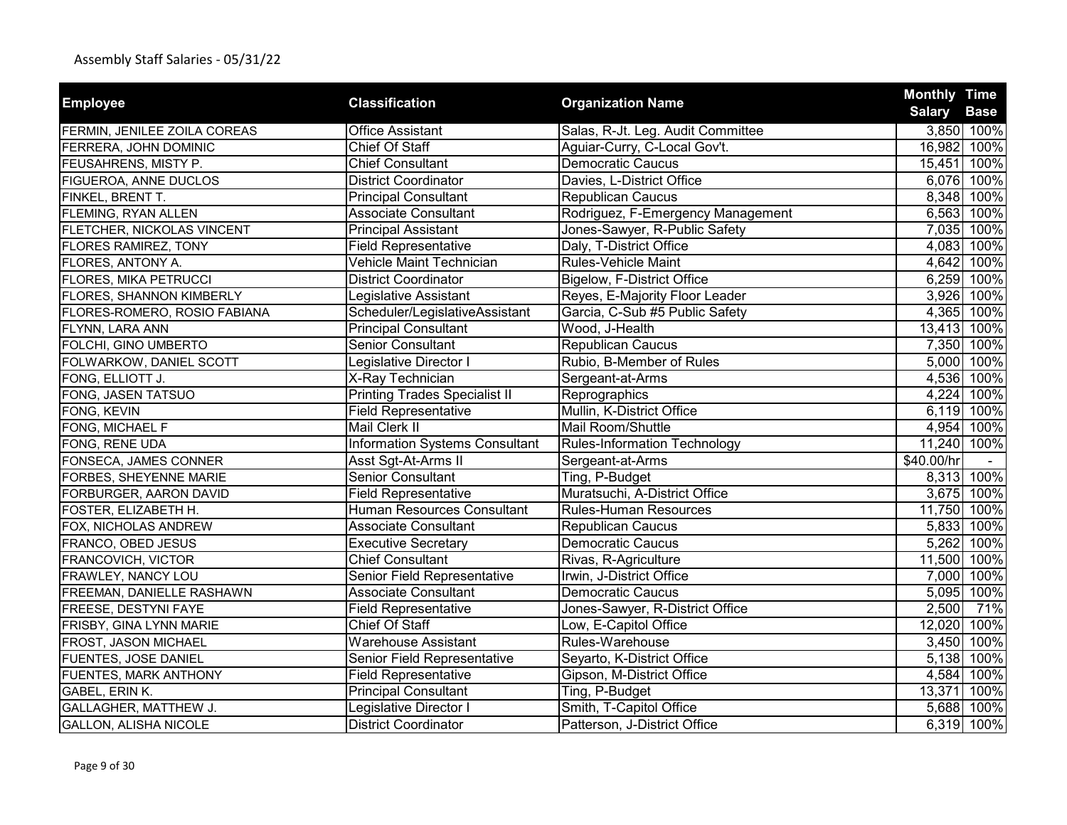Assembly Staff Salaries - 05/31/22

| Employee | Classification | Organization Name | Monthly Salary | Time Base |
|---|---|---|---|---|
| FERMIN, JENILEE ZOILA COREAS | Office Assistant | Salas, R-Jt. Leg. Audit Committee | 3,850 | 100% |
| FERRERA, JOHN DOMINIC | Chief Of Staff | Aguiar-Curry, C-Local Gov't. | 16,982 | 100% |
| FEUSAHRENS, MISTY P. | Chief Consultant | Democratic Caucus | 15,451 | 100% |
| FIGUEROA, ANNE DUCLOS | District Coordinator | Davies, L-District Office | 6,076 | 100% |
| FINKEL, BRENT T. | Principal Consultant | Republican Caucus | 8,348 | 100% |
| FLEMING, RYAN ALLEN | Associate Consultant | Rodriguez, F-Emergency Management | 6,563 | 100% |
| FLETCHER, NICKOLAS VINCENT | Principal Assistant | Jones-Sawyer, R-Public Safety | 7,035 | 100% |
| FLORES RAMIREZ, TONY | Field Representative | Daly, T-District Office | 4,083 | 100% |
| FLORES, ANTONY A. | Vehicle Maint Technician | Rules-Vehicle Maint | 4,642 | 100% |
| FLORES, MIKA PETRUCCI | District Coordinator | Bigelow, F-District Office | 6,259 | 100% |
| FLORES, SHANNON KIMBERLY | Legislative Assistant | Reyes, E-Majority Floor Leader | 3,926 | 100% |
| FLORES-ROMERO, ROSIO FABIANA | Scheduler/LegislativeAssistant | Garcia, C-Sub #5 Public Safety | 4,365 | 100% |
| FLYNN, LARA ANN | Principal Consultant | Wood, J-Health | 13,413 | 100% |
| FOLCHI, GINO UMBERTO | Senior Consultant | Republican Caucus | 7,350 | 100% |
| FOLWARKOW, DANIEL SCOTT | Legislative Director I | Rubio, B-Member of Rules | 5,000 | 100% |
| FONG, ELLIOTT J. | X-Ray Technician | Sergeant-at-Arms | 4,536 | 100% |
| FONG, JASEN TATSUO | Printing Trades Specialist II | Reprographics | 4,224 | 100% |
| FONG, KEVIN | Field Representative | Mullin, K-District Office | 6,119 | 100% |
| FONG, MICHAEL F | Mail Clerk II | Mail Room/Shuttle | 4,954 | 100% |
| FONG, RENE UDA | Information Systems Consultant | Rules-Information Technology | 11,240 | 100% |
| FONSECA, JAMES CONNER | Asst Sgt-At-Arms II | Sergeant-at-Arms | $40.00/hr | - |
| FORBES, SHEYENNE MARIE | Senior Consultant | Ting, P-Budget | 8,313 | 100% |
| FORBURGER, AARON DAVID | Field Representative | Muratsuchi, A-District Office | 3,675 | 100% |
| FOSTER, ELIZABETH H. | Human Resources Consultant | Rules-Human Resources | 11,750 | 100% |
| FOX, NICHOLAS ANDREW | Associate Consultant | Republican Caucus | 5,833 | 100% |
| FRANCO, OBED JESUS | Executive Secretary | Democratic Caucus | 5,262 | 100% |
| FRANCOVICH, VICTOR | Chief Consultant | Rivas, R-Agriculture | 11,500 | 100% |
| FRAWLEY, NANCY LOU | Senior Field Representative | Irwin, J-District Office | 7,000 | 100% |
| FREEMAN, DANIELLE RASHAWN | Associate Consultant | Democratic Caucus | 5,095 | 100% |
| FREESE, DESTYNI FAYE | Field Representative | Jones-Sawyer, R-District Office | 2,500 | 71% |
| FRISBY, GINA LYNN MARIE | Chief Of Staff | Low, E-Capitol Office | 12,020 | 100% |
| FROST, JASON MICHAEL | Warehouse Assistant | Rules-Warehouse | 3,450 | 100% |
| FUENTES, JOSE DANIEL | Senior Field Representative | Seyarto, K-District Office | 5,138 | 100% |
| FUENTES, MARK ANTHONY | Field Representative | Gipson, M-District Office | 4,584 | 100% |
| GABEL, ERIN K. | Principal Consultant | Ting, P-Budget | 13,371 | 100% |
| GALLAGHER, MATTHEW J. | Legislative Director I | Smith, T-Capitol Office | 5,688 | 100% |
| GALLON, ALISHA NICOLE | District Coordinator | Patterson, J-District Office | 6,319 | 100% |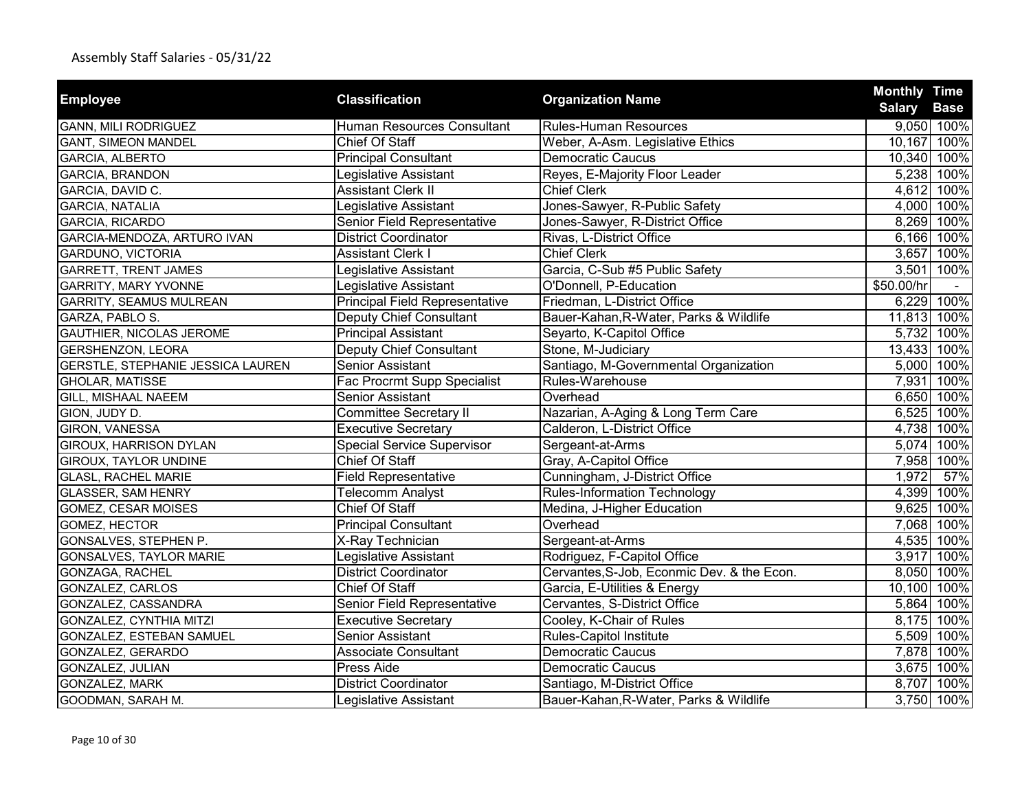Assembly Staff Salaries - 05/31/22

| Employee | Classification | Organization Name | Monthly Salary | Time Base |
|---|---|---|---|---|
| GANN, MILI RODRIGUEZ | Human Resources Consultant | Rules-Human Resources | 9,050 | 100% |
| GANT, SIMEON MANDEL | Chief Of Staff | Weber, A-Asm. Legislative Ethics | 10,167 | 100% |
| GARCIA, ALBERTO | Principal Consultant | Democratic Caucus | 10,340 | 100% |
| GARCIA, BRANDON | Legislative Assistant | Reyes, E-Majority Floor Leader | 5,238 | 100% |
| GARCIA, DAVID C. | Assistant Clerk II | Chief Clerk | 4,612 | 100% |
| GARCIA, NATALIA | Legislative Assistant | Jones-Sawyer, R-Public Safety | 4,000 | 100% |
| GARCIA, RICARDO | Senior Field Representative | Jones-Sawyer, R-District Office | 8,269 | 100% |
| GARCIA-MENDOZA, ARTURO IVAN | District Coordinator | Rivas, L-District Office | 6,166 | 100% |
| GARDUNO, VICTORIA | Assistant Clerk I | Chief Clerk | 3,657 | 100% |
| GARRETT, TRENT JAMES | Legislative Assistant | Garcia, C-Sub #5 Public Safety | 3,501 | 100% |
| GARRITY, MARY YVONNE | Legislative Assistant | O'Donnell, P-Education | $50.00/hr | - |
| GARRITY, SEAMUS MULREAN | Principal Field Representative | Friedman, L-District Office | 6,229 | 100% |
| GARZA, PABLO S. | Deputy Chief Consultant | Bauer-Kahan,R-Water, Parks & Wildlife | 11,813 | 100% |
| GAUTHIER, NICOLAS JEROME | Principal Assistant | Seyarto, K-Capitol Office | 5,732 | 100% |
| GERSHENZON, LEORA | Deputy Chief Consultant | Stone, M-Judiciary | 13,433 | 100% |
| GERSTLE, STEPHANIE JESSICA LAUREN | Senior Assistant | Santiago, M-Governmental Organization | 5,000 | 100% |
| GHOLAR, MATISSE | Fac Procrmt Supp Specialist | Rules-Warehouse | 7,931 | 100% |
| GILL, MISHAAL NAEEM | Senior Assistant | Overhead | 6,650 | 100% |
| GION, JUDY D. | Committee Secretary II | Nazarian, A-Aging & Long Term Care | 6,525 | 100% |
| GIRON, VANESSA | Executive Secretary | Calderon, L-District Office | 4,738 | 100% |
| GIROUX, HARRISON DYLAN | Special Service Supervisor | Sergeant-at-Arms | 5,074 | 100% |
| GIROUX, TAYLOR UNDINE | Chief Of Staff | Gray, A-Capitol Office | 7,958 | 100% |
| GLASL, RACHEL MARIE | Field Representative | Cunningham, J-District Office | 1,972 | 57% |
| GLASSER, SAM HENRY | Telecomm Analyst | Rules-Information Technology | 4,399 | 100% |
| GOMEZ, CESAR MOISES | Chief Of Staff | Medina, J-Higher Education | 9,625 | 100% |
| GOMEZ, HECTOR | Principal Consultant | Overhead | 7,068 | 100% |
| GONSALVES, STEPHEN P. | X-Ray Technician | Sergeant-at-Arms | 4,535 | 100% |
| GONSALVES, TAYLOR MARIE | Legislative Assistant | Rodriguez, F-Capitol Office | 3,917 | 100% |
| GONZAGA, RACHEL | District Coordinator | Cervantes,S-Job, Econmic Dev. & the Econ. | 8,050 | 100% |
| GONZALEZ, CARLOS | Chief Of Staff | Garcia, E-Utilities & Energy | 10,100 | 100% |
| GONZALEZ, CASSANDRA | Senior Field Representative | Cervantes, S-District Office | 5,864 | 100% |
| GONZALEZ, CYNTHIA MITZI | Executive Secretary | Cooley, K-Chair of Rules | 8,175 | 100% |
| GONZALEZ, ESTEBAN SAMUEL | Senior Assistant | Rules-Capitol Institute | 5,509 | 100% |
| GONZALEZ, GERARDO | Associate Consultant | Democratic Caucus | 7,878 | 100% |
| GONZALEZ, JULIAN | Press Aide | Democratic Caucus | 3,675 | 100% |
| GONZALEZ, MARK | District Coordinator | Santiago, M-District Office | 8,707 | 100% |
| GOODMAN, SARAH M. | Legislative Assistant | Bauer-Kahan,R-Water, Parks & Wildlife | 3,750 | 100% |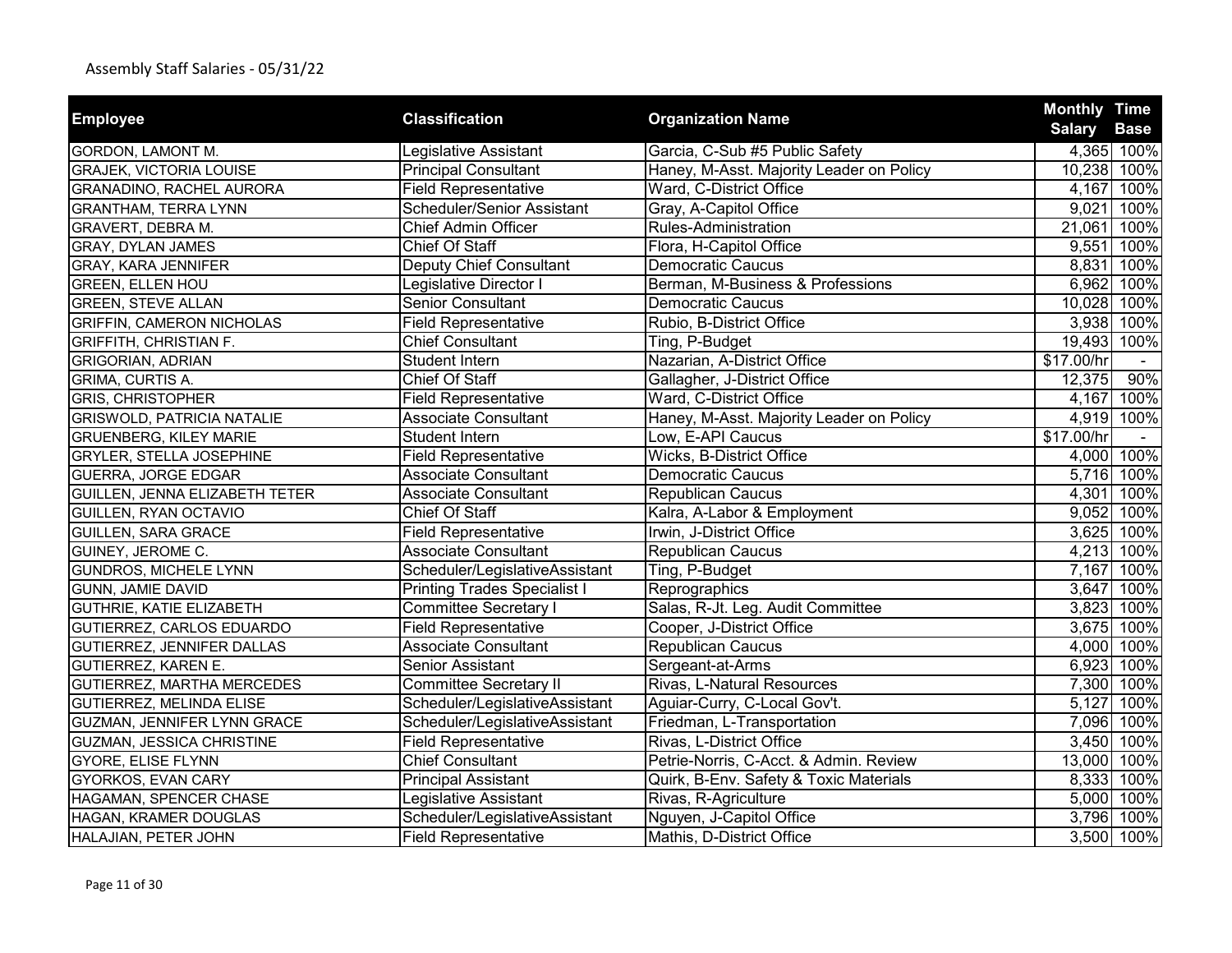Assembly Staff Salaries - 05/31/22

| Employee | Classification | Organization Name | Monthly Salary | Time Base |
|---|---|---|---|---|
| GORDON, LAMONT M. | Legislative Assistant | Garcia, C-Sub #5 Public Safety | 4,365 | 100% |
| GRAJEK, VICTORIA LOUISE | Principal Consultant | Haney, M-Asst. Majority Leader on Policy | 10,238 | 100% |
| GRANADINO, RACHEL AURORA | Field Representative | Ward, C-District Office | 4,167 | 100% |
| GRANTHAM, TERRA LYNN | Scheduler/Senior Assistant | Gray, A-Capitol Office | 9,021 | 100% |
| GRAVERT, DEBRA M. | Chief Admin Officer | Rules-Administration | 21,061 | 100% |
| GRAY, DYLAN JAMES | Chief Of Staff | Flora, H-Capitol Office | 9,551 | 100% |
| GRAY, KARA JENNIFER | Deputy Chief Consultant | Democratic Caucus | 8,831 | 100% |
| GREEN, ELLEN HOU | Legislative Director I | Berman, M-Business & Professions | 6,962 | 100% |
| GREEN, STEVE ALLAN | Senior Consultant | Democratic Caucus | 10,028 | 100% |
| GRIFFIN, CAMERON NICHOLAS | Field Representative | Rubio, B-District Office | 3,938 | 100% |
| GRIFFITH, CHRISTIAN F. | Chief Consultant | Ting, P-Budget | 19,493 | 100% |
| GRIGORIAN, ADRIAN | Student Intern | Nazarian, A-District Office | $17.00/hr | - |
| GRIMA, CURTIS A. | Chief Of Staff | Gallagher, J-District Office | 12,375 | 90% |
| GRIS, CHRISTOPHER | Field Representative | Ward, C-District Office | 4,167 | 100% |
| GRISWOLD, PATRICIA NATALIE | Associate Consultant | Haney, M-Asst. Majority Leader on Policy | 4,919 | 100% |
| GRUENBERG, KILEY MARIE | Student Intern | Low, E-API Caucus | $17.00/hr | - |
| GRYLER, STELLA JOSEPHINE | Field Representative | Wicks, B-District Office | 4,000 | 100% |
| GUERRA, JORGE EDGAR | Associate Consultant | Democratic Caucus | 5,716 | 100% |
| GUILLEN, JENNA ELIZABETH TETER | Associate Consultant | Republican Caucus | 4,301 | 100% |
| GUILLEN, RYAN OCTAVIO | Chief Of Staff | Kalra, A-Labor & Employment | 9,052 | 100% |
| GUILLEN, SARA GRACE | Field Representative | Irwin, J-District Office | 3,625 | 100% |
| GUINEY, JEROME C. | Associate Consultant | Republican Caucus | 4,213 | 100% |
| GUNDROS, MICHELE LYNN | Scheduler/LegislativeAssistant | Ting, P-Budget | 7,167 | 100% |
| GUNN, JAMIE DAVID | Printing Trades Specialist I | Reprographics | 3,647 | 100% |
| GUTHRIE, KATIE ELIZABETH | Committee Secretary I | Salas, R-Jt. Leg. Audit Committee | 3,823 | 100% |
| GUTIERREZ, CARLOS EDUARDO | Field Representative | Cooper, J-District Office | 3,675 | 100% |
| GUTIERREZ, JENNIFER DALLAS | Associate Consultant | Republican Caucus | 4,000 | 100% |
| GUTIERREZ, KAREN E. | Senior Assistant | Sergeant-at-Arms | 6,923 | 100% |
| GUTIERREZ, MARTHA MERCEDES | Committee Secretary II | Rivas, L-Natural Resources | 7,300 | 100% |
| GUTIERREZ, MELINDA ELISE | Scheduler/LegislativeAssistant | Aguiar-Curry, C-Local Gov't. | 5,127 | 100% |
| GUZMAN, JENNIFER LYNN GRACE | Scheduler/LegislativeAssistant | Friedman, L-Transportation | 7,096 | 100% |
| GUZMAN, JESSICA CHRISTINE | Field Representative | Rivas, L-District Office | 3,450 | 100% |
| GYORE, ELISE FLYNN | Chief Consultant | Petrie-Norris, C-Acct. & Admin. Review | 13,000 | 100% |
| GYORKOS, EVAN CARY | Principal Assistant | Quirk, B-Env. Safety & Toxic Materials | 8,333 | 100% |
| HAGAMAN, SPENCER CHASE | Legislative Assistant | Rivas, R-Agriculture | 5,000 | 100% |
| HAGAN, KRAMER DOUGLAS | Scheduler/LegislativeAssistant | Nguyen, J-Capitol Office | 3,796 | 100% |
| HALAJIAN, PETER JOHN | Field Representative | Mathis, D-District Office | 3,500 | 100% |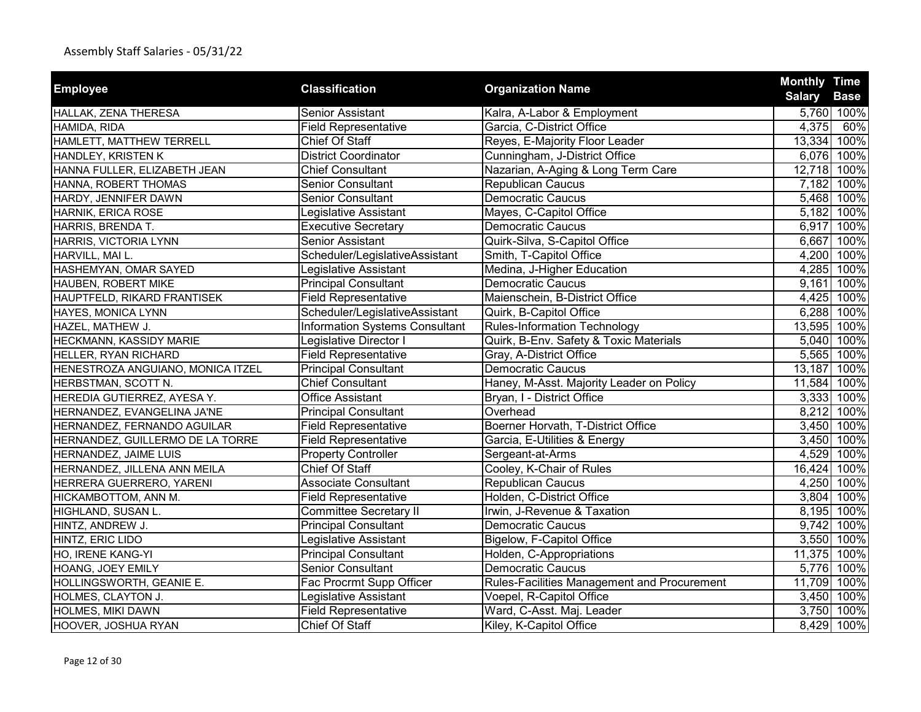Assembly Staff Salaries - 05/31/22

| Employee | Classification | Organization Name | Monthly Salary | Time Base |
|---|---|---|---|---|
| HALLAK, ZENA THERESA | Senior Assistant | Kalra, A-Labor & Employment | 5,760 | 100% |
| HAMIDA, RIDA | Field Representative | Garcia, C-District Office | 4,375 | 60% |
| HAMLETT, MATTHEW TERRELL | Chief Of Staff | Reyes, E-Majority Floor Leader | 13,334 | 100% |
| HANDLEY, KRISTEN K | District Coordinator | Cunningham, J-District Office | 6,076 | 100% |
| HANNA FULLER, ELIZABETH JEAN | Chief Consultant | Nazarian, A-Aging & Long Term Care | 12,718 | 100% |
| HANNA, ROBERT THOMAS | Senior Consultant | Republican Caucus | 7,182 | 100% |
| HARDY, JENNIFER DAWN | Senior Consultant | Democratic Caucus | 5,468 | 100% |
| HARNIK, ERICA ROSE | Legislative Assistant | Mayes, C-Capitol Office | 5,182 | 100% |
| HARRIS, BRENDA T. | Executive Secretary | Democratic Caucus | 6,917 | 100% |
| HARRIS, VICTORIA LYNN | Senior Assistant | Quirk-Silva, S-Capitol Office | 6,667 | 100% |
| HARVILL, MAI L. | Scheduler/LegislativeAssistant | Smith, T-Capitol Office | 4,200 | 100% |
| HASHEMYAN, OMAR SAYED | Legislative Assistant | Medina, J-Higher Education | 4,285 | 100% |
| HAUBEN, ROBERT MIKE | Principal Consultant | Democratic Caucus | 9,161 | 100% |
| HAUPTFELD, RIKARD FRANTISEK | Field Representative | Maienschein, B-District Office | 4,425 | 100% |
| HAYES, MONICA LYNN | Scheduler/LegislativeAssistant | Quirk, B-Capitol Office | 6,288 | 100% |
| HAZEL, MATHEW J. | Information Systems Consultant | Rules-Information Technology | 13,595 | 100% |
| HECKMANN, KASSIDY MARIE | Legislative Director I | Quirk, B-Env. Safety & Toxic Materials | 5,040 | 100% |
| HELLER, RYAN RICHARD | Field Representative | Gray, A-District Office | 5,565 | 100% |
| HENESTROZA ANGUIANO, MONICA ITZEL | Principal Consultant | Democratic Caucus | 13,187 | 100% |
| HERBSTMAN, SCOTT N. | Chief Consultant | Haney, M-Asst. Majority Leader on Policy | 11,584 | 100% |
| HEREDIA GUTIERREZ, AYESA Y. | Office Assistant | Bryan, I - District Office | 3,333 | 100% |
| HERNANDEZ, EVANGELINA JA'NE | Principal Consultant | Overhead | 8,212 | 100% |
| HERNANDEZ, FERNANDO AGUILAR | Field Representative | Boerner Horvath, T-District Office | 3,450 | 100% |
| HERNANDEZ, GUILLERMO DE LA TORRE | Field Representative | Garcia, E-Utilities & Energy | 3,450 | 100% |
| HERNANDEZ, JAIME LUIS | Property Controller | Sergeant-at-Arms | 4,529 | 100% |
| HERNANDEZ, JILLENA ANN MEILA | Chief Of Staff | Cooley, K-Chair of Rules | 16,424 | 100% |
| HERRERA GUERRERO, YARENI | Associate Consultant | Republican Caucus | 4,250 | 100% |
| HICKAMBOTTOM, ANN M. | Field Representative | Holden, C-District Office | 3,804 | 100% |
| HIGHLAND, SUSAN L. | Committee Secretary II | Irwin, J-Revenue & Taxation | 8,195 | 100% |
| HINTZ, ANDREW J. | Principal Consultant | Democratic Caucus | 9,742 | 100% |
| HINTZ, ERIC LIDO | Legislative Assistant | Bigelow, F-Capitol Office | 3,550 | 100% |
| HO, IRENE KANG-YI | Principal Consultant | Holden, C-Appropriations | 11,375 | 100% |
| HOANG, JOEY EMILY | Senior Consultant | Democratic Caucus | 5,776 | 100% |
| HOLLINGSWORTH, GEANIE E. | Fac Procrmt Supp Officer | Rules-Facilities Management and Procurement | 11,709 | 100% |
| HOLMES, CLAYTON J. | Legislative Assistant | Voepel, R-Capitol Office | 3,450 | 100% |
| HOLMES, MIKI DAWN | Field Representative | Ward, C-Asst. Maj. Leader | 3,750 | 100% |
| HOOVER, JOSHUA RYAN | Chief Of Staff | Kiley, K-Capitol Office | 8,429 | 100% |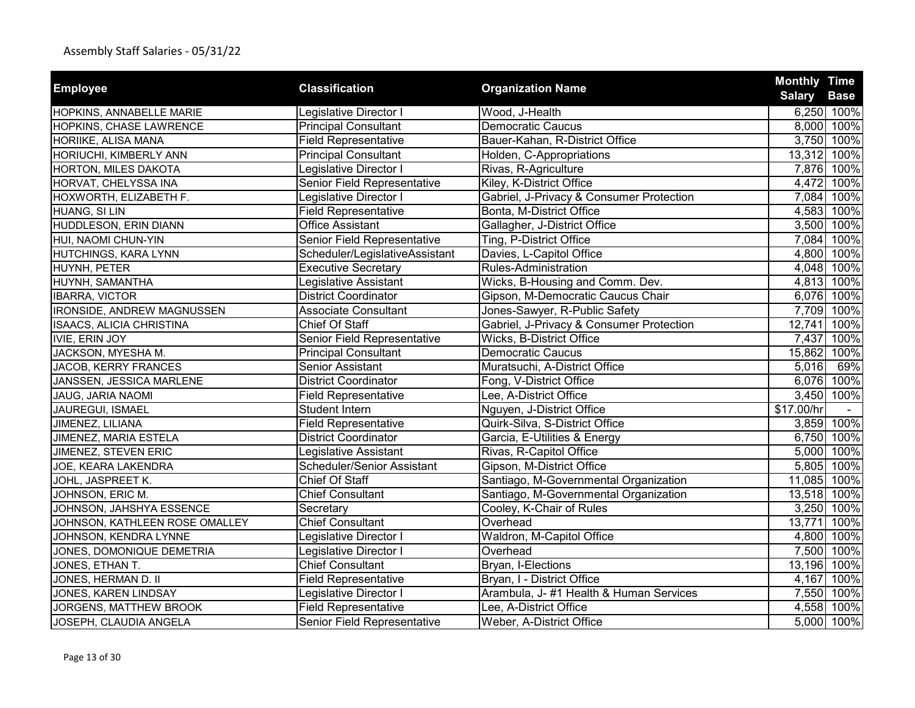Assembly Staff Salaries - 05/31/22

| Employee | Classification | Organization Name | Monthly Salary | Time Base |
|---|---|---|---|---|
| HOPKINS, ANNABELLE MARIE | Legislative Director I | Wood, J-Health | 6,250 | 100% |
| HOPKINS, CHASE LAWRENCE | Principal Consultant | Democratic Caucus | 8,000 | 100% |
| HORIIKE, ALISA MANA | Field Representative | Bauer-Kahan, R-District Office | 3,750 | 100% |
| HORIUCHI, KIMBERLY ANN | Principal Consultant | Holden, C-Appropriations | 13,312 | 100% |
| HORTON, MILES DAKOTA | Legislative Director I | Rivas, R-Agriculture | 7,876 | 100% |
| HORVAT, CHELYSSA INA | Senior Field Representative | Kiley, K-District Office | 4,472 | 100% |
| HOXWORTH, ELIZABETH F. | Legislative Director I | Gabriel, J-Privacy & Consumer Protection | 7,084 | 100% |
| HUANG, SI LIN | Field Representative | Bonta, M-District Office | 4,583 | 100% |
| HUDDLESON, ERIN DIANN | Office Assistant | Gallagher, J-District Office | 3,500 | 100% |
| HUI, NAOMI CHUN-YIN | Senior Field Representative | Ting, P-District Office | 7,084 | 100% |
| HUTCHINGS, KARA LYNN | Scheduler/LegislativeAssistant | Davies, L-Capitol Office | 4,800 | 100% |
| HUYNH, PETER | Executive Secretary | Rules-Administration | 4,048 | 100% |
| HUYNH, SAMANTHA | Legislative Assistant | Wicks, B-Housing and Comm. Dev. | 4,813 | 100% |
| IBARRA, VICTOR | District Coordinator | Gipson, M-Democratic Caucus Chair | 6,076 | 100% |
| IRONSIDE, ANDREW MAGNUSSEN | Associate Consultant | Jones-Sawyer, R-Public Safety | 7,709 | 100% |
| ISAACS, ALICIA CHRISTINA | Chief Of Staff | Gabriel, J-Privacy & Consumer Protection | 12,741 | 100% |
| IVIE, ERIN JOY | Senior Field Representative | Wicks, B-District Office | 7,437 | 100% |
| JACKSON, MYESHA M. | Principal Consultant | Democratic Caucus | 15,862 | 100% |
| JACOB, KERRY FRANCES | Senior Assistant | Muratsuchi, A-District Office | 5,016 | 69% |
| JANSSEN, JESSICA MARLENE | District Coordinator | Fong, V-District Office | 6,076 | 100% |
| JAUG, JARIA NAOMI | Field Representative | Lee, A-District Office | 3,450 | 100% |
| JAUREGUI, ISMAEL | Student Intern | Nguyen, J-District Office | $17.00/hr | - |
| JIMENEZ, LILIANA | Field Representative | Quirk-Silva, S-District Office | 3,859 | 100% |
| JIMENEZ, MARIA ESTELA | District Coordinator | Garcia, E-Utilities & Energy | 6,750 | 100% |
| JIMENEZ, STEVEN ERIC | Legislative Assistant | Rivas, R-Capitol Office | 5,000 | 100% |
| JOE, KEARA LAKENDRA | Scheduler/Senior Assistant | Gipson, M-District Office | 5,805 | 100% |
| JOHL, JASPREET K. | Chief Of Staff | Santiago, M-Governmental Organization | 11,085 | 100% |
| JOHNSON, ERIC M. | Chief Consultant | Santiago, M-Governmental Organization | 13,518 | 100% |
| JOHNSON, JAHSHYA ESSENCE | Secretary | Cooley, K-Chair of Rules | 3,250 | 100% |
| JOHNSON, KATHLEEN ROSE OMALLEY | Chief Consultant | Overhead | 13,771 | 100% |
| JOHNSON, KENDRA LYNNE | Legislative Director I | Waldron, M-Capitol Office | 4,800 | 100% |
| JONES, DOMONIQUE DEMETRIA | Legislative Director I | Overhead | 7,500 | 100% |
| JONES, ETHAN T. | Chief Consultant | Bryan, I-Elections | 13,196 | 100% |
| JONES, HERMAN D. II | Field Representative | Bryan, I - District Office | 4,167 | 100% |
| JONES, KAREN LINDSAY | Legislative Director I | Arambula, J- #1 Health & Human Services | 7,550 | 100% |
| JORGENS, MATTHEW BROOK | Field Representative | Lee, A-District Office | 4,558 | 100% |
| JOSEPH, CLAUDIA ANGELA | Senior Field Representative | Weber, A-District Office | 5,000 | 100% |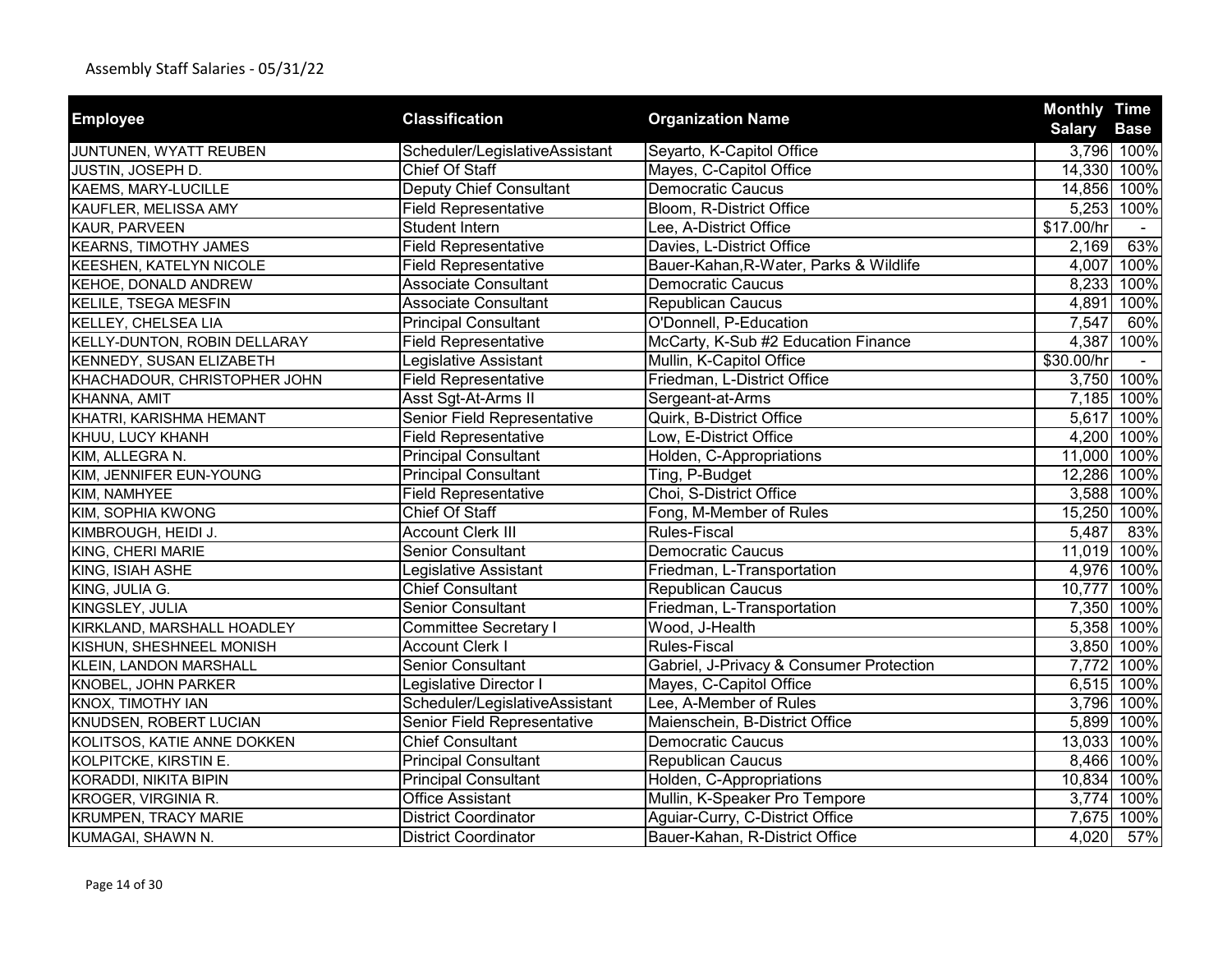Assembly Staff Salaries - 05/31/22

| Employee | Classification | Organization Name | Monthly Salary | Time Base |
|---|---|---|---|---|
| JUNTUNEN, WYATT REUBEN | Scheduler/LegislativeAssistant | Seyarto, K-Capitol Office | 3,796 | 100% |
| JUSTIN, JOSEPH D. | Chief Of Staff | Mayes, C-Capitol Office | 14,330 | 100% |
| KAEMS, MARY-LUCILLE | Deputy Chief Consultant | Democratic Caucus | 14,856 | 100% |
| KAUFLER, MELISSA AMY | Field Representative | Bloom, R-District Office | 5,253 | 100% |
| KAUR, PARVEEN | Student Intern | Lee, A-District Office | $17.00/hr | - |
| KEARNS, TIMOTHY JAMES | Field Representative | Davies, L-District Office | 2,169 | 63% |
| KEESHEN, KATELYN NICOLE | Field Representative | Bauer-Kahan,R-Water, Parks & Wildlife | 4,007 | 100% |
| KEHOE, DONALD ANDREW | Associate Consultant | Democratic Caucus | 8,233 | 100% |
| KELILE, TSEGA MESFIN | Associate Consultant | Republican Caucus | 4,891 | 100% |
| KELLEY, CHELSEA LIA | Principal Consultant | O'Donnell, P-Education | 7,547 | 60% |
| KELLY-DUNTON, ROBIN DELLARAY | Field Representative | McCarty, K-Sub #2 Education Finance | 4,387 | 100% |
| KENNEDY, SUSAN ELIZABETH | Legislative Assistant | Mullin, K-Capitol Office | $30.00/hr | - |
| KHACHADOUR, CHRISTOPHER JOHN | Field Representative | Friedman, L-District Office | 3,750 | 100% |
| KHANNA, AMIT | Asst Sgt-At-Arms II | Sergeant-at-Arms | 7,185 | 100% |
| KHATRI, KARISHMA HEMANT | Senior Field Representative | Quirk, B-District Office | 5,617 | 100% |
| KHUU, LUCY KHANH | Field Representative | Low, E-District Office | 4,200 | 100% |
| KIM, ALLEGRA N. | Principal Consultant | Holden, C-Appropriations | 11,000 | 100% |
| KIM, JENNIFER EUN-YOUNG | Principal Consultant | Ting, P-Budget | 12,286 | 100% |
| KIM, NAMHYEE | Field Representative | Choi, S-District Office | 3,588 | 100% |
| KIM, SOPHIA KWONG | Chief Of Staff | Fong, M-Member of Rules | 15,250 | 100% |
| KIMBROUGH, HEIDI J. | Account Clerk III | Rules-Fiscal | 5,487 | 83% |
| KING, CHERI MARIE | Senior Consultant | Democratic Caucus | 11,019 | 100% |
| KING, ISIAH ASHE | Legislative Assistant | Friedman, L-Transportation | 4,976 | 100% |
| KING, JULIA G. | Chief Consultant | Republican Caucus | 10,777 | 100% |
| KINGSLEY, JULIA | Senior Consultant | Friedman, L-Transportation | 7,350 | 100% |
| KIRKLAND, MARSHALL HOADLEY | Committee Secretary I | Wood, J-Health | 5,358 | 100% |
| KISHUN, SHESHNEEL MONISH | Account Clerk I | Rules-Fiscal | 3,850 | 100% |
| KLEIN, LANDON MARSHALL | Senior Consultant | Gabriel, J-Privacy & Consumer Protection | 7,772 | 100% |
| KNOBEL, JOHN PARKER | Legislative Director I | Mayes, C-Capitol Office | 6,515 | 100% |
| KNOX, TIMOTHY IAN | Scheduler/LegislativeAssistant | Lee, A-Member of Rules | 3,796 | 100% |
| KNUDSEN, ROBERT LUCIAN | Senior Field Representative | Maienschein, B-District Office | 5,899 | 100% |
| KOLITSOS, KATIE ANNE DOKKEN | Chief Consultant | Democratic Caucus | 13,033 | 100% |
| KOLPITCKE, KIRSTIN E. | Principal Consultant | Republican Caucus | 8,466 | 100% |
| KORADDI, NIKITA BIPIN | Principal Consultant | Holden, C-Appropriations | 10,834 | 100% |
| KROGER, VIRGINIA R. | Office Assistant | Mullin, K-Speaker Pro Tempore | 3,774 | 100% |
| KRUMPEN, TRACY MARIE | District Coordinator | Aguiar-Curry, C-District Office | 7,675 | 100% |
| KUMAGAI, SHAWN N. | District Coordinator | Bauer-Kahan, R-District Office | 4,020 | 57% |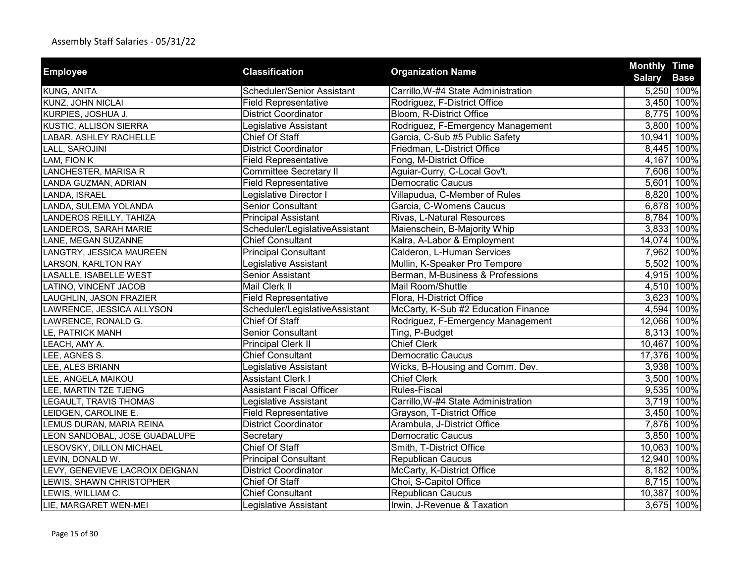Assembly Staff Salaries - 05/31/22

| Employee | Classification | Organization Name | Monthly Salary | Time Base |
|---|---|---|---|---|
| KUNG, ANITA | Scheduler/Senior Assistant | Carrillo,W-#4 State Administration | 5,250 | 100% |
| KUNZ, JOHN NICLAI | Field Representative | Rodriguez, F-District Office | 3,450 | 100% |
| KURPIES, JOSHUA J. | District Coordinator | Bloom, R-District Office | 8,775 | 100% |
| KUSTIC, ALLISON SIERRA | Legislative Assistant | Rodriguez, F-Emergency Management | 3,800 | 100% |
| LABAR, ASHLEY RACHELLE | Chief Of Staff | Garcia, C-Sub #5 Public Safety | 10,941 | 100% |
| LALL, SAROJINI | District Coordinator | Friedman, L-District Office | 8,445 | 100% |
| LAM, FION K | Field Representative | Fong, M-District Office | 4,167 | 100% |
| LANCHESTER, MARISA R | Committee Secretary II | Aguiar-Curry, C-Local Gov't. | 7,606 | 100% |
| LANDA GUZMAN, ADRIAN | Field Representative | Democratic Caucus | 5,601 | 100% |
| LANDA, ISRAEL | Legislative Director I | Villapudua, C-Member of Rules | 8,820 | 100% |
| LANDA, SULEMA YOLANDA | Senior Consultant | Garcia, C-Womens Caucus | 6,878 | 100% |
| LANDEROS REILLY, TAHIZA | Principal Assistant | Rivas, L-Natural Resources | 8,784 | 100% |
| LANDEROS, SARAH MARIE | Scheduler/LegislativeAssistant | Maienschein, B-Majority Whip | 3,833 | 100% |
| LANE, MEGAN SUZANNE | Chief Consultant | Kalra, A-Labor & Employment | 14,074 | 100% |
| LANGTRY, JESSICA MAUREEN | Principal Consultant | Calderon, L-Human Services | 7,962 | 100% |
| LARSON, KARLTON RAY | Legislative Assistant | Mullin, K-Speaker Pro Tempore | 5,502 | 100% |
| LASALLE, ISABELLE WEST | Senior Assistant | Berman, M-Business & Professions | 4,915 | 100% |
| LATINO, VINCENT JACOB | Mail Clerk II | Mail Room/Shuttle | 4,510 | 100% |
| LAUGHLIN, JASON FRAZIER | Field Representative | Flora, H-District Office | 3,623 | 100% |
| LAWRENCE, JESSICA ALLYSON | Scheduler/LegislativeAssistant | McCarty, K-Sub #2 Education Finance | 4,594 | 100% |
| LAWRENCE, RONALD G. | Chief Of Staff | Rodriguez, F-Emergency Management | 12,066 | 100% |
| LE, PATRICK MANH | Senior Consultant | Ting, P-Budget | 8,313 | 100% |
| LEACH, AMY A. | Principal Clerk II | Chief Clerk | 10,467 | 100% |
| LEE, AGNES S. | Chief Consultant | Democratic Caucus | 17,376 | 100% |
| LEE, ALES BRIANN | Legislative Assistant | Wicks, B-Housing and Comm. Dev. | 3,938 | 100% |
| LEE, ANGELA MAIKOU | Assistant Clerk I | Chief Clerk | 3,500 | 100% |
| LEE, MARTIN TZE TJENG | Assistant Fiscal Officer | Rules-Fiscal | 9,535 | 100% |
| LEGAULT, TRAVIS THOMAS | Legislative Assistant | Carrillo,W-#4 State Administration | 3,719 | 100% |
| LEIDGEN, CAROLINE E. | Field Representative | Grayson, T-District Office | 3,450 | 100% |
| LEMUS DURAN, MARIA REINA | District Coordinator | Arambula, J-District Office | 7,876 | 100% |
| LEON SANDOBAL, JOSE GUADALUPE | Secretary | Democratic Caucus | 3,850 | 100% |
| LESOVSKY, DILLON MICHAEL | Chief Of Staff | Smith, T-District Office | 10,063 | 100% |
| LEVIN, DONALD W. | Principal Consultant | Republican Caucus | 12,940 | 100% |
| LEVY, GENEVIEVE LACROIX DEIGNAN | District Coordinator | McCarty, K-District Office | 8,182 | 100% |
| LEWIS, SHAWN CHRISTOPHER | Chief Of Staff | Choi, S-Capitol Office | 8,715 | 100% |
| LEWIS, WILLIAM C. | Chief Consultant | Republican Caucus | 10,387 | 100% |
| LIE, MARGARET WEN-MEI | Legislative Assistant | Irwin, J-Revenue & Taxation | 3,675 | 100% |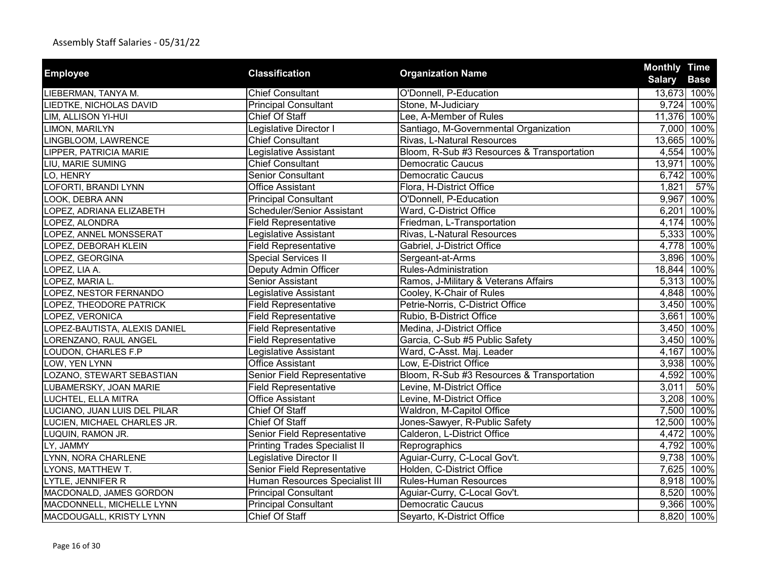Assembly Staff Salaries - 05/31/22

| Employee | Classification | Organization Name | Monthly Salary | Time Base |
|---|---|---|---|---|
| LIEBERMAN, TANYA M. | Chief Consultant | O'Donnell, P-Education | 13,673 | 100% |
| LIEDTKE, NICHOLAS DAVID | Principal Consultant | Stone, M-Judiciary | 9,724 | 100% |
| LIM, ALLISON YI-HUI | Chief Of Staff | Lee, A-Member of Rules | 11,376 | 100% |
| LIMON, MARILYN | Legislative Director I | Santiago, M-Governmental Organization | 7,000 | 100% |
| LINGBLOOM, LAWRENCE | Chief Consultant | Rivas, L-Natural Resources | 13,665 | 100% |
| LIPPER, PATRICIA MARIE | Legislative Assistant | Bloom, R-Sub #3 Resources & Transportation | 4,554 | 100% |
| LIU, MARIE SUMING | Chief Consultant | Democratic Caucus | 13,971 | 100% |
| LO, HENRY | Senior Consultant | Democratic Caucus | 6,742 | 100% |
| LOFORTI, BRANDI LYNN | Office Assistant | Flora, H-District Office | 1,821 | 57% |
| LOOK, DEBRA ANN | Principal Consultant | O'Donnell, P-Education | 9,967 | 100% |
| LOPEZ, ADRIANA ELIZABETH | Scheduler/Senior Assistant | Ward, C-District Office | 6,201 | 100% |
| LOPEZ, ALONDRA | Field Representative | Friedman, L-Transportation | 4,174 | 100% |
| LOPEZ, ANNEL MONSSERAT | Legislative Assistant | Rivas, L-Natural Resources | 5,333 | 100% |
| LOPEZ, DEBORAH KLEIN | Field Representative | Gabriel, J-District Office | 4,778 | 100% |
| LOPEZ, GEORGINA | Special Services II | Sergeant-at-Arms | 3,896 | 100% |
| LOPEZ, LIA A. | Deputy Admin Officer | Rules-Administration | 18,844 | 100% |
| LOPEZ, MARIA L. | Senior Assistant | Ramos, J-Military & Veterans Affairs | 5,313 | 100% |
| LOPEZ, NESTOR FERNANDO | Legislative Assistant | Cooley, K-Chair of Rules | 4,848 | 100% |
| LOPEZ, THEODORE PATRICK | Field Representative | Petrie-Norris, C-District Office | 3,450 | 100% |
| LOPEZ, VERONICA | Field Representative | Rubio, B-District Office | 3,661 | 100% |
| LOPEZ-BAUTISTA, ALEXIS DANIEL | Field Representative | Medina, J-District Office | 3,450 | 100% |
| LORENZANO, RAUL ANGEL | Field Representative | Garcia, C-Sub #5 Public Safety | 3,450 | 100% |
| LOUDON, CHARLES F.P | Legislative Assistant | Ward, C-Asst. Maj. Leader | 4,167 | 100% |
| LOW, YEN LYNN | Office Assistant | Low, E-District Office | 3,938 | 100% |
| LOZANO, STEWART SEBASTIAN | Senior Field Representative | Bloom, R-Sub #3 Resources & Transportation | 4,592 | 100% |
| LUBAMERSKY, JOAN MARIE | Field Representative | Levine, M-District Office | 3,011 | 50% |
| LUCHTEL, ELLA MITRA | Office Assistant | Levine, M-District Office | 3,208 | 100% |
| LUCIANO, JUAN LUIS DEL PILAR | Chief Of Staff | Waldron, M-Capitol Office | 7,500 | 100% |
| LUCIEN, MICHAEL CHARLES JR. | Chief Of Staff | Jones-Sawyer, R-Public Safety | 12,500 | 100% |
| LUQUIN, RAMON JR. | Senior Field Representative | Calderon, L-District Office | 4,472 | 100% |
| LY, JAMMY | Printing Trades Specialist II | Reprographics | 4,792 | 100% |
| LYNN, NORA CHARLENE | Legislative Director II | Aguiar-Curry, C-Local Gov't. | 9,738 | 100% |
| LYONS, MATTHEW T. | Senior Field Representative | Holden, C-District Office | 7,625 | 100% |
| LYTLE, JENNIFER R | Human Resources Specialist III | Rules-Human Resources | 8,918 | 100% |
| MACDONALD, JAMES GORDON | Principal Consultant | Aguiar-Curry, C-Local Gov't. | 8,520 | 100% |
| MACDONNELL, MICHELLE LYNN | Principal Consultant | Democratic Caucus | 9,366 | 100% |
| MACDOUGALL, KRISTY LYNN | Chief Of Staff | Seyarto, K-District Office | 8,820 | 100% |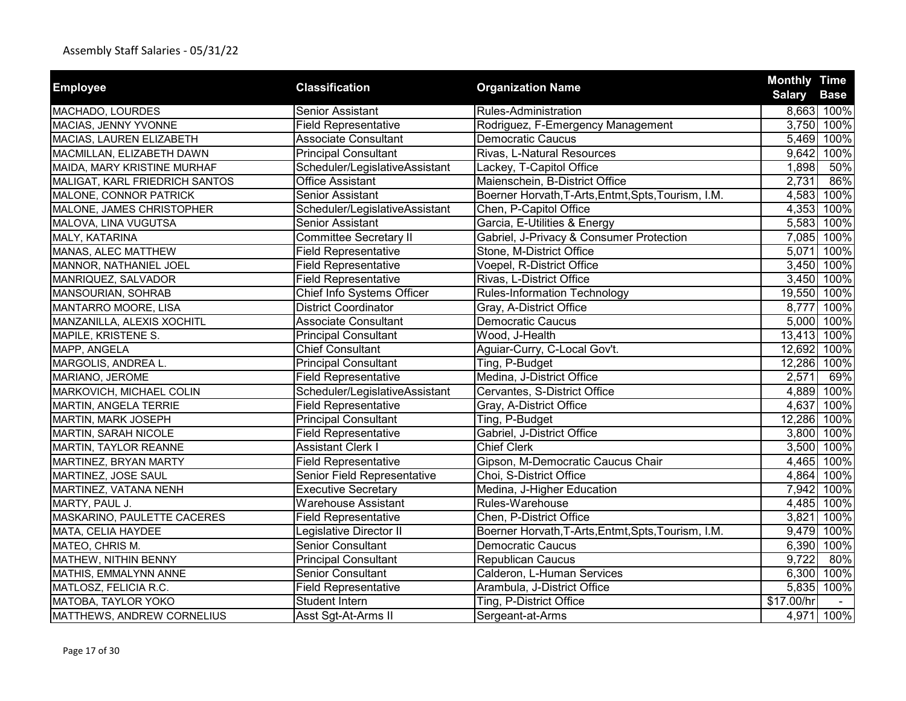Assembly Staff Salaries - 05/31/22

| Employee | Classification | Organization Name | Monthly Salary | Time Base |
|---|---|---|---|---|
| MACHADO, LOURDES | Senior Assistant | Rules-Administration | 8,663 | 100% |
| MACIAS, JENNY YVONNE | Field Representative | Rodriguez, F-Emergency Management | 3,750 | 100% |
| MACIAS, LAUREN ELIZABETH | Associate Consultant | Democratic Caucus | 5,469 | 100% |
| MACMILLAN, ELIZABETH DAWN | Principal Consultant | Rivas, L-Natural Resources | 9,642 | 100% |
| MAIDA, MARY KRISTINE MURHAF | Scheduler/LegislativeAssistant | Lackey, T-Capitol Office | 1,898 | 50% |
| MALIGAT, KARL FRIEDRICH SANTOS | Office Assistant | Maienschein, B-District Office | 2,731 | 86% |
| MALONE, CONNOR PATRICK | Senior Assistant | Boerner Horvath,T-Arts,Entmt,Spts,Tourism, I.M. | 4,583 | 100% |
| MALONE, JAMES CHRISTOPHER | Scheduler/LegislativeAssistant | Chen, P-Capitol Office | 4,353 | 100% |
| MALOVA, LINA VUGUTSA | Senior Assistant | Garcia, E-Utilities & Energy | 5,583 | 100% |
| MALY, KATARINA | Committee Secretary II | Gabriel, J-Privacy & Consumer Protection | 7,085 | 100% |
| MANAS, ALEC MATTHEW | Field Representative | Stone, M-District Office | 5,071 | 100% |
| MANNOR, NATHANIEL JOEL | Field Representative | Voepel, R-District Office | 3,450 | 100% |
| MANRIQUEZ, SALVADOR | Field Representative | Rivas, L-District Office | 3,450 | 100% |
| MANSOURIAN, SOHRAB | Chief Info Systems Officer | Rules-Information Technology | 19,550 | 100% |
| MANTARRO MOORE, LISA | District Coordinator | Gray, A-District Office | 8,777 | 100% |
| MANZANILLA, ALEXIS XOCHITL | Associate Consultant | Democratic Caucus | 5,000 | 100% |
| MAPILE, KRISTENE S. | Principal Consultant | Wood, J-Health | 13,413 | 100% |
| MAPP, ANGELA | Chief Consultant | Aguiar-Curry, C-Local Gov't. | 12,692 | 100% |
| MARGOLIS, ANDREA L. | Principal Consultant | Ting, P-Budget | 12,286 | 100% |
| MARIANO, JEROME | Field Representative | Medina, J-District Office | 2,571 | 69% |
| MARKOVICH, MICHAEL COLIN | Scheduler/LegislativeAssistant | Cervantes, S-District Office | 4,889 | 100% |
| MARTIN, ANGELA TERRIE | Field Representative | Gray, A-District Office | 4,637 | 100% |
| MARTIN, MARK JOSEPH | Principal Consultant | Ting, P-Budget | 12,286 | 100% |
| MARTIN, SARAH NICOLE | Field Representative | Gabriel, J-District Office | 3,800 | 100% |
| MARTIN, TAYLOR REANNE | Assistant Clerk I | Chief Clerk | 3,500 | 100% |
| MARTINEZ, BRYAN MARTY | Field Representative | Gipson, M-Democratic Caucus Chair | 4,465 | 100% |
| MARTINEZ, JOSE SAUL | Senior Field Representative | Choi, S-District Office | 4,864 | 100% |
| MARTINEZ, VATANA NENH | Executive Secretary | Medina, J-Higher Education | 7,942 | 100% |
| MARTY, PAUL J. | Warehouse Assistant | Rules-Warehouse | 4,485 | 100% |
| MASKARINO, PAULETTE CACERES | Field Representative | Chen, P-District Office | 3,821 | 100% |
| MATA, CELIA HAYDEE | Legislative Director II | Boerner Horvath,T-Arts,Entmt,Spts,Tourism, I.M. | 9,479 | 100% |
| MATEO, CHRIS M. | Senior Consultant | Democratic Caucus | 6,390 | 100% |
| MATHEW, NITHIN BENNY | Principal Consultant | Republican Caucus | 9,722 | 80% |
| MATHIS, EMMALYNN ANNE | Senior Consultant | Calderon, L-Human Services | 6,300 | 100% |
| MATLOSZ, FELICIA R.C. | Field Representative | Arambula, J-District Office | 5,835 | 100% |
| MATOBA, TAYLOR YOKO | Student Intern | Ting, P-District Office | $17.00/hr | - |
| MATTHEWS, ANDREW CORNELIUS | Asst Sgt-At-Arms II | Sergeant-at-Arms | 4,971 | 100% |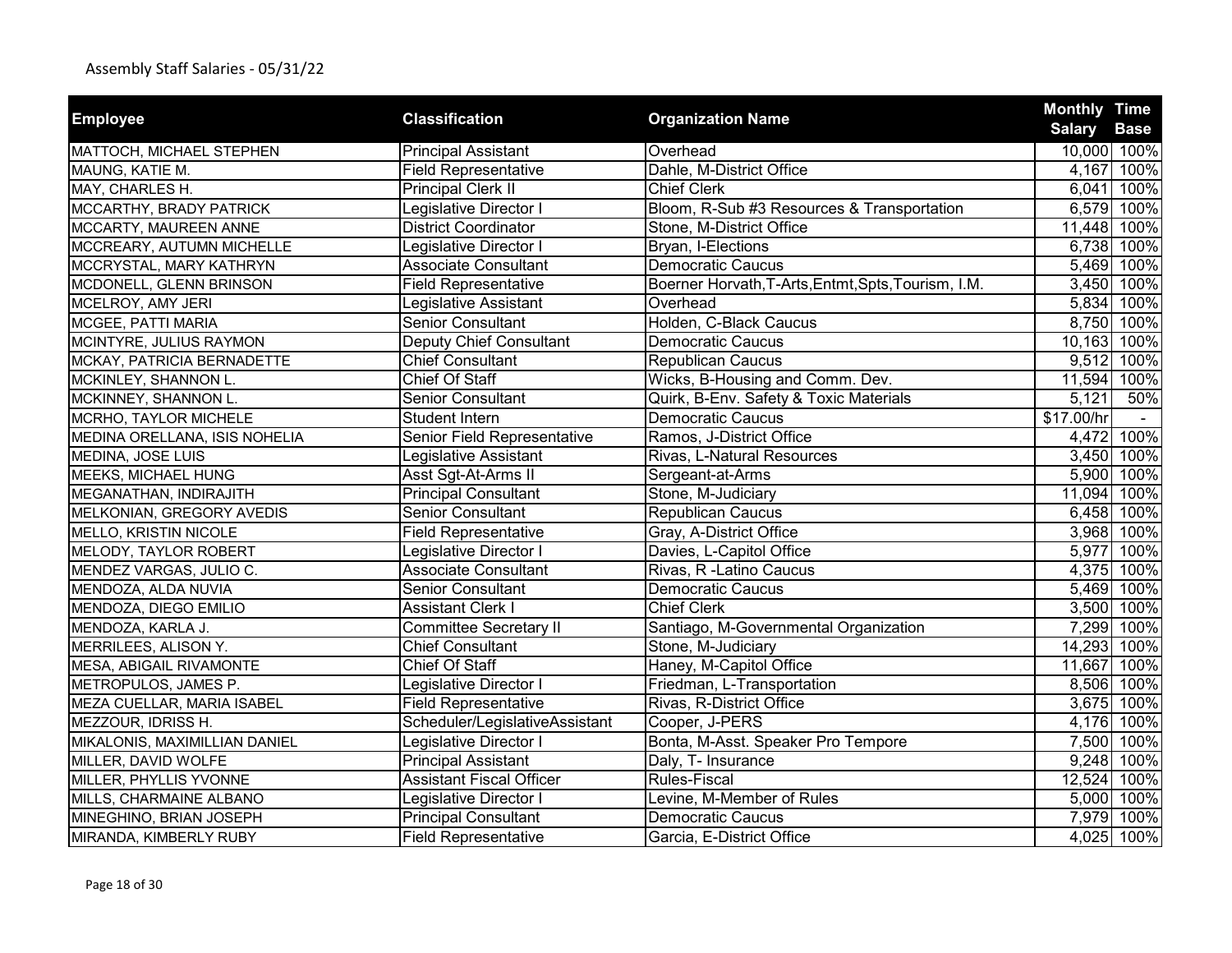Assembly Staff Salaries - 05/31/22

| Employee | Classification | Organization Name | Monthly Salary | Time Base |
|---|---|---|---|---|
| MATTOCH, MICHAEL STEPHEN | Principal Assistant | Overhead | 10,000 | 100% |
| MAUNG, KATIE M. | Field Representative | Dahle, M-District Office | 4,167 | 100% |
| MAY, CHARLES H. | Principal Clerk II | Chief Clerk | 6,041 | 100% |
| MCCARTHY, BRADY PATRICK | Legislative Director I | Bloom, R-Sub #3 Resources & Transportation | 6,579 | 100% |
| MCCARTY, MAUREEN ANNE | District Coordinator | Stone, M-District Office | 11,448 | 100% |
| MCCREARY, AUTUMN MICHELLE | Legislative Director I | Bryan, I-Elections | 6,738 | 100% |
| MCCRYSTAL, MARY KATHRYN | Associate Consultant | Democratic Caucus | 5,469 | 100% |
| MCDONELL, GLENN BRINSON | Field Representative | Boerner Horvath,T-Arts,Entmt,Spts,Tourism, I.M. | 3,450 | 100% |
| MCELROY, AMY JERI | Legislative Assistant | Overhead | 5,834 | 100% |
| MCGEE, PATTI MARIA | Senior Consultant | Holden, C-Black Caucus | 8,750 | 100% |
| MCINTYRE, JULIUS RAYMON | Deputy Chief Consultant | Democratic Caucus | 10,163 | 100% |
| MCKAY, PATRICIA BERNADETTE | Chief Consultant | Republican Caucus | 9,512 | 100% |
| MCKINLEY, SHANNON L. | Chief Of Staff | Wicks, B-Housing and Comm. Dev. | 11,594 | 100% |
| MCKINNEY, SHANNON L. | Senior Consultant | Quirk, B-Env. Safety & Toxic Materials | 5,121 | 50% |
| MCRHO, TAYLOR MICHELE | Student Intern | Democratic Caucus | $17.00/hr | - |
| MEDINA ORELLANA, ISIS NOHELIA | Senior Field Representative | Ramos, J-District Office | 4,472 | 100% |
| MEDINA, JOSE LUIS | Legislative Assistant | Rivas, L-Natural Resources | 3,450 | 100% |
| MEEKS, MICHAEL HUNG | Asst Sgt-At-Arms II | Sergeant-at-Arms | 5,900 | 100% |
| MEGANATHAN, INDIRAJITH | Principal Consultant | Stone, M-Judiciary | 11,094 | 100% |
| MELKONIAN, GREGORY AVEDIS | Senior Consultant | Republican Caucus | 6,458 | 100% |
| MELLO, KRISTIN NICOLE | Field Representative | Gray, A-District Office | 3,968 | 100% |
| MELODY, TAYLOR ROBERT | Legislative Director I | Davies, L-Capitol Office | 5,977 | 100% |
| MENDEZ VARGAS, JULIO C. | Associate Consultant | Rivas, R -Latino Caucus | 4,375 | 100% |
| MENDOZA, ALDA NUVIA | Senior Consultant | Democratic Caucus | 5,469 | 100% |
| MENDOZA, DIEGO EMILIO | Assistant Clerk I | Chief Clerk | 3,500 | 100% |
| MENDOZA, KARLA J. | Committee Secretary II | Santiago, M-Governmental Organization | 7,299 | 100% |
| MERRILEES, ALISON Y. | Chief Consultant | Stone, M-Judiciary | 14,293 | 100% |
| MESA, ABIGAIL RIVAMONTE | Chief Of Staff | Haney, M-Capitol Office | 11,667 | 100% |
| METROPULOS, JAMES P. | Legislative Director I | Friedman, L-Transportation | 8,506 | 100% |
| MEZA CUELLAR, MARIA ISABEL | Field Representative | Rivas, R-District Office | 3,675 | 100% |
| MEZZOUR, IDRISS H. | Scheduler/LegislativeAssistant | Cooper, J-PERS | 4,176 | 100% |
| MIKALONIS, MAXIMILLIAN DANIEL | Legislative Director I | Bonta, M-Asst. Speaker Pro Tempore | 7,500 | 100% |
| MILLER, DAVID WOLFE | Principal Assistant | Daly, T- Insurance | 9,248 | 100% |
| MILLER, PHYLLIS YVONNE | Assistant Fiscal Officer | Rules-Fiscal | 12,524 | 100% |
| MILLS, CHARMAINE ALBANO | Legislative Director I | Levine, M-Member of Rules | 5,000 | 100% |
| MINEGHINO, BRIAN JOSEPH | Principal Consultant | Democratic Caucus | 7,979 | 100% |
| MIRANDA, KIMBERLY RUBY | Field Representative | Garcia, E-District Office | 4,025 | 100% |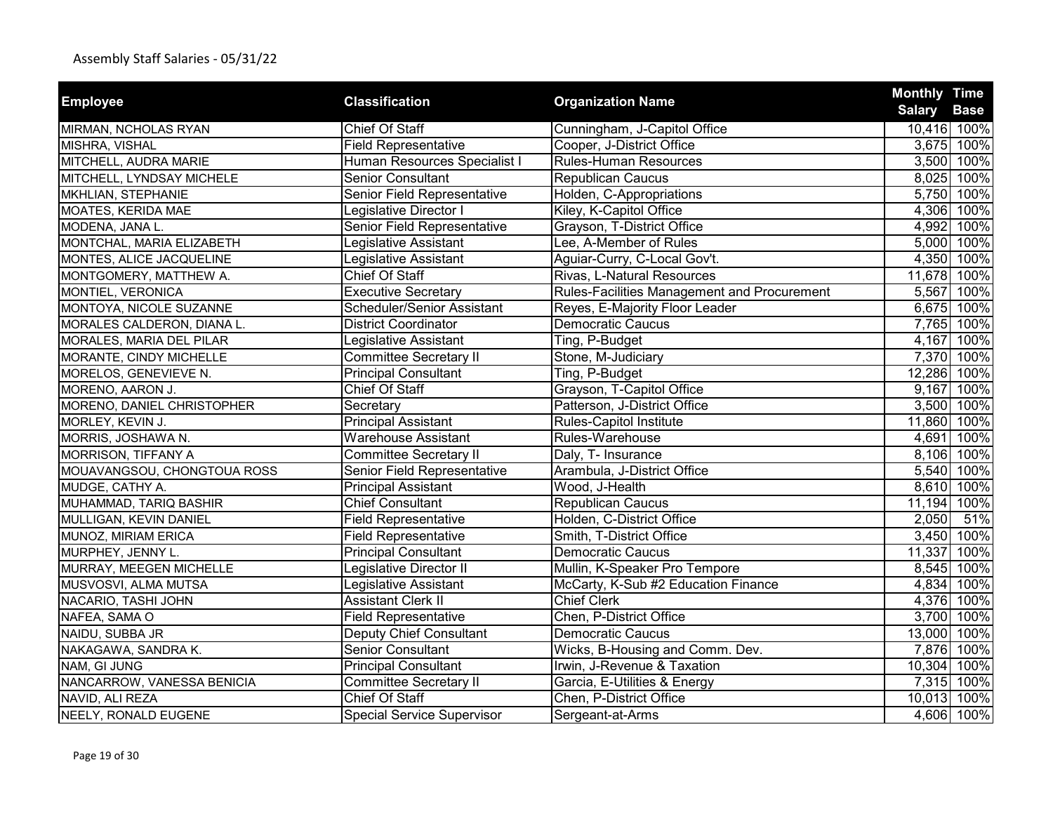Assembly Staff Salaries - 05/31/22

| Employee | Classification | Organization Name | Monthly Salary | Time Base |
|---|---|---|---|---|
| MIRMAN, NCHOLAS RYAN | Chief Of Staff | Cunningham, J-Capitol Office | 10,416 | 100% |
| MISHRA, VISHAL | Field Representative | Cooper, J-District Office | 3,675 | 100% |
| MITCHELL, AUDRA MARIE | Human Resources Specialist I | Rules-Human Resources | 3,500 | 100% |
| MITCHELL, LYNDSAY MICHELE | Senior Consultant | Republican Caucus | 8,025 | 100% |
| MKHLIAN, STEPHANIE | Senior Field Representative | Holden, C-Appropriations | 5,750 | 100% |
| MOATES, KERIDA MAE | Legislative Director I | Kiley, K-Capitol Office | 4,306 | 100% |
| MODENA, JANA L. | Senior Field Representative | Grayson, T-District Office | 4,992 | 100% |
| MONTCHAL, MARIA ELIZABETH | Legislative Assistant | Lee, A-Member of Rules | 5,000 | 100% |
| MONTES, ALICE JACQUELINE | Legislative Assistant | Aguiar-Curry, C-Local Gov't. | 4,350 | 100% |
| MONTGOMERY, MATTHEW A. | Chief Of Staff | Rivas, L-Natural Resources | 11,678 | 100% |
| MONTIEL, VERONICA | Executive Secretary | Rules-Facilities Management and Procurement | 5,567 | 100% |
| MONTOYA, NICOLE SUZANNE | Scheduler/Senior Assistant | Reyes, E-Majority Floor Leader | 6,675 | 100% |
| MORALES CALDERON, DIANA L. | District Coordinator | Democratic Caucus | 7,765 | 100% |
| MORALES, MARIA DEL PILAR | Legislative Assistant | Ting, P-Budget | 4,167 | 100% |
| MORANTE, CINDY MICHELLE | Committee Secretary II | Stone, M-Judiciary | 7,370 | 100% |
| MORELOS, GENEVIEVE N. | Principal Consultant | Ting, P-Budget | 12,286 | 100% |
| MORENO, AARON J. | Chief Of Staff | Grayson, T-Capitol Office | 9,167 | 100% |
| MORENO, DANIEL CHRISTOPHER | Secretary | Patterson, J-District Office | 3,500 | 100% |
| MORLEY, KEVIN J. | Principal Assistant | Rules-Capitol Institute | 11,860 | 100% |
| MORRIS, JOSHAWA N. | Warehouse Assistant | Rules-Warehouse | 4,691 | 100% |
| MORRISON, TIFFANY A | Committee Secretary II | Daly, T- Insurance | 8,106 | 100% |
| MOUAVANGSOU, CHONGTOUA ROSS | Senior Field Representative | Arambula, J-District Office | 5,540 | 100% |
| MUDGE, CATHY A. | Principal Assistant | Wood, J-Health | 8,610 | 100% |
| MUHAMMAD, TARIQ BASHIR | Chief Consultant | Republican Caucus | 11,194 | 100% |
| MULLIGAN, KEVIN DANIEL | Field Representative | Holden, C-District Office | 2,050 | 51% |
| MUNOZ, MIRIAM ERICA | Field Representative | Smith, T-District Office | 3,450 | 100% |
| MURPHEY, JENNY L. | Principal Consultant | Democratic Caucus | 11,337 | 100% |
| MURRAY, MEEGEN MICHELLE | Legislative Director II | Mullin, K-Speaker Pro Tempore | 8,545 | 100% |
| MUSVOSVI, ALMA MUTSA | Legislative Assistant | McCarty, K-Sub #2 Education Finance | 4,834 | 100% |
| NACARIO, TASHI JOHN | Assistant Clerk II | Chief Clerk | 4,376 | 100% |
| NAFEA, SAMA O | Field Representative | Chen, P-District Office | 3,700 | 100% |
| NAIDU, SUBBA JR | Deputy Chief Consultant | Democratic Caucus | 13,000 | 100% |
| NAKAGAWA, SANDRA K. | Senior Consultant | Wicks, B-Housing and Comm. Dev. | 7,876 | 100% |
| NAM, GI JUNG | Principal Consultant | Irwin, J-Revenue & Taxation | 10,304 | 100% |
| NANCARROW, VANESSA BENICIA | Committee Secretary II | Garcia, E-Utilities & Energy | 7,315 | 100% |
| NAVID, ALI REZA | Chief Of Staff | Chen, P-District Office | 10,013 | 100% |
| NEELY, RONALD EUGENE | Special Service Supervisor | Sergeant-at-Arms | 4,606 | 100% |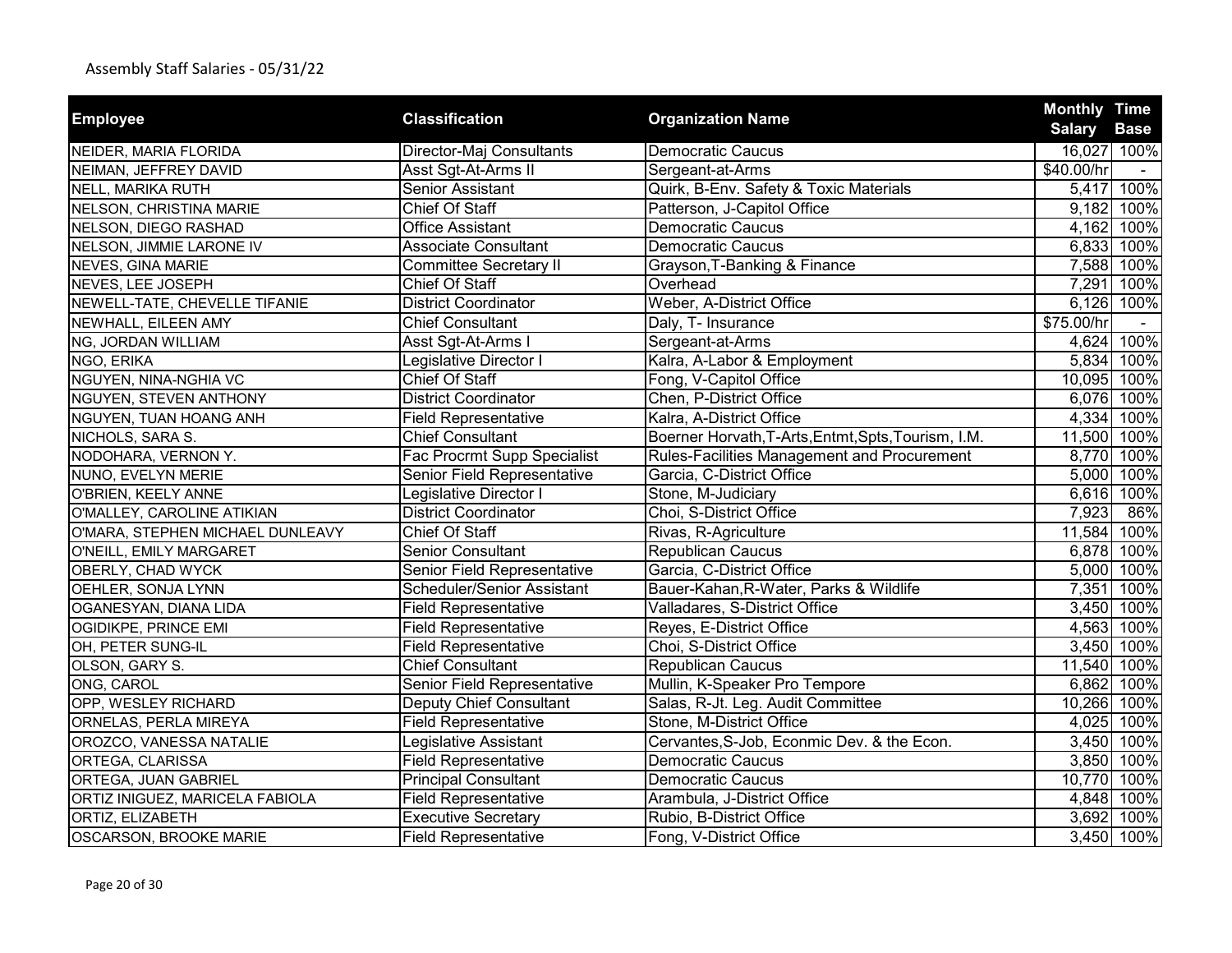Assembly Staff Salaries - 05/31/22

| Employee | Classification | Organization Name | Monthly Salary | Time Base |
|---|---|---|---|---|
| NEIDER, MARIA FLORIDA | Director-Maj Consultants | Democratic Caucus | 16,027 | 100% |
| NEIMAN, JEFFREY DAVID | Asst Sgt-At-Arms II | Sergeant-at-Arms | $40.00/hr | - |
| NELL, MARIKA RUTH | Senior Assistant | Quirk, B-Env. Safety & Toxic Materials | 5,417 | 100% |
| NELSON, CHRISTINA MARIE | Chief Of Staff | Patterson, J-Capitol Office | 9,182 | 100% |
| NELSON, DIEGO RASHAD | Office Assistant | Democratic Caucus | 4,162 | 100% |
| NELSON, JIMMIE LARONE IV | Associate Consultant | Democratic Caucus | 6,833 | 100% |
| NEVES, GINA MARIE | Committee Secretary II | Grayson,T-Banking & Finance | 7,588 | 100% |
| NEVES, LEE JOSEPH | Chief Of Staff | Overhead | 7,291 | 100% |
| NEWELL-TATE, CHEVELLE TIFANIE | District Coordinator | Weber, A-District Office | 6,126 | 100% |
| NEWHALL, EILEEN AMY | Chief Consultant | Daly, T- Insurance | $75.00/hr | - |
| NG, JORDAN WILLIAM | Asst Sgt-At-Arms I | Sergeant-at-Arms | 4,624 | 100% |
| NGO, ERIKA | Legislative Director I | Kalra, A-Labor & Employment | 5,834 | 100% |
| NGUYEN, NINA-NGHIA VC | Chief Of Staff | Fong, V-Capitol Office | 10,095 | 100% |
| NGUYEN, STEVEN ANTHONY | District Coordinator | Chen, P-District Office | 6,076 | 100% |
| NGUYEN, TUAN HOANG ANH | Field Representative | Kalra, A-District Office | 4,334 | 100% |
| NICHOLS, SARA S. | Chief Consultant | Boerner Horvath,T-Arts,Entmt,Spts,Tourism, I.M. | 11,500 | 100% |
| NODOHARA, VERNON Y. | Fac Procrmt Supp Specialist | Rules-Facilities Management and Procurement | 8,770 | 100% |
| NUNO, EVELYN MERIE | Senior Field Representative | Garcia, C-District Office | 5,000 | 100% |
| O'BRIEN, KEELY ANNE | Legislative Director I | Stone, M-Judiciary | 6,616 | 100% |
| O'MALLEY, CAROLINE ATIKIAN | District Coordinator | Choi, S-District Office | 7,923 | 86% |
| O'MARA, STEPHEN MICHAEL DUNLEAVY | Chief Of Staff | Rivas, R-Agriculture | 11,584 | 100% |
| O'NEILL, EMILY MARGARET | Senior Consultant | Republican Caucus | 6,878 | 100% |
| OBERLY, CHAD WYCK | Senior Field Representative | Garcia, C-District Office | 5,000 | 100% |
| OEHLER, SONJA LYNN | Scheduler/Senior Assistant | Bauer-Kahan,R-Water, Parks & Wildlife | 7,351 | 100% |
| OGANESYAN, DIANA LIDA | Field Representative | Valladares, S-District Office | 3,450 | 100% |
| OGIDIKPE, PRINCE EMI | Field Representative | Reyes, E-District Office | 4,563 | 100% |
| OH, PETER SUNG-IL | Field Representative | Choi, S-District Office | 3,450 | 100% |
| OLSON, GARY S. | Chief Consultant | Republican Caucus | 11,540 | 100% |
| ONG, CAROL | Senior Field Representative | Mullin, K-Speaker Pro Tempore | 6,862 | 100% |
| OPP, WESLEY RICHARD | Deputy Chief Consultant | Salas, R-Jt. Leg. Audit Committee | 10,266 | 100% |
| ORNELAS, PERLA MIREYA | Field Representative | Stone, M-District Office | 4,025 | 100% |
| OROZCO, VANESSA NATALIE | Legislative Assistant | Cervantes,S-Job, Econmic Dev. & the Econ. | 3,450 | 100% |
| ORTEGA, CLARISSA | Field Representative | Democratic Caucus | 3,850 | 100% |
| ORTEGA, JUAN GABRIEL | Principal Consultant | Democratic Caucus | 10,770 | 100% |
| ORTIZ INIGUEZ, MARICELA FABIOLA | Field Representative | Arambula, J-District Office | 4,848 | 100% |
| ORTIZ, ELIZABETH | Executive Secretary | Rubio, B-District Office | 3,692 | 100% |
| OSCARSON, BROOKE MARIE | Field Representative | Fong, V-District Office | 3,450 | 100% |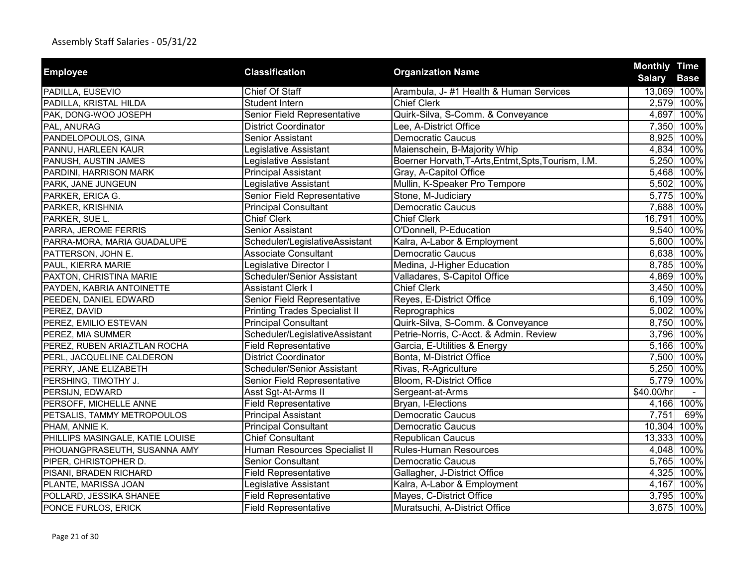Assembly Staff Salaries - 05/31/22

| Employee | Classification | Organization Name | Monthly Salary | Time Base |
|---|---|---|---|---|
| PADILLA, EUSEVIO | Chief Of Staff | Arambula, J- #1 Health & Human Services | 13,069 | 100% |
| PADILLA, KRISTAL HILDA | Student Intern | Chief Clerk | 2,579 | 100% |
| PAK, DONG-WOO JOSEPH | Senior Field Representative | Quirk-Silva, S-Comm. & Conveyance | 4,697 | 100% |
| PAL, ANURAG | District Coordinator | Lee, A-District Office | 7,350 | 100% |
| PANDELOPOULOS, GINA | Senior Assistant | Democratic Caucus | 8,925 | 100% |
| PANNU, HARLEEN KAUR | Legislative Assistant | Maienschein, B-Majority Whip | 4,834 | 100% |
| PANUSH, AUSTIN JAMES | Legislative Assistant | Boerner Horvath,T-Arts,Entmt,Spts,Tourism, I.M. | 5,250 | 100% |
| PARDINI, HARRISON MARK | Principal Assistant | Gray, A-Capitol Office | 5,468 | 100% |
| PARK, JANE JUNGEUN | Legislative Assistant | Mullin, K-Speaker Pro Tempore | 5,502 | 100% |
| PARKER, ERICA G. | Senior Field Representative | Stone, M-Judiciary | 5,775 | 100% |
| PARKER, KRISHNIA | Principal Consultant | Democratic Caucus | 7,688 | 100% |
| PARKER, SUE L. | Chief Clerk | Chief Clerk | 16,791 | 100% |
| PARRA, JEROME FERRIS | Senior Assistant | O'Donnell, P-Education | 9,540 | 100% |
| PARRA-MORA, MARIA GUADALUPE | Scheduler/LegislativeAssistant | Kalra, A-Labor & Employment | 5,600 | 100% |
| PATTERSON, JOHN E. | Associate Consultant | Democratic Caucus | 6,638 | 100% |
| PAUL, KIERRA MARIE | Legislative Director I | Medina, J-Higher Education | 8,785 | 100% |
| PAXTON, CHRISTINA MARIE | Scheduler/Senior Assistant | Valladares, S-Capitol Office | 4,869 | 100% |
| PAYDEN, KABRIA ANTOINETTE | Assistant Clerk I | Chief Clerk | 3,450 | 100% |
| PEEDEN, DANIEL EDWARD | Senior Field Representative | Reyes, E-District Office | 6,109 | 100% |
| PEREZ, DAVID | Printing Trades Specialist II | Reprographics | 5,002 | 100% |
| PEREZ, EMILIO ESTEVAN | Principal Consultant | Quirk-Silva, S-Comm. & Conveyance | 8,750 | 100% |
| PEREZ, MIA SUMMER | Scheduler/LegislativeAssistant | Petrie-Norris, C-Acct. & Admin. Review | 3,796 | 100% |
| PEREZ, RUBEN ARIAZTLAN ROCHA | Field Representative | Garcia, E-Utilities & Energy | 5,166 | 100% |
| PERL, JACQUELINE CALDERON | District Coordinator | Bonta, M-District Office | 7,500 | 100% |
| PERRY, JANE ELIZABETH | Scheduler/Senior Assistant | Rivas, R-Agriculture | 5,250 | 100% |
| PERSHING, TIMOTHY J. | Senior Field Representative | Bloom, R-District Office | 5,779 | 100% |
| PERSIJN, EDWARD | Asst Sgt-At-Arms II | Sergeant-at-Arms | $40.00/hr | - |
| PERSOFF, MICHELLE ANNE | Field Representative | Bryan, I-Elections | 4,166 | 100% |
| PETSALIS, TAMMY METROPOULOS | Principal Assistant | Democratic Caucus | 7,751 | 69% |
| PHAM, ANNIE K. | Principal Consultant | Democratic Caucus | 10,304 | 100% |
| PHILLIPS MASINGALE, KATIE LOUISE | Chief Consultant | Republican Caucus | 13,333 | 100% |
| PHOUANGPRASEUTH, SUSANNA AMY | Human Resources Specialist II | Rules-Human Resources | 4,048 | 100% |
| PIPER, CHRISTOPHER D. | Senior Consultant | Democratic Caucus | 5,765 | 100% |
| PISANI, BRADEN RICHARD | Field Representative | Gallagher, J-District Office | 4,325 | 100% |
| PLANTE, MARISSA JOAN | Legislative Assistant | Kalra, A-Labor & Employment | 4,167 | 100% |
| POLLARD, JESSIKA SHANEE | Field Representative | Mayes, C-District Office | 3,795 | 100% |
| PONCE FURLOS, ERICK | Field Representative | Muratsuchi, A-District Office | 3,675 | 100% |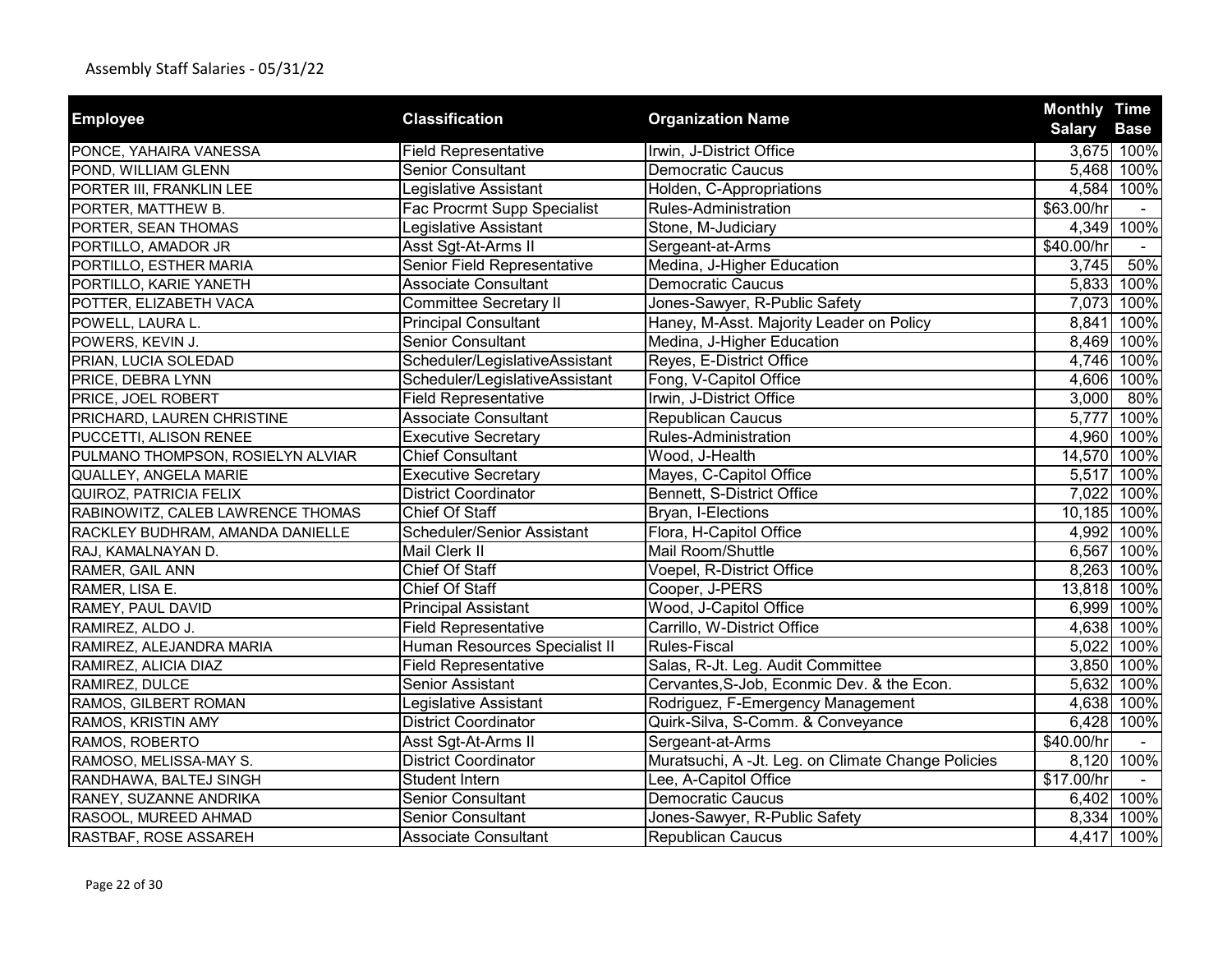Assembly Staff Salaries - 05/31/22

| Employee | Classification | Organization Name | Monthly Salary | Time Base |
|---|---|---|---|---|
| PONCE, YAHAIRA VANESSA | Field Representative | Irwin, J-District Office | 3,675 | 100% |
| POND, WILLIAM GLENN | Senior Consultant | Democratic Caucus | 5,468 | 100% |
| PORTER III, FRANKLIN LEE | Legislative Assistant | Holden, C-Appropriations | 4,584 | 100% |
| PORTER, MATTHEW B. | Fac Procrmt Supp Specialist | Rules-Administration | $63.00/hr | - |
| PORTER, SEAN THOMAS | Legislative Assistant | Stone, M-Judiciary | 4,349 | 100% |
| PORTILLO, AMADOR JR | Asst Sgt-At-Arms II | Sergeant-at-Arms | $40.00/hr | - |
| PORTILLO, ESTHER MARIA | Senior Field Representative | Medina, J-Higher Education | 3,745 | 50% |
| PORTILLO, KARIE YANETH | Associate Consultant | Democratic Caucus | 5,833 | 100% |
| POTTER, ELIZABETH VACA | Committee Secretary II | Jones-Sawyer, R-Public Safety | 7,073 | 100% |
| POWELL, LAURA L. | Principal Consultant | Haney, M-Asst. Majority Leader on Policy | 8,841 | 100% |
| POWERS, KEVIN J. | Senior Consultant | Medina, J-Higher Education | 8,469 | 100% |
| PRIAN, LUCIA SOLEDAD | Scheduler/LegislativeAssistant | Reyes, E-District Office | 4,746 | 100% |
| PRICE, DEBRA LYNN | Scheduler/LegislativeAssistant | Fong, V-Capitol Office | 4,606 | 100% |
| PRICE, JOEL ROBERT | Field Representative | Irwin, J-District Office | 3,000 | 80% |
| PRICHARD, LAUREN CHRISTINE | Associate Consultant | Republican Caucus | 5,777 | 100% |
| PUCCETTI, ALISON RENEE | Executive Secretary | Rules-Administration | 4,960 | 100% |
| PULMANO THOMPSON, ROSIELYN ALVIAR | Chief Consultant | Wood, J-Health | 14,570 | 100% |
| QUALLEY, ANGELA MARIE | Executive Secretary | Mayes, C-Capitol Office | 5,517 | 100% |
| QUIROZ, PATRICIA FELIX | District Coordinator | Bennett, S-District Office | 7,022 | 100% |
| RABINOWITZ, CALEB LAWRENCE THOMAS | Chief Of Staff | Bryan, I-Elections | 10,185 | 100% |
| RACKLEY BUDHRAM, AMANDA DANIELLE | Scheduler/Senior Assistant | Flora, H-Capitol Office | 4,992 | 100% |
| RAJ, KAMALNAYAN D. | Mail Clerk II | Mail Room/Shuttle | 6,567 | 100% |
| RAMER, GAIL ANN | Chief Of Staff | Voepel, R-District Office | 8,263 | 100% |
| RAMER, LISA E. | Chief Of Staff | Cooper, J-PERS | 13,818 | 100% |
| RAMEY, PAUL DAVID | Principal Assistant | Wood, J-Capitol Office | 6,999 | 100% |
| RAMIREZ, ALDO J. | Field Representative | Carrillo, W-District Office | 4,638 | 100% |
| RAMIREZ, ALEJANDRA MARIA | Human Resources Specialist II | Rules-Fiscal | 5,022 | 100% |
| RAMIREZ, ALICIA DIAZ | Field Representative | Salas, R-Jt. Leg. Audit Committee | 3,850 | 100% |
| RAMIREZ, DULCE | Senior Assistant | Cervantes,S-Job, Econmic Dev. & the Econ. | 5,632 | 100% |
| RAMOS, GILBERT ROMAN | Legislative Assistant | Rodriguez, F-Emergency Management | 4,638 | 100% |
| RAMOS, KRISTIN AMY | District Coordinator | Quirk-Silva, S-Comm. & Conveyance | 6,428 | 100% |
| RAMOS, ROBERTO | Asst Sgt-At-Arms II | Sergeant-at-Arms | $40.00/hr | - |
| RAMOSO, MELISSA-MAY S. | District Coordinator | Muratsuchi, A -Jt. Leg. on Climate Change Policies | 8,120 | 100% |
| RANDHAWA, BALTEJ SINGH | Student Intern | Lee, A-Capitol Office | $17.00/hr | - |
| RANEY, SUZANNE ANDRIKA | Senior Consultant | Democratic Caucus | 6,402 | 100% |
| RASOOL, MUREED AHMAD | Senior Consultant | Jones-Sawyer, R-Public Safety | 8,334 | 100% |
| RASTBAF, ROSE ASSAREH | Associate Consultant | Republican Caucus | 4,417 | 100% |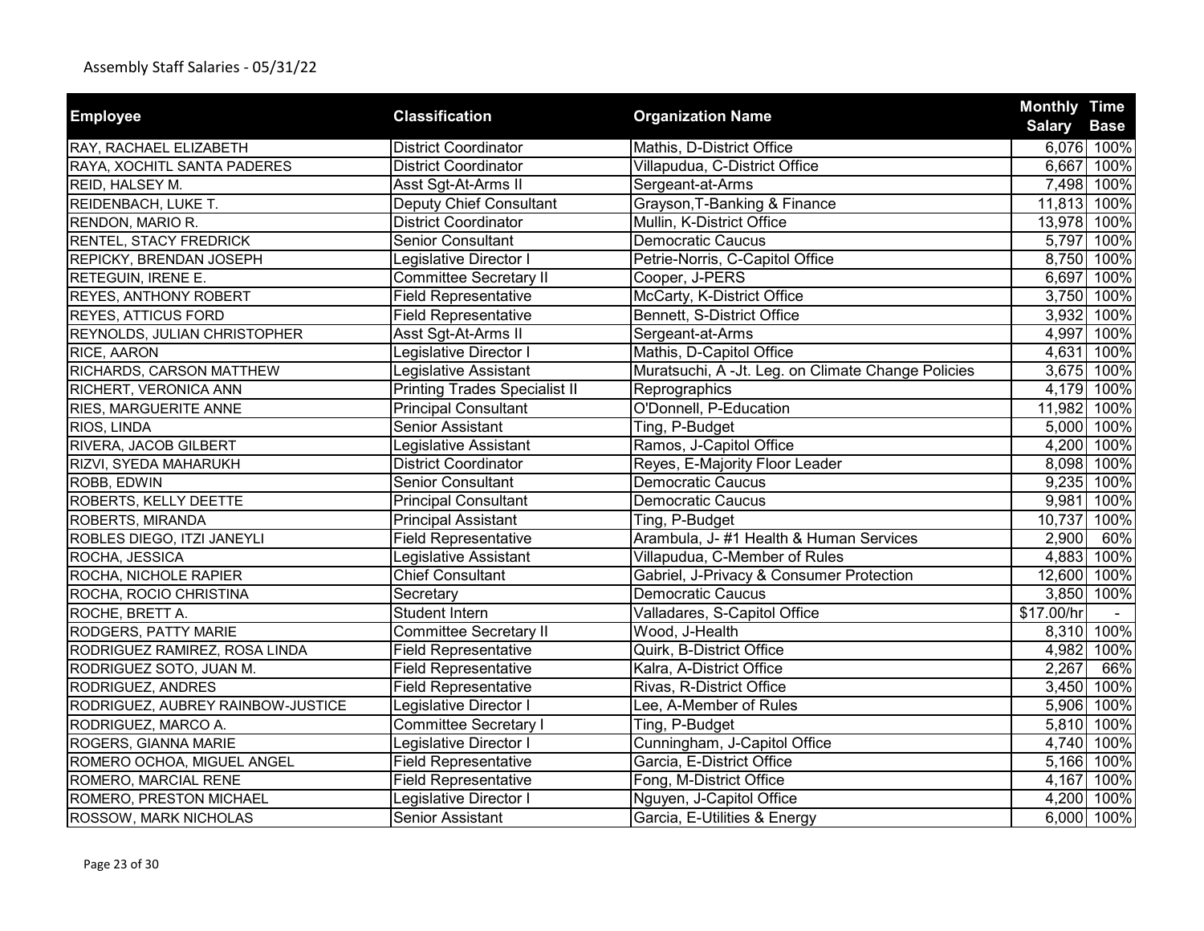Assembly Staff Salaries - 05/31/22

| Employee | Classification | Organization Name | Monthly Salary | Time Base |
|---|---|---|---|---|
| RAY, RACHAEL ELIZABETH | District Coordinator | Mathis, D-District Office | 6,076 | 100% |
| RAYA, XOCHITL SANTA PADERES | District Coordinator | Villapudua, C-District Office | 6,667 | 100% |
| REID, HALSEY M. | Asst Sgt-At-Arms II | Sergeant-at-Arms | 7,498 | 100% |
| REIDENBACH, LUKE T. | Deputy Chief Consultant | Grayson,T-Banking & Finance | 11,813 | 100% |
| RENDON, MARIO R. | District Coordinator | Mullin, K-District Office | 13,978 | 100% |
| RENTEL, STACY FREDRICK | Senior Consultant | Democratic Caucus | 5,797 | 100% |
| REPICKY, BRENDAN JOSEPH | Legislative Director I | Petrie-Norris, C-Capitol Office | 8,750 | 100% |
| RETEGUIN, IRENE E. | Committee Secretary II | Cooper, J-PERS | 6,697 | 100% |
| REYES, ANTHONY ROBERT | Field Representative | McCarty, K-District Office | 3,750 | 100% |
| REYES, ATTICUS FORD | Field Representative | Bennett, S-District Office | 3,932 | 100% |
| REYNOLDS, JULIAN CHRISTOPHER | Asst Sgt-At-Arms II | Sergeant-at-Arms | 4,997 | 100% |
| RICE, AARON | Legislative Director I | Mathis, D-Capitol Office | 4,631 | 100% |
| RICHARDS, CARSON MATTHEW | Legislative Assistant | Muratsuchi, A -Jt. Leg. on Climate Change Policies | 3,675 | 100% |
| RICHERT, VERONICA ANN | Printing Trades Specialist II | Reprographics | 4,179 | 100% |
| RIES, MARGUERITE ANNE | Principal Consultant | O'Donnell, P-Education | 11,982 | 100% |
| RIOS, LINDA | Senior Assistant | Ting, P-Budget | 5,000 | 100% |
| RIVERA, JACOB GILBERT | Legislative Assistant | Ramos, J-Capitol Office | 4,200 | 100% |
| RIZVI, SYEDA MAHARUKH | District Coordinator | Reyes, E-Majority Floor Leader | 8,098 | 100% |
| ROBB, EDWIN | Senior Consultant | Democratic Caucus | 9,235 | 100% |
| ROBERTS, KELLY DEETTE | Principal Consultant | Democratic Caucus | 9,981 | 100% |
| ROBERTS, MIRANDA | Principal Assistant | Ting, P-Budget | 10,737 | 100% |
| ROBLES DIEGO, ITZI JANEYLI | Field Representative | Arambula, J- #1 Health & Human Services | 2,900 | 60% |
| ROCHA, JESSICA | Legislative Assistant | Villapudua, C-Member of Rules | 4,883 | 100% |
| ROCHA, NICHOLE RAPIER | Chief Consultant | Gabriel, J-Privacy & Consumer Protection | 12,600 | 100% |
| ROCHA, ROCIO CHRISTINA | Secretary | Democratic Caucus | 3,850 | 100% |
| ROCHE, BRETT A. | Student Intern | Valladares, S-Capitol Office | $17.00/hr | - |
| RODGERS, PATTY MARIE | Committee Secretary II | Wood, J-Health | 8,310 | 100% |
| RODRIGUEZ RAMIREZ, ROSA LINDA | Field Representative | Quirk, B-District Office | 4,982 | 100% |
| RODRIGUEZ SOTO, JUAN M. | Field Representative | Kalra, A-District Office | 2,267 | 66% |
| RODRIGUEZ, ANDRES | Field Representative | Rivas, R-District Office | 3,450 | 100% |
| RODRIGUEZ, AUBREY RAINBOW-JUSTICE | Legislative Director I | Lee, A-Member of Rules | 5,906 | 100% |
| RODRIGUEZ, MARCO A. | Committee Secretary I | Ting, P-Budget | 5,810 | 100% |
| ROGERS, GIANNA MARIE | Legislative Director I | Cunningham, J-Capitol Office | 4,740 | 100% |
| ROMERO OCHOA, MIGUEL ANGEL | Field Representative | Garcia, E-District Office | 5,166 | 100% |
| ROMERO, MARCIAL RENE | Field Representative | Fong, M-District Office | 4,167 | 100% |
| ROMERO, PRESTON MICHAEL | Legislative Director I | Nguyen, J-Capitol Office | 4,200 | 100% |
| ROSSOW, MARK NICHOLAS | Senior Assistant | Garcia, E-Utilities & Energy | 6,000 | 100% |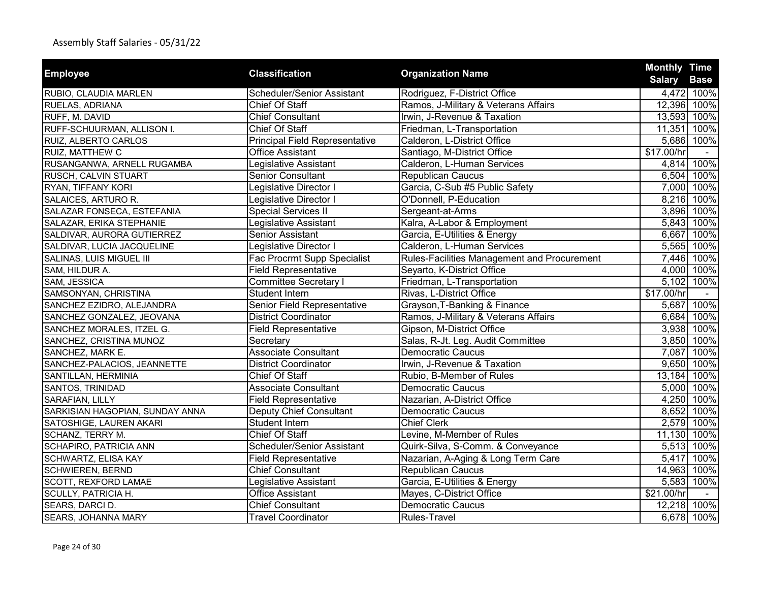Assembly Staff Salaries - 05/31/22

| Employee | Classification | Organization Name | Monthly Salary | Time Base |
|---|---|---|---|---|
| RUBIO, CLAUDIA MARLEN | Scheduler/Senior Assistant | Rodriguez, F-District Office | 4,472 | 100% |
| RUELAS, ADRIANA | Chief Of Staff | Ramos, J-Military & Veterans Affairs | 12,396 | 100% |
| RUFF, M. DAVID | Chief Consultant | Irwin, J-Revenue & Taxation | 13,593 | 100% |
| RUFF-SCHUURMAN, ALLISON I. | Chief Of Staff | Friedman, L-Transportation | 11,351 | 100% |
| RUIZ, ALBERTO CARLOS | Principal Field Representative | Calderon, L-District Office | 5,686 | 100% |
| RUIZ, MATTHEW C | Office Assistant | Santiago, M-District Office | $17.00/hr | - |
| RUSANGANWA, ARNELL RUGAMBA | Legislative Assistant | Calderon, L-Human Services | 4,814 | 100% |
| RUSCH, CALVIN STUART | Senior Consultant | Republican Caucus | 6,504 | 100% |
| RYAN, TIFFANY KORI | Legislative Director I | Garcia, C-Sub #5 Public Safety | 7,000 | 100% |
| SALAICES, ARTURO R. | Legislative Director I | O'Donnell, P-Education | 8,216 | 100% |
| SALAZAR FONSECA, ESTEFANIA | Special Services II | Sergeant-at-Arms | 3,896 | 100% |
| SALAZAR, ERIKA STEPHANIE | Legislative Assistant | Kalra, A-Labor & Employment | 5,843 | 100% |
| SALDIVAR, AURORA GUTIERREZ | Senior Assistant | Garcia, E-Utilities & Energy | 6,667 | 100% |
| SALDIVAR, LUCIA JACQUELINE | Legislative Director I | Calderon, L-Human Services | 5,565 | 100% |
| SALINAS, LUIS MIGUEL III | Fac Procrmt Supp Specialist | Rules-Facilities Management and Procurement | 7,446 | 100% |
| SAM, HILDUR A. | Field Representative | Seyarto, K-District Office | 4,000 | 100% |
| SAM, JESSICA | Committee Secretary I | Friedman, L-Transportation | 5,102 | 100% |
| SAMSONYAN, CHRISTINA | Student Intern | Rivas, L-District Office | $17.00/hr | - |
| SANCHEZ EZIDRO, ALEJANDRA | Senior Field Representative | Grayson,T-Banking & Finance | 5,687 | 100% |
| SANCHEZ GONZALEZ, JEOVANA | District Coordinator | Ramos, J-Military & Veterans Affairs | 6,684 | 100% |
| SANCHEZ MORALES, ITZEL G. | Field Representative | Gipson, M-District Office | 3,938 | 100% |
| SANCHEZ, CRISTINA MUNOZ | Secretary | Salas, R-Jt. Leg. Audit Committee | 3,850 | 100% |
| SANCHEZ, MARK E. | Associate Consultant | Democratic Caucus | 7,087 | 100% |
| SANCHEZ-PALACIOS, JEANNETTE | District Coordinator | Irwin, J-Revenue & Taxation | 9,650 | 100% |
| SANTILLAN, HERMINIA | Chief Of Staff | Rubio, B-Member of Rules | 13,184 | 100% |
| SANTOS, TRINIDAD | Associate Consultant | Democratic Caucus | 5,000 | 100% |
| SARAFIAN, LILLY | Field Representative | Nazarian, A-District Office | 4,250 | 100% |
| SARKISIAN HAGOPIAN, SUNDAY ANNA | Deputy Chief Consultant | Democratic Caucus | 8,652 | 100% |
| SATOSHIGE, LAUREN AKARI | Student Intern | Chief Clerk | 2,579 | 100% |
| SCHANZ, TERRY M. | Chief Of Staff | Levine, M-Member of Rules | 11,130 | 100% |
| SCHAPIRO, PATRICIA ANN | Scheduler/Senior Assistant | Quirk-Silva, S-Comm. & Conveyance | 5,513 | 100% |
| SCHWARTZ, ELISA KAY | Field Representative | Nazarian, A-Aging & Long Term Care | 5,417 | 100% |
| SCHWIEREN, BERND | Chief Consultant | Republican Caucus | 14,963 | 100% |
| SCOTT, REXFORD LAMAE | Legislative Assistant | Garcia, E-Utilities & Energy | 5,583 | 100% |
| SCULLY, PATRICIA H. | Office Assistant | Mayes, C-District Office | $21.00/hr | - |
| SEARS, DARCI D. | Chief Consultant | Democratic Caucus | 12,218 | 100% |
| SEARS, JOHANNA MARY | Travel Coordinator | Rules-Travel | 6,678 | 100% |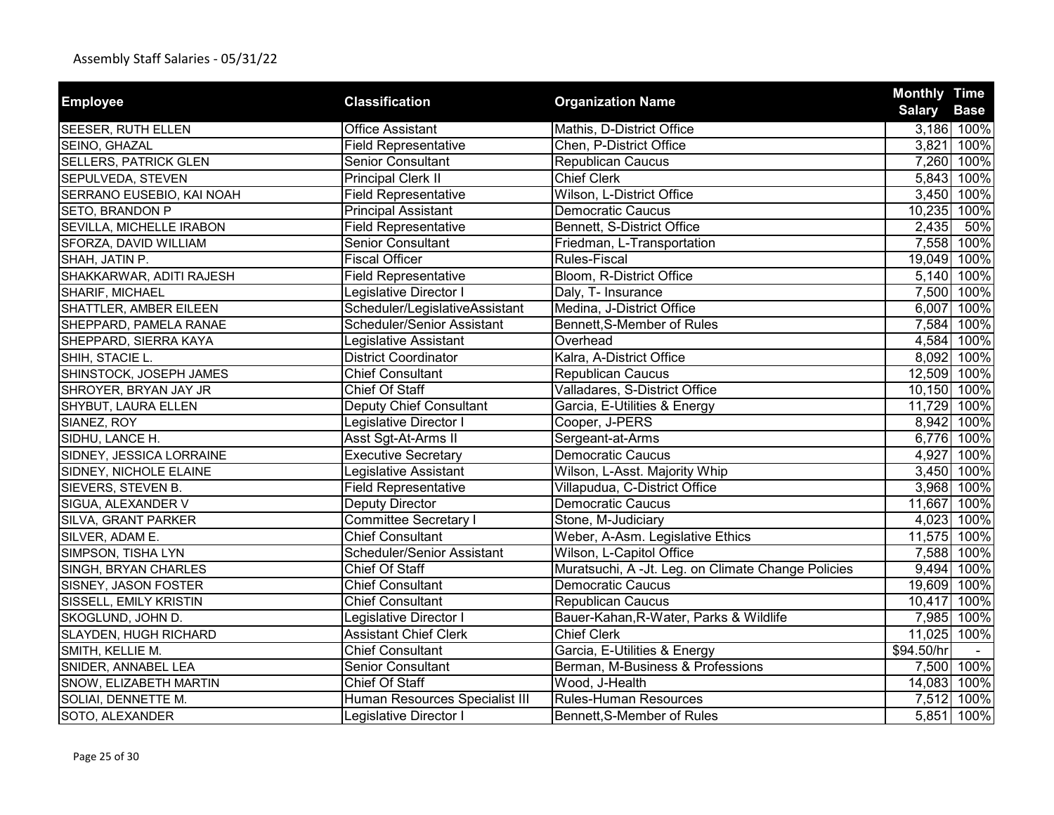Assembly Staff Salaries - 05/31/22

| Employee | Classification | Organization Name | Monthly Salary | Time Base |
|---|---|---|---|---|
| SEESER, RUTH ELLEN | Office Assistant | Mathis, D-District Office | 3,186 | 100% |
| SEINO, GHAZAL | Field Representative | Chen, P-District Office | 3,821 | 100% |
| SELLERS, PATRICK GLEN | Senior Consultant | Republican Caucus | 7,260 | 100% |
| SEPULVEDA, STEVEN | Principal Clerk II | Chief Clerk | 5,843 | 100% |
| SERRANO EUSEBIO, KAI NOAH | Field Representative | Wilson, L-District Office | 3,450 | 100% |
| SETO, BRANDON P | Principal Assistant | Democratic Caucus | 10,235 | 100% |
| SEVILLA, MICHELLE IRABON | Field Representative | Bennett, S-District Office | 2,435 | 50% |
| SFORZA, DAVID WILLIAM | Senior Consultant | Friedman, L-Transportation | 7,558 | 100% |
| SHAH, JATIN P. | Fiscal Officer | Rules-Fiscal | 19,049 | 100% |
| SHAKKARWAR, ADITI RAJESH | Field Representative | Bloom, R-District Office | 5,140 | 100% |
| SHARIF, MICHAEL | Legislative Director I | Daly, T- Insurance | 7,500 | 100% |
| SHATTLER, AMBER EILEEN | Scheduler/LegislativeAssistant | Medina, J-District Office | 6,007 | 100% |
| SHEPPARD, PAMELA RANAE | Scheduler/Senior Assistant | Bennett,S-Member of Rules | 7,584 | 100% |
| SHEPPARD, SIERRA KAYA | Legislative Assistant | Overhead | 4,584 | 100% |
| SHIH, STACIE L. | District Coordinator | Kalra, A-District Office | 8,092 | 100% |
| SHINSTOCK, JOSEPH JAMES | Chief Consultant | Republican Caucus | 12,509 | 100% |
| SHROYER, BRYAN JAY JR | Chief Of Staff | Valladares, S-District Office | 10,150 | 100% |
| SHYBUT, LAURA ELLEN | Deputy Chief Consultant | Garcia, E-Utilities & Energy | 11,729 | 100% |
| SIANEZ, ROY | Legislative Director I | Cooper, J-PERS | 8,942 | 100% |
| SIDHU, LANCE H. | Asst Sgt-At-Arms II | Sergeant-at-Arms | 6,776 | 100% |
| SIDNEY, JESSICA LORRAINE | Executive Secretary | Democratic Caucus | 4,927 | 100% |
| SIDNEY, NICHOLE ELAINE | Legislative Assistant | Wilson, L-Asst. Majority Whip | 3,450 | 100% |
| SIEVERS, STEVEN B. | Field Representative | Villapudua, C-District Office | 3,968 | 100% |
| SIGUA, ALEXANDER V | Deputy Director | Democratic Caucus | 11,667 | 100% |
| SILVA, GRANT PARKER | Committee Secretary I | Stone, M-Judiciary | 4,023 | 100% |
| SILVER, ADAM E. | Chief Consultant | Weber, A-Asm. Legislative Ethics | 11,575 | 100% |
| SIMPSON, TISHA LYN | Scheduler/Senior Assistant | Wilson, L-Capitol Office | 7,588 | 100% |
| SINGH, BRYAN CHARLES | Chief Of Staff | Muratsuchi, A -Jt. Leg. on Climate Change Policies | 9,494 | 100% |
| SISNEY, JASON FOSTER | Chief Consultant | Democratic Caucus | 19,609 | 100% |
| SISSELL, EMILY KRISTIN | Chief Consultant | Republican Caucus | 10,417 | 100% |
| SKOGLUND, JOHN D. | Legislative Director I | Bauer-Kahan,R-Water, Parks & Wildlife | 7,985 | 100% |
| SLAYDEN, HUGH RICHARD | Assistant Chief Clerk | Chief Clerk | 11,025 | 100% |
| SMITH, KELLIE M. | Chief Consultant | Garcia, E-Utilities & Energy | $94.50/hr | - |
| SNIDER, ANNABEL LEA | Senior Consultant | Berman, M-Business & Professions | 7,500 | 100% |
| SNOW, ELIZABETH MARTIN | Chief Of Staff | Wood, J-Health | 14,083 | 100% |
| SOLIAI, DENNETTE M. | Human Resources Specialist III | Rules-Human Resources | 7,512 | 100% |
| SOTO, ALEXANDER | Legislative Director I | Bennett,S-Member of Rules | 5,851 | 100% |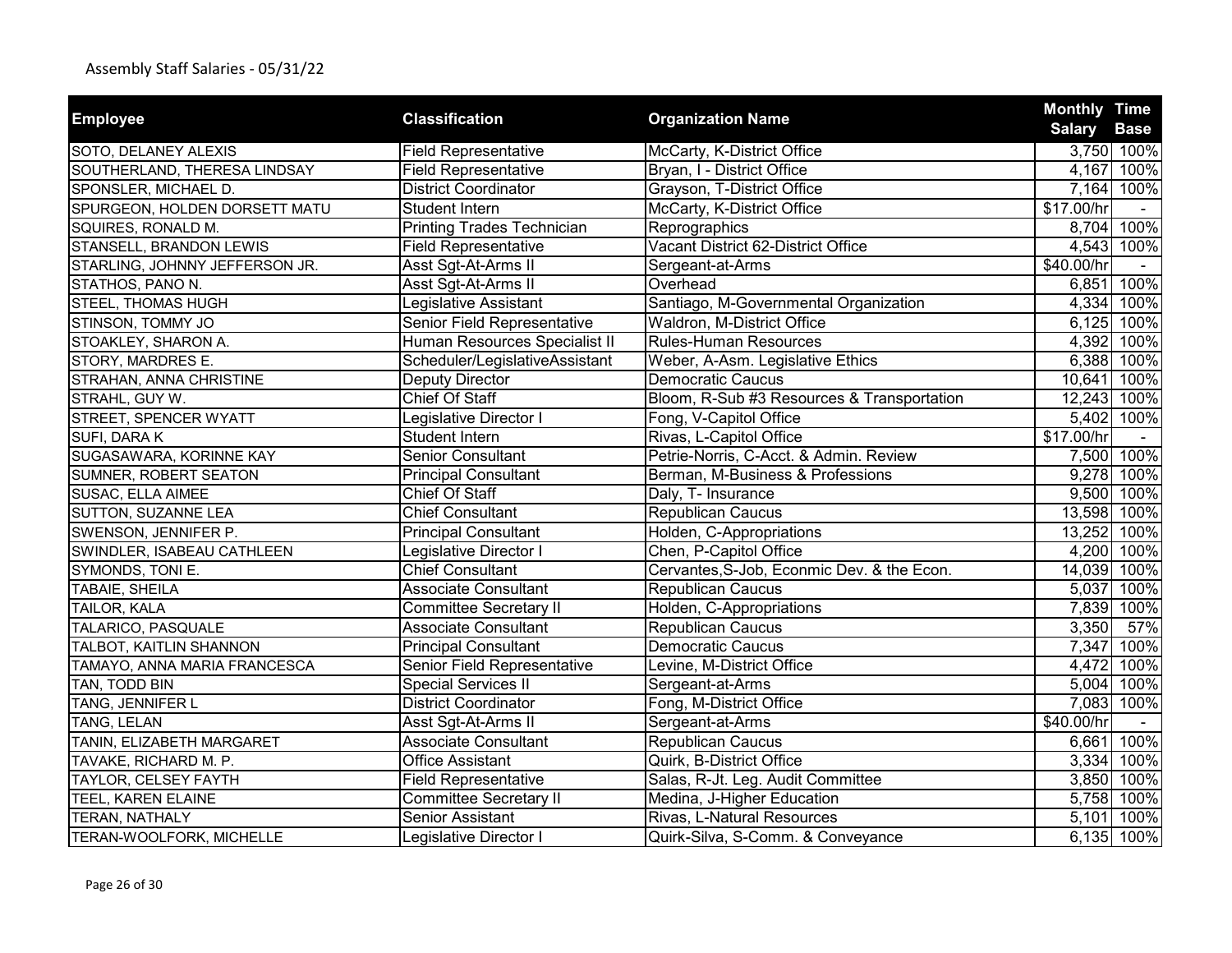Assembly Staff Salaries - 05/31/22

| Employee | Classification | Organization Name | Monthly Salary | Time Base |
|---|---|---|---|---|
| SOTO, DELANEY ALEXIS | Field Representative | McCarty, K-District Office | 3,750 | 100% |
| SOUTHERLAND, THERESA LINDSAY | Field Representative | Bryan, I - District Office | 4,167 | 100% |
| SPONSLER, MICHAEL D. | District Coordinator | Grayson, T-District Office | 7,164 | 100% |
| SPURGEON, HOLDEN DORSETT MATU | Student Intern | McCarty, K-District Office | $17.00/hr | - |
| SQUIRES, RONALD M. | Printing Trades Technician | Reprographics | 8,704 | 100% |
| STANSELL, BRANDON LEWIS | Field Representative | Vacant District 62-District Office | 4,543 | 100% |
| STARLING, JOHNNY JEFFERSON JR. | Asst Sgt-At-Arms II | Sergeant-at-Arms | $40.00/hr | - |
| STATHOS, PANO N. | Asst Sgt-At-Arms II | Overhead | 6,851 | 100% |
| STEEL, THOMAS HUGH | Legislative Assistant | Santiago, M-Governmental Organization | 4,334 | 100% |
| STINSON, TOMMY JO | Senior Field Representative | Waldron, M-District Office | 6,125 | 100% |
| STOAKLEY, SHARON A. | Human Resources Specialist II | Rules-Human Resources | 4,392 | 100% |
| STORY, MARDRES E. | Scheduler/LegislativeAssistant | Weber, A-Asm. Legislative Ethics | 6,388 | 100% |
| STRAHAN, ANNA CHRISTINE | Deputy Director | Democratic Caucus | 10,641 | 100% |
| STRAHL, GUY W. | Chief Of Staff | Bloom, R-Sub #3 Resources & Transportation | 12,243 | 100% |
| STREET, SPENCER WYATT | Legislative Director I | Fong, V-Capitol Office | 5,402 | 100% |
| SUFI, DARA K | Student Intern | Rivas, L-Capitol Office | $17.00/hr | - |
| SUGASAWARA, KORINNE KAY | Senior Consultant | Petrie-Norris, C-Acct. & Admin. Review | 7,500 | 100% |
| SUMNER, ROBERT SEATON | Principal Consultant | Berman, M-Business & Professions | 9,278 | 100% |
| SUSAC, ELLA AIMEE | Chief Of Staff | Daly, T- Insurance | 9,500 | 100% |
| SUTTON, SUZANNE LEA | Chief Consultant | Republican Caucus | 13,598 | 100% |
| SWENSON, JENNIFER P. | Principal Consultant | Holden, C-Appropriations | 13,252 | 100% |
| SWINDLER, ISABEAU CATHLEEN | Legislative Director I | Chen, P-Capitol Office | 4,200 | 100% |
| SYMONDS, TONI E. | Chief Consultant | Cervantes,S-Job, Econmic Dev. & the Econ. | 14,039 | 100% |
| TABAIE, SHEILA | Associate Consultant | Republican Caucus | 5,037 | 100% |
| TAILOR, KALA | Committee Secretary II | Holden, C-Appropriations | 7,839 | 100% |
| TALARICO, PASQUALE | Associate Consultant | Republican Caucus | 3,350 | 57% |
| TALBOT, KAITLIN SHANNON | Principal Consultant | Democratic Caucus | 7,347 | 100% |
| TAMAYO, ANNA MARIA FRANCESCA | Senior Field Representative | Levine, M-District Office | 4,472 | 100% |
| TAN, TODD BIN | Special Services II | Sergeant-at-Arms | 5,004 | 100% |
| TANG, JENNIFER L | District Coordinator | Fong, M-District Office | 7,083 | 100% |
| TANG, LELAN | Asst Sgt-At-Arms II | Sergeant-at-Arms | $40.00/hr | - |
| TANIN, ELIZABETH MARGARET | Associate Consultant | Republican Caucus | 6,661 | 100% |
| TAVAKE, RICHARD M. P. | Office Assistant | Quirk, B-District Office | 3,334 | 100% |
| TAYLOR, CELSEY FAYTH | Field Representative | Salas, R-Jt. Leg. Audit Committee | 3,850 | 100% |
| TEEL, KAREN ELAINE | Committee Secretary II | Medina, J-Higher Education | 5,758 | 100% |
| TERAN, NATHALY | Senior Assistant | Rivas, L-Natural Resources | 5,101 | 100% |
| TERAN-WOOLFORK, MICHELLE | Legislative Director I | Quirk-Silva, S-Comm. & Conveyance | 6,135 | 100% |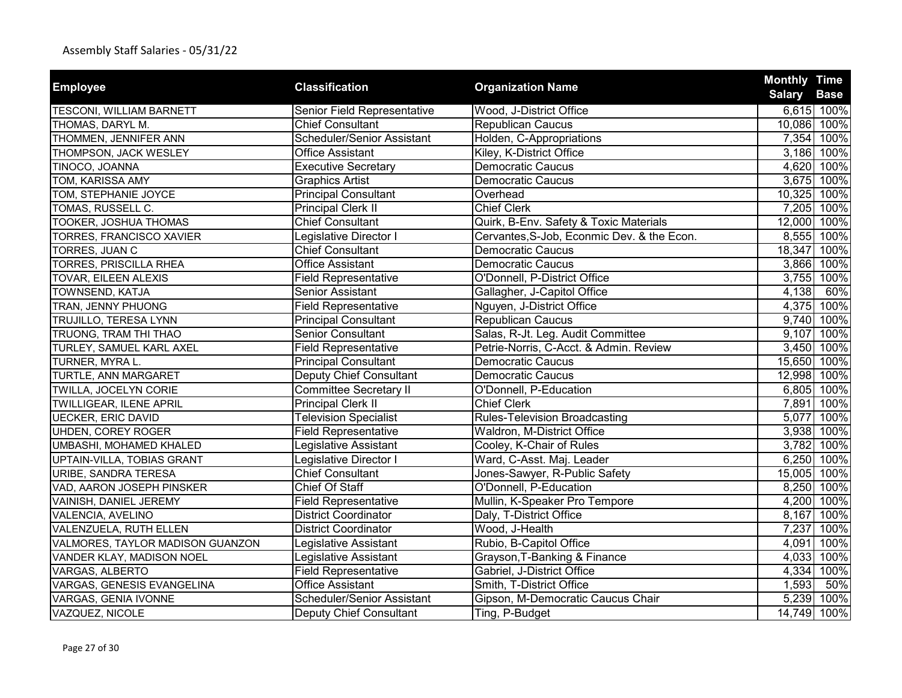Assembly Staff Salaries - 05/31/22

| Employee | Classification | Organization Name | Monthly Salary | Time Base |
|---|---|---|---|---|
| TESCONI, WILLIAM BARNETT | Senior Field Representative | Wood, J-District Office | 6,615 | 100% |
| THOMAS, DARYL M. | Chief Consultant | Republican Caucus | 10,086 | 100% |
| THOMMEN, JENNIFER ANN | Scheduler/Senior Assistant | Holden, C-Appropriations | 7,354 | 100% |
| THOMPSON, JACK WESLEY | Office Assistant | Kiley, K-District Office | 3,186 | 100% |
| TINOCO, JOANNA | Executive Secretary | Democratic Caucus | 4,620 | 100% |
| TOM, KARISSA AMY | Graphics Artist | Democratic Caucus | 3,675 | 100% |
| TOM, STEPHANIE JOYCE | Principal Consultant | Overhead | 10,325 | 100% |
| TOMAS, RUSSELL C. | Principal Clerk II | Chief Clerk | 7,205 | 100% |
| TOOKER, JOSHUA THOMAS | Chief Consultant | Quirk, B-Env. Safety & Toxic Materials | 12,000 | 100% |
| TORRES, FRANCISCO XAVIER | Legislative Director I | Cervantes,S-Job, Econmic Dev. & the Econ. | 8,555 | 100% |
| TORRES, JUAN C | Chief Consultant | Democratic Caucus | 18,347 | 100% |
| TORRES, PRISCILLA RHEA | Office Assistant | Democratic Caucus | 3,866 | 100% |
| TOVAR, EILEEN ALEXIS | Field Representative | O'Donnell, P-District Office | 3,755 | 100% |
| TOWNSEND, KATJA | Senior Assistant | Gallagher, J-Capitol Office | 4,138 | 60% |
| TRAN, JENNY PHUONG | Field Representative | Nguyen, J-District Office | 4,375 | 100% |
| TRUJILLO, TERESA LYNN | Principal Consultant | Republican Caucus | 9,740 | 100% |
| TRUONG, TRAM THI THAO | Senior Consultant | Salas, R-Jt. Leg. Audit Committee | 9,107 | 100% |
| TURLEY, SAMUEL KARL AXEL | Field Representative | Petrie-Norris, C-Acct. & Admin. Review | 3,450 | 100% |
| TURNER, MYRA L. | Principal Consultant | Democratic Caucus | 15,650 | 100% |
| TURTLE, ANN MARGARET | Deputy Chief Consultant | Democratic Caucus | 12,998 | 100% |
| TWILLA, JOCELYN CORIE | Committee Secretary II | O'Donnell, P-Education | 6,805 | 100% |
| TWILLIGEAR, ILENE APRIL | Principal Clerk II | Chief Clerk | 7,891 | 100% |
| UECKER, ERIC DAVID | Television Specialist | Rules-Television Broadcasting | 5,077 | 100% |
| UHDEN, COREY ROGER | Field Representative | Waldron, M-District Office | 3,938 | 100% |
| UMBASHI, MOHAMED KHALED | Legislative Assistant | Cooley, K-Chair of Rules | 3,782 | 100% |
| UPTAIN-VILLA, TOBIAS GRANT | Legislative Director I | Ward, C-Asst. Maj. Leader | 6,250 | 100% |
| URIBE, SANDRA TERESA | Chief Consultant | Jones-Sawyer, R-Public Safety | 15,005 | 100% |
| VAD, AARON JOSEPH PINSKER | Chief Of Staff | O'Donnell, P-Education | 8,250 | 100% |
| VAINISH, DANIEL JEREMY | Field Representative | Mullin, K-Speaker Pro Tempore | 4,200 | 100% |
| VALENCIA, AVELINO | District Coordinator | Daly, T-District Office | 8,167 | 100% |
| VALENZUELA, RUTH ELLEN | District Coordinator | Wood, J-Health | 7,237 | 100% |
| VALMORES, TAYLOR MADISON GUANZON | Legislative Assistant | Rubio, B-Capitol Office | 4,091 | 100% |
| VANDER KLAY, MADISON NOEL | Legislative Assistant | Grayson,T-Banking & Finance | 4,033 | 100% |
| VARGAS, ALBERTO | Field Representative | Gabriel, J-District Office | 4,334 | 100% |
| VARGAS, GENESIS EVANGELINA | Office Assistant | Smith, T-District Office | 1,593 | 50% |
| VARGAS, GENIA IVONNE | Scheduler/Senior Assistant | Gipson, M-Democratic Caucus Chair | 5,239 | 100% |
| VAZQUEZ, NICOLE | Deputy Chief Consultant | Ting, P-Budget | 14,749 | 100% |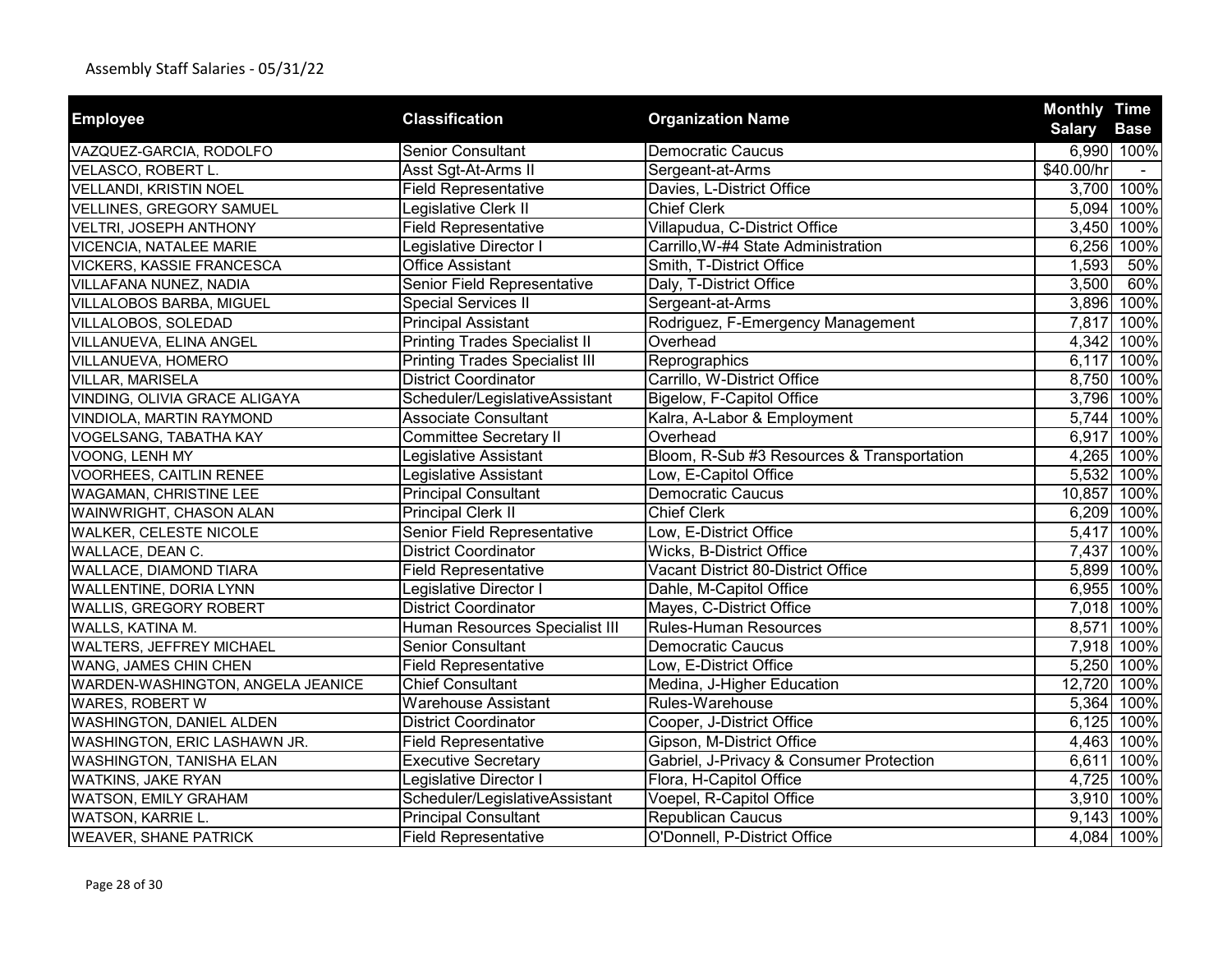Assembly Staff Salaries - 05/31/22

| Employee | Classification | Organization Name | Monthly Salary | Time Base |
|---|---|---|---|---|
| VAZQUEZ-GARCIA, RODOLFO | Senior Consultant | Democratic Caucus | 6,990 | 100% |
| VELASCO, ROBERT L. | Asst Sgt-At-Arms II | Sergeant-at-Arms | $40.00/hr | - |
| VELLANDI, KRISTIN NOEL | Field Representative | Davies, L-District Office | 3,700 | 100% |
| VELLINES, GREGORY SAMUEL | Legislative Clerk II | Chief Clerk | 5,094 | 100% |
| VELTRI, JOSEPH ANTHONY | Field Representative | Villapudua, C-District Office | 3,450 | 100% |
| VICENCIA, NATALEE MARIE | Legislative Director I | Carrillo,W-#4 State Administration | 6,256 | 100% |
| VICKERS, KASSIE FRANCESCA | Office Assistant | Smith, T-District Office | 1,593 | 50% |
| VILLAFANA NUNEZ, NADIA | Senior Field Representative | Daly, T-District Office | 3,500 | 60% |
| VILLALOBOS BARBA, MIGUEL | Special Services II | Sergeant-at-Arms | 3,896 | 100% |
| VILLALOBOS, SOLEDAD | Principal Assistant | Rodriguez, F-Emergency Management | 7,817 | 100% |
| VILLANUEVA, ELINA ANGEL | Printing Trades Specialist II | Overhead | 4,342 | 100% |
| VILLANUEVA, HOMERO | Printing Trades Specialist III | Reprographics | 6,117 | 100% |
| VILLAR, MARISELA | District Coordinator | Carrillo, W-District Office | 8,750 | 100% |
| VINDING, OLIVIA GRACE ALIGAYA | Scheduler/LegislativeAssistant | Bigelow, F-Capitol Office | 3,796 | 100% |
| VINDIOLA, MARTIN RAYMOND | Associate Consultant | Kalra, A-Labor & Employment | 5,744 | 100% |
| VOGELSANG, TABATHA KAY | Committee Secretary II | Overhead | 6,917 | 100% |
| VOONG, LENH MY | Legislative Assistant | Bloom, R-Sub #3 Resources & Transportation | 4,265 | 100% |
| VOORHEES, CAITLIN RENEE | Legislative Assistant | Low, E-Capitol Office | 5,532 | 100% |
| WAGAMAN, CHRISTINE LEE | Principal Consultant | Democratic Caucus | 10,857 | 100% |
| WAINWRIGHT, CHASON ALAN | Principal Clerk II | Chief Clerk | 6,209 | 100% |
| WALKER, CELESTE NICOLE | Senior Field Representative | Low, E-District Office | 5,417 | 100% |
| WALLACE, DEAN C. | District Coordinator | Wicks, B-District Office | 7,437 | 100% |
| WALLACE, DIAMOND TIARA | Field Representative | Vacant District 80-District Office | 5,899 | 100% |
| WALLENTINE, DORIA LYNN | Legislative Director I | Dahle, M-Capitol Office | 6,955 | 100% |
| WALLIS, GREGORY ROBERT | District Coordinator | Mayes, C-District Office | 7,018 | 100% |
| WALLS, KATINA M. | Human Resources Specialist III | Rules-Human Resources | 8,571 | 100% |
| WALTERS, JEFFREY MICHAEL | Senior Consultant | Democratic Caucus | 7,918 | 100% |
| WANG, JAMES CHIN CHEN | Field Representative | Low, E-District Office | 5,250 | 100% |
| WARDEN-WASHINGTON, ANGELA JEANICE | Chief Consultant | Medina, J-Higher Education | 12,720 | 100% |
| WARES, ROBERT W | Warehouse Assistant | Rules-Warehouse | 5,364 | 100% |
| WASHINGTON, DANIEL ALDEN | District Coordinator | Cooper, J-District Office | 6,125 | 100% |
| WASHINGTON, ERIC LASHAWN JR. | Field Representative | Gipson, M-District Office | 4,463 | 100% |
| WASHINGTON, TANISHA ELAN | Executive Secretary | Gabriel, J-Privacy & Consumer Protection | 6,611 | 100% |
| WATKINS, JAKE RYAN | Legislative Director I | Flora, H-Capitol Office | 4,725 | 100% |
| WATSON, EMILY GRAHAM | Scheduler/LegislativeAssistant | Voepel, R-Capitol Office | 3,910 | 100% |
| WATSON, KARRIE L. | Principal Consultant | Republican Caucus | 9,143 | 100% |
| WEAVER, SHANE PATRICK | Field Representative | O'Donnell, P-District Office | 4,084 | 100% |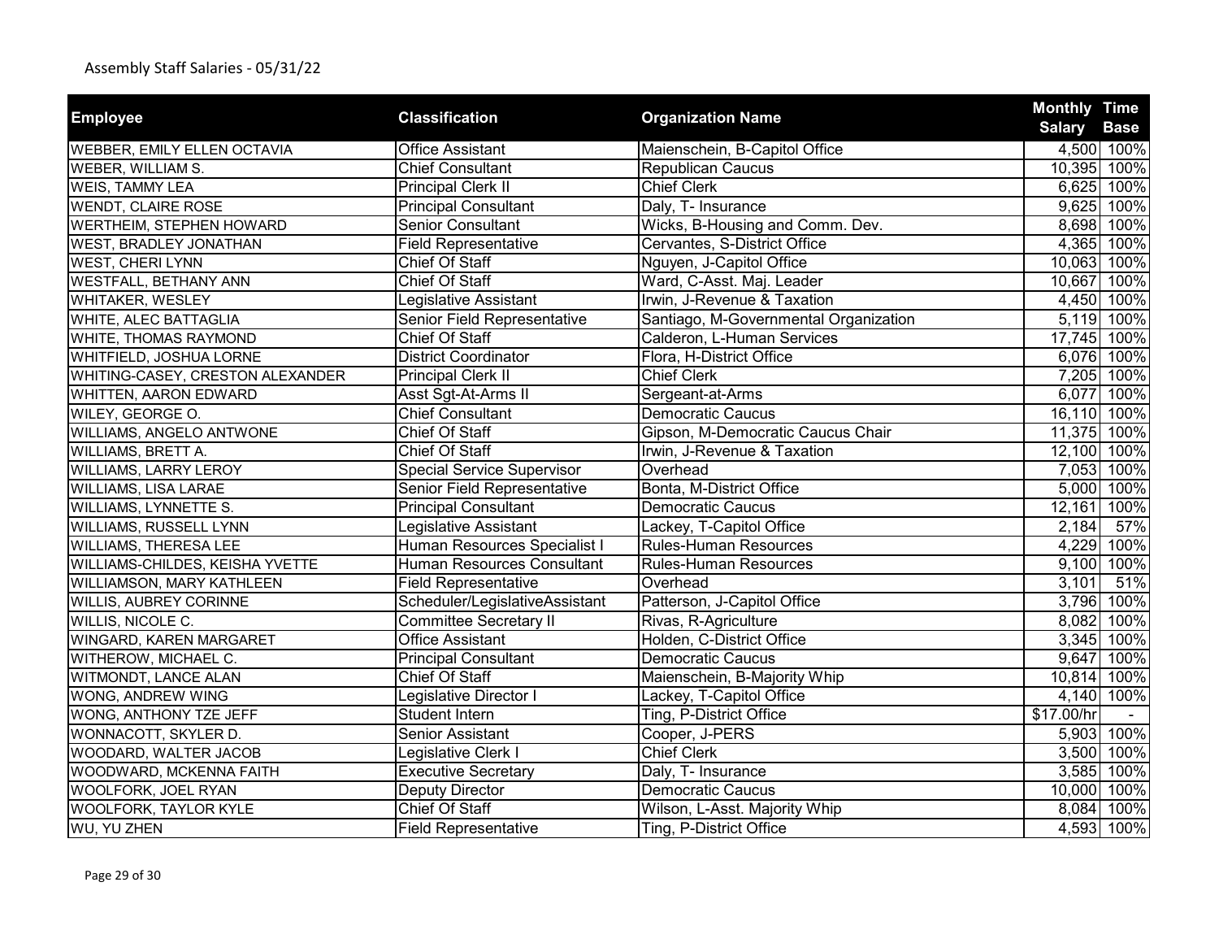Assembly Staff Salaries - 05/31/22

| Employee | Classification | Organization Name | Monthly Salary | Time Base |
|---|---|---|---|---|
| WEBBER, EMILY ELLEN OCTAVIA | Office Assistant | Maienschein, B-Capitol Office | 4,500 | 100% |
| WEBER, WILLIAM S. | Chief Consultant | Republican Caucus | 10,395 | 100% |
| WEIS, TAMMY LEA | Principal Clerk II | Chief Clerk | 6,625 | 100% |
| WENDT, CLAIRE ROSE | Principal Consultant | Daly, T- Insurance | 9,625 | 100% |
| WERTHEIM, STEPHEN HOWARD | Senior Consultant | Wicks, B-Housing and Comm. Dev. | 8,698 | 100% |
| WEST, BRADLEY JONATHAN | Field Representative | Cervantes, S-District Office | 4,365 | 100% |
| WEST, CHERI LYNN | Chief Of Staff | Nguyen, J-Capitol Office | 10,063 | 100% |
| WESTFALL, BETHANY ANN | Chief Of Staff | Ward, C-Asst. Maj. Leader | 10,667 | 100% |
| WHITAKER, WESLEY | Legislative Assistant | Irwin, J-Revenue & Taxation | 4,450 | 100% |
| WHITE, ALEC BATTAGLIA | Senior Field Representative | Santiago, M-Governmental Organization | 5,119 | 100% |
| WHITE, THOMAS RAYMOND | Chief Of Staff | Calderon, L-Human Services | 17,745 | 100% |
| WHITFIELD, JOSHUA LORNE | District Coordinator | Flora, H-District Office | 6,076 | 100% |
| WHITING-CASEY, CRESTON ALEXANDER | Principal Clerk II | Chief Clerk | 7,205 | 100% |
| WHITTEN, AARON EDWARD | Asst Sgt-At-Arms II | Sergeant-at-Arms | 6,077 | 100% |
| WILEY, GEORGE O. | Chief Consultant | Democratic Caucus | 16,110 | 100% |
| WILLIAMS, ANGELO ANTWONE | Chief Of Staff | Gipson, M-Democratic Caucus Chair | 11,375 | 100% |
| WILLIAMS, BRETT A. | Chief Of Staff | Irwin, J-Revenue & Taxation | 12,100 | 100% |
| WILLIAMS, LARRY LEROY | Special Service Supervisor | Overhead | 7,053 | 100% |
| WILLIAMS, LISA LARAE | Senior Field Representative | Bonta, M-District Office | 5,000 | 100% |
| WILLIAMS, LYNNETTE S. | Principal Consultant | Democratic Caucus | 12,161 | 100% |
| WILLIAMS, RUSSELL LYNN | Legislative Assistant | Lackey, T-Capitol Office | 2,184 | 57% |
| WILLIAMS, THERESA LEE | Human Resources Specialist I | Rules-Human Resources | 4,229 | 100% |
| WILLIAMS-CHILDES, KEISHA YVETTE | Human Resources Consultant | Rules-Human Resources | 9,100 | 100% |
| WILLIAMSON, MARY KATHLEEN | Field Representative | Overhead | 3,101 | 51% |
| WILLIS, AUBREY CORINNE | Scheduler/LegislativeAssistant | Patterson, J-Capitol Office | 3,796 | 100% |
| WILLIS, NICOLE C. | Committee Secretary II | Rivas, R-Agriculture | 8,082 | 100% |
| WINGARD, KAREN MARGARET | Office Assistant | Holden, C-District Office | 3,345 | 100% |
| WITHEROW, MICHAEL C. | Principal Consultant | Democratic Caucus | 9,647 | 100% |
| WITMONDT, LANCE ALAN | Chief Of Staff | Maienschein, B-Majority Whip | 10,814 | 100% |
| WONG, ANDREW WING | Legislative Director I | Lackey, T-Capitol Office | 4,140 | 100% |
| WONG, ANTHONY TZE JEFF | Student Intern | Ting, P-District Office | $17.00/hr | - |
| WONNACOTT, SKYLER D. | Senior Assistant | Cooper, J-PERS | 5,903 | 100% |
| WOODARD, WALTER JACOB | Legislative Clerk I | Chief Clerk | 3,500 | 100% |
| WOODWARD, MCKENNA FAITH | Executive Secretary | Daly, T- Insurance | 3,585 | 100% |
| WOOLFORK, JOEL RYAN | Deputy Director | Democratic Caucus | 10,000 | 100% |
| WOOLFORK, TAYLOR KYLE | Chief Of Staff | Wilson, L-Asst. Majority Whip | 8,084 | 100% |
| WU, YU ZHEN | Field Representative | Ting, P-District Office | 4,593 | 100% |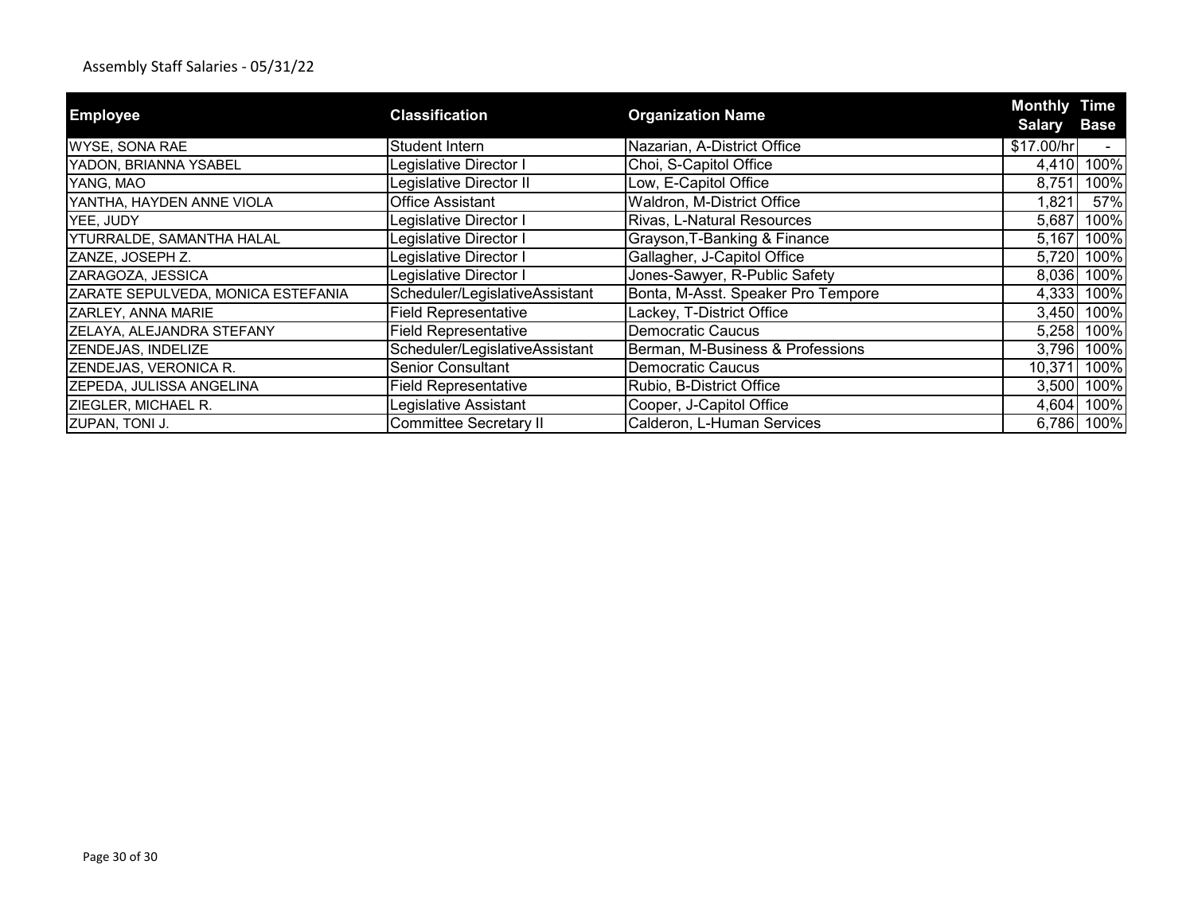Assembly Staff Salaries - 05/31/22

| Employee | Classification | Organization Name | Monthly Salary | Time Base |
|---|---|---|---|---|
| WYSE, SONA RAE | Student Intern | Nazarian, A-District Office | $17.00/hr | - |
| YADON, BRIANNA YSABEL | Legislative Director I | Choi, S-Capitol Office | 4,410 | 100% |
| YANG, MAO | Legislative Director II | Low, E-Capitol Office | 8,751 | 100% |
| YANTHA, HAYDEN ANNE VIOLA | Office Assistant | Waldron, M-District Office | 1,821 | 57% |
| YEE, JUDY | Legislative Director I | Rivas, L-Natural Resources | 5,687 | 100% |
| YTURRALDE, SAMANTHA HALAL | Legislative Director I | Grayson,T-Banking & Finance | 5,167 | 100% |
| ZANZE, JOSEPH Z. | Legislative Director I | Gallagher, J-Capitol Office | 5,720 | 100% |
| ZARAGOZA, JESSICA | Legislative Director I | Jones-Sawyer, R-Public Safety | 8,036 | 100% |
| ZARATE SEPULVEDA, MONICA ESTEFANIA | Scheduler/LegislativeAssistant | Bonta, M-Asst. Speaker Pro Tempore | 4,333 | 100% |
| ZARLEY, ANNA MARIE | Field Representative | Lackey, T-District Office | 3,450 | 100% |
| ZELAYA, ALEJANDRA STEFANY | Field Representative | Democratic Caucus | 5,258 | 100% |
| ZENDEJAS, INDELIZE | Scheduler/LegislativeAssistant | Berman, M-Business & Professions | 3,796 | 100% |
| ZENDEJAS, VERONICA R. | Senior Consultant | Democratic Caucus | 10,371 | 100% |
| ZEPEDA, JULISSA ANGELINA | Field Representative | Rubio, B-District Office | 3,500 | 100% |
| ZIEGLER, MICHAEL R. | Legislative Assistant | Cooper, J-Capitol Office | 4,604 | 100% |
| ZUPAN, TONI J. | Committee Secretary II | Calderon, L-Human Services | 6,786 | 100% |